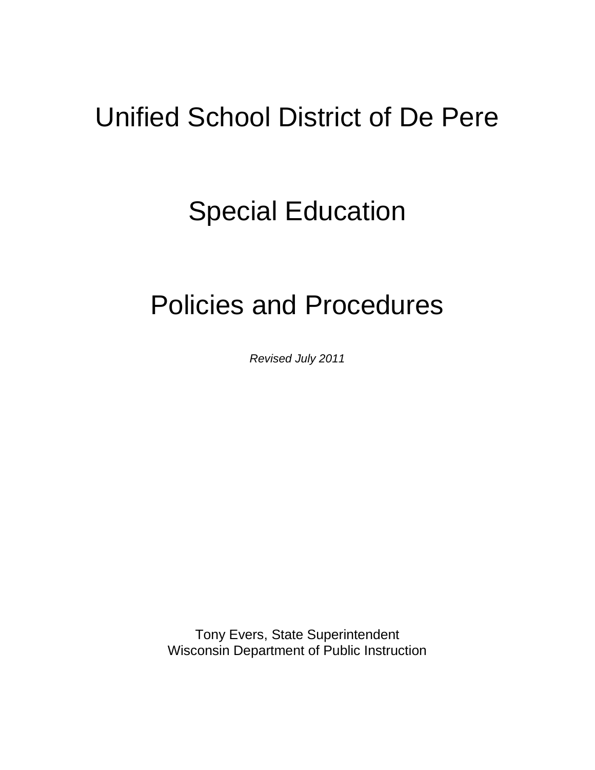# Unified School District of De Pere

# Special Education

# Policies and Procedures

*Revised July 2011*

Tony Evers, State Superintendent
Wisconsin Department of Public Instruction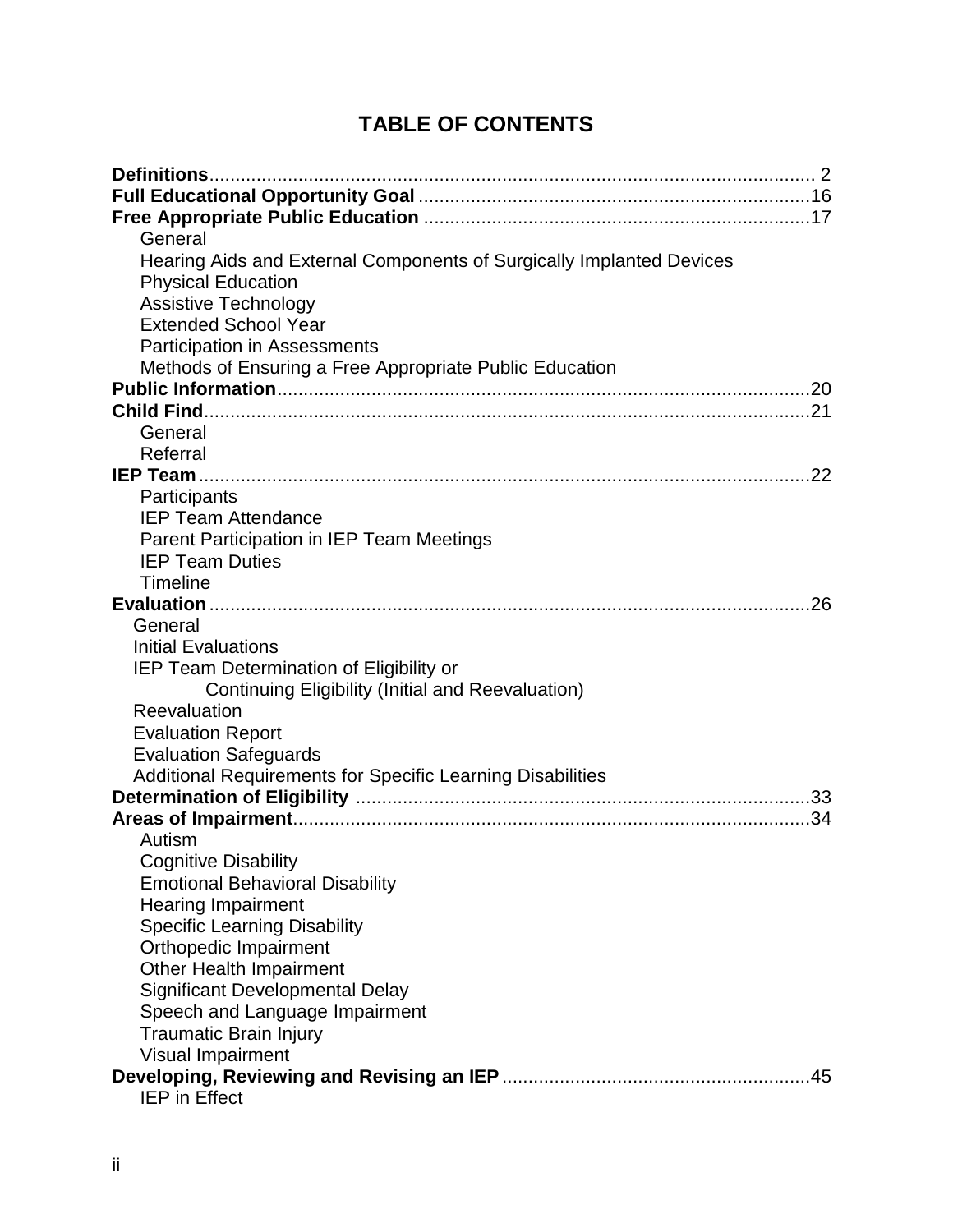# TABLE OF CONTENTS

**Definitions** .... 2

**Full Educational Opportunity Goal** .... 16

**Free Appropriate Public Education** .... 17

- General
- Hearing Aids and External Components of Surgically Implanted Devices
- Physical Education
- Assistive Technology
- Extended School Year
- Participation in Assessments
- Methods of Ensuring a Free Appropriate Public Education

**Public Information** .... 20

**Child Find** .... 21

- General
- Referral

**IEP Team** .... 22

- Participants
- IEP Team Attendance
- Parent Participation in IEP Team Meetings
- IEP Team Duties
- Timeline

**Evaluation** .... 26

- General
- Initial Evaluations
- IEP Team Determination of Eligibility or Continuing Eligibility (Initial and Reevaluation)
- Reevaluation
- Evaluation Report
- Evaluation Safeguards
- Additional Requirements for Specific Learning Disabilities

**Determination of Eligibility** .... 33

**Areas of Impairment** .... 34

- Autism
- Cognitive Disability
- Emotional Behavioral Disability
- Hearing Impairment
- Specific Learning Disability
- Orthopedic Impairment
- Other Health Impairment
- Significant Developmental Delay
- Speech and Language Impairment
- Traumatic Brain Injury
- Visual Impairment

**Developing, Reviewing and Revising an IEP** .... 45

- IEP in Effect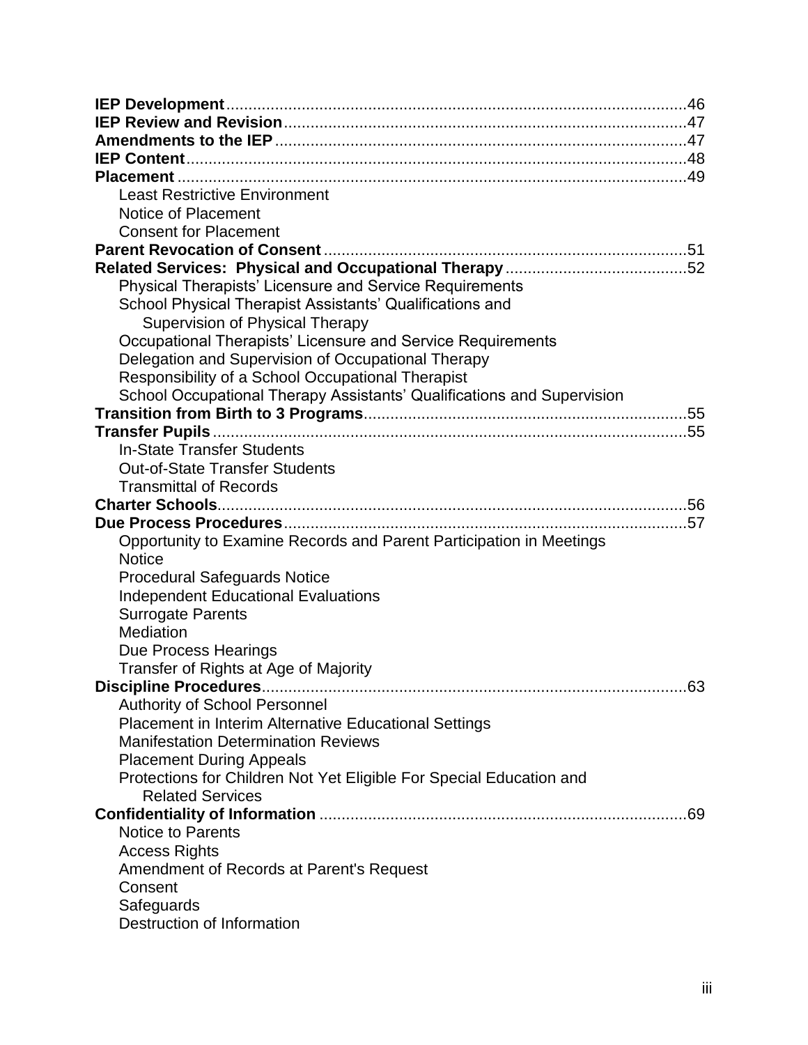**IEP Development**........................................................................................................46
**IEP Review and Revision**...........................................................................................47
**Amendments to the IEP**.............................................................................................47
**IEP Content**.................................................................................................................48
**Placement**....................................................................................................................49

- Least Restrictive Environment
- Notice of Placement
- Consent for Placement

**Parent Revocation of Consent**...................................................................................51
**Related Services: Physical and Occupational Therapy**..........................................52

- Physical Therapists' Licensure and Service Requirements
- School Physical Therapist Assistants' Qualifications and Supervision of Physical Therapy
- Occupational Therapists' Licensure and Service Requirements
- Delegation and Supervision of Occupational Therapy
- Responsibility of a School Occupational Therapist
- School Occupational Therapy Assistants' Qualifications and Supervision

**Transition from Birth to 3 Programs**........................................................................55
**Transfer Pupils**............................................................................................................55

- In-State Transfer Students
- Out-of-State Transfer Students
- Transmittal of Records

**Charter Schools**...........................................................................................................56
**Due Process Procedures**...........................................................................................57

- Opportunity to Examine Records and Parent Participation in Meetings
- Notice
- Procedural Safeguards Notice
- Independent Educational Evaluations
- Surrogate Parents
- Mediation
- Due Process Hearings
- Transfer of Rights at Age of Majority

**Discipline Procedures**...............................................................................................63

- Authority of School Personnel
- Placement in Interim Alternative Educational Settings
- Manifestation Determination Reviews
- Placement During Appeals
- Protections for Children Not Yet Eligible For Special Education and Related Services

**Confidentiality of Information**...................................................................................69

- Notice to Parents
- Access Rights
- Amendment of Records at Parent's Request
- Consent
- Safeguards
- Destruction of Information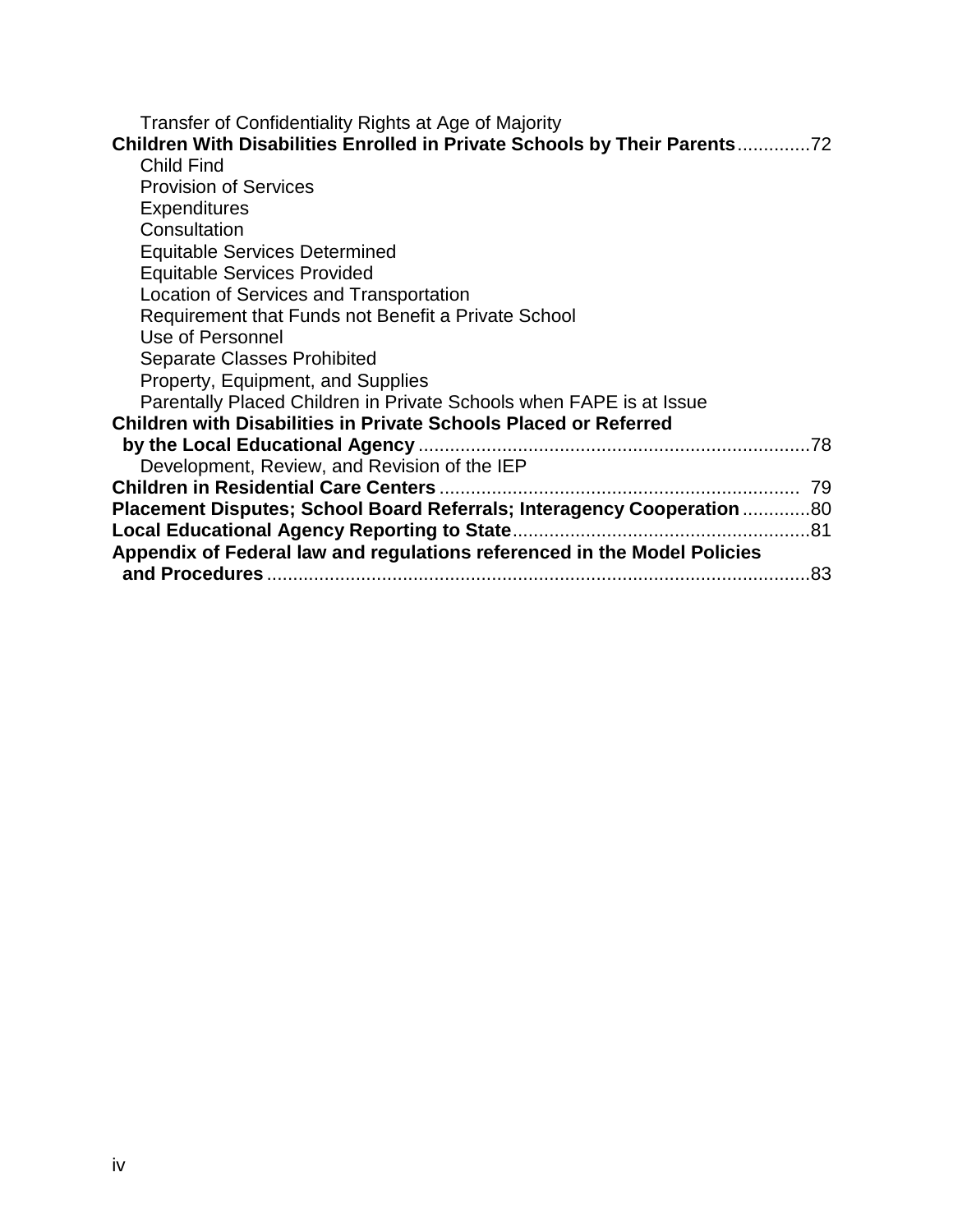Transfer of Confidentiality Rights at Age of Majority

**Children With Disabilities Enrolled in Private Schools by Their Parents**.............72

Child Find
Provision of Services
Expenditures
Consultation
Equitable Services Determined
Equitable Services Provided
Location of Services and Transportation
Requirement that Funds not Benefit a Private School
Use of Personnel
Separate Classes Prohibited
Property, Equipment, and Supplies
Parentally Placed Children in Private Schools when FAPE is at Issue

**Children with Disabilities in Private Schools Placed or Referred by the Local Educational Agency**..........................................................................78

Development, Review, and Revision of the IEP

**Children in Residential Care Centers**.................................................................... 79

**Placement Disputes; School Board Referrals; Interagency Cooperation**.............80

**Local Educational Agency Reporting to State**........................................................81

**Appendix of Federal law and regulations referenced in the Model Policies and Procedures**.......................................................................................................83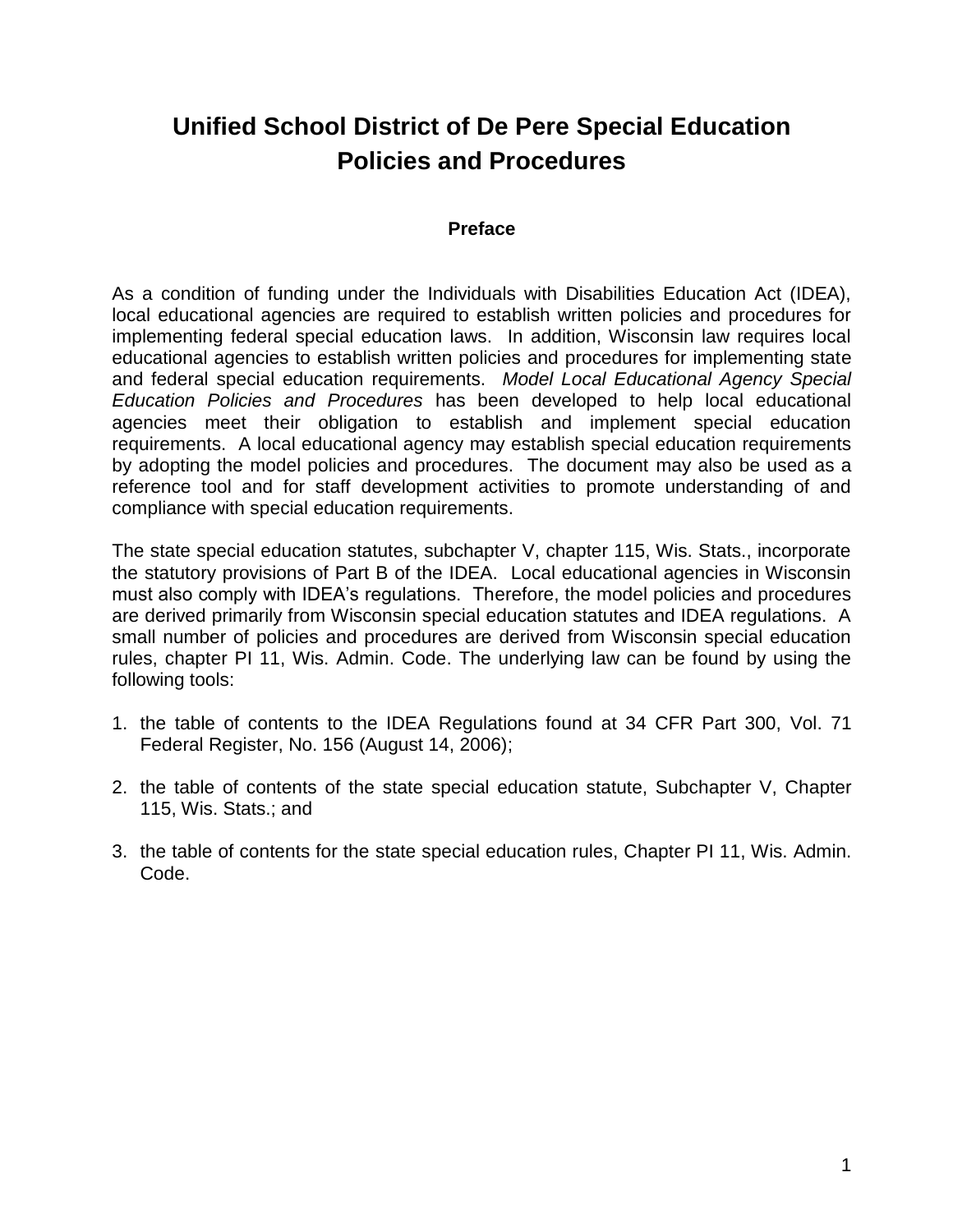# Unified School District of De Pere Special Education Policies and Procedures

### Preface

As a condition of funding under the Individuals with Disabilities Education Act (IDEA), local educational agencies are required to establish written policies and procedures for implementing federal special education laws. In addition, Wisconsin law requires local educational agencies to establish written policies and procedures for implementing state and federal special education requirements. *Model Local Educational Agency Special Education Policies and Procedures* has been developed to help local educational agencies meet their obligation to establish and implement special education requirements. A local educational agency may establish special education requirements by adopting the model policies and procedures. The document may also be used as a reference tool and for staff development activities to promote understanding of and compliance with special education requirements.

The state special education statutes, subchapter V, chapter 115, Wis. Stats., incorporate the statutory provisions of Part B of the IDEA. Local educational agencies in Wisconsin must also comply with IDEA's regulations. Therefore, the model policies and procedures are derived primarily from Wisconsin special education statutes and IDEA regulations. A small number of policies and procedures are derived from Wisconsin special education rules, chapter PI 11, Wis. Admin. Code. The underlying law can be found by using the following tools:

1. the table of contents to the IDEA Regulations found at 34 CFR Part 300, Vol. 71 Federal Register, No. 156 (August 14, 2006);

2. the table of contents of the state special education statute, Subchapter V, Chapter 115, Wis. Stats.; and

3. the table of contents for the state special education rules, Chapter PI 11, Wis. Admin. Code.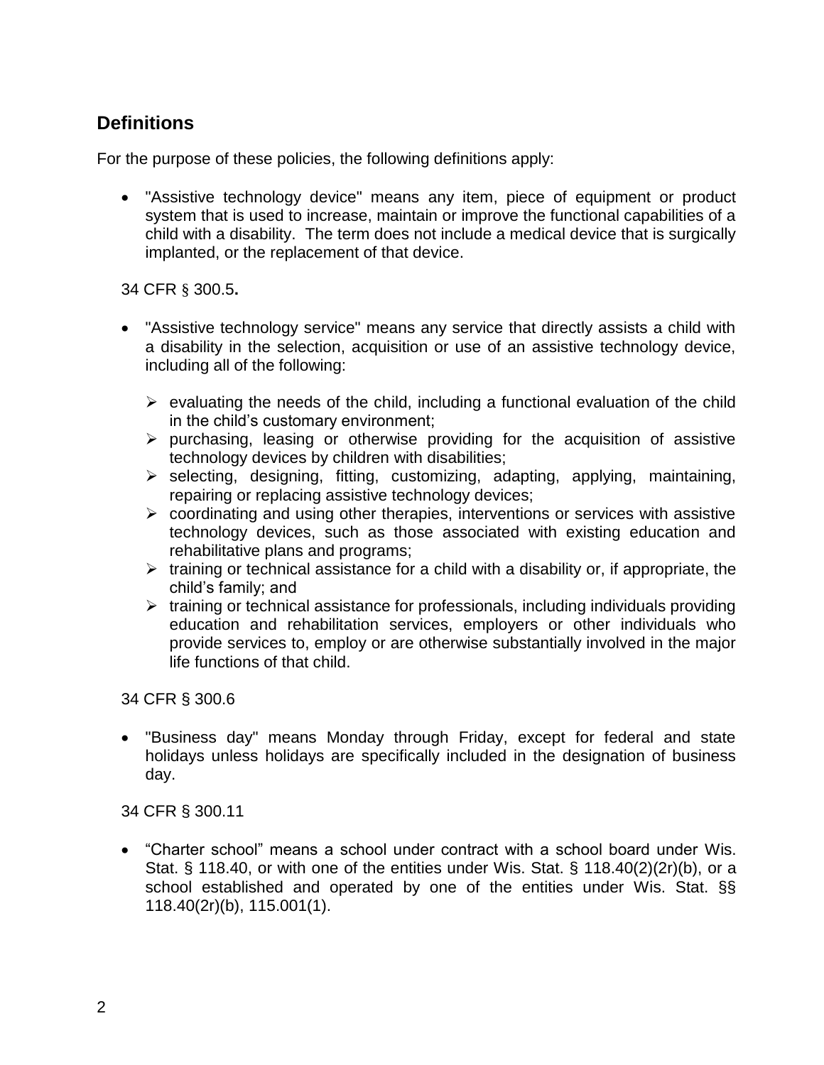## Definitions

For the purpose of these policies, the following definitions apply:

- "Assistive technology device" means any item, piece of equipment or product system that is used to increase, maintain or improve the functional capabilities of a child with a disability. The term does not include a medical device that is surgically implanted, or the replacement of that device.

34 CFR § 300.5**.**

- "Assistive technology service" means any service that directly assists a child with a disability in the selection, acquisition or use of an assistive technology device, including all of the following:
  - evaluating the needs of the child, including a functional evaluation of the child in the child's customary environment;
  - purchasing, leasing or otherwise providing for the acquisition of assistive technology devices by children with disabilities;
  - selecting, designing, fitting, customizing, adapting, applying, maintaining, repairing or replacing assistive technology devices;
  - coordinating and using other therapies, interventions or services with assistive technology devices, such as those associated with existing education and rehabilitative plans and programs;
  - training or technical assistance for a child with a disability or, if appropriate, the child's family; and
  - training or technical assistance for professionals, including individuals providing education and rehabilitation services, employers or other individuals who provide services to, employ or are otherwise substantially involved in the major life functions of that child.

34 CFR § 300.6

- "Business day" means Monday through Friday, except for federal and state holidays unless holidays are specifically included in the designation of business day.

34 CFR § 300.11

- "Charter school" means a school under contract with a school board under Wis. Stat. § 118.40, or with one of the entities under Wis. Stat. § 118.40(2)(2r)(b), or a school established and operated by one of the entities under Wis. Stat. §§ 118.40(2r)(b), 115.001(1).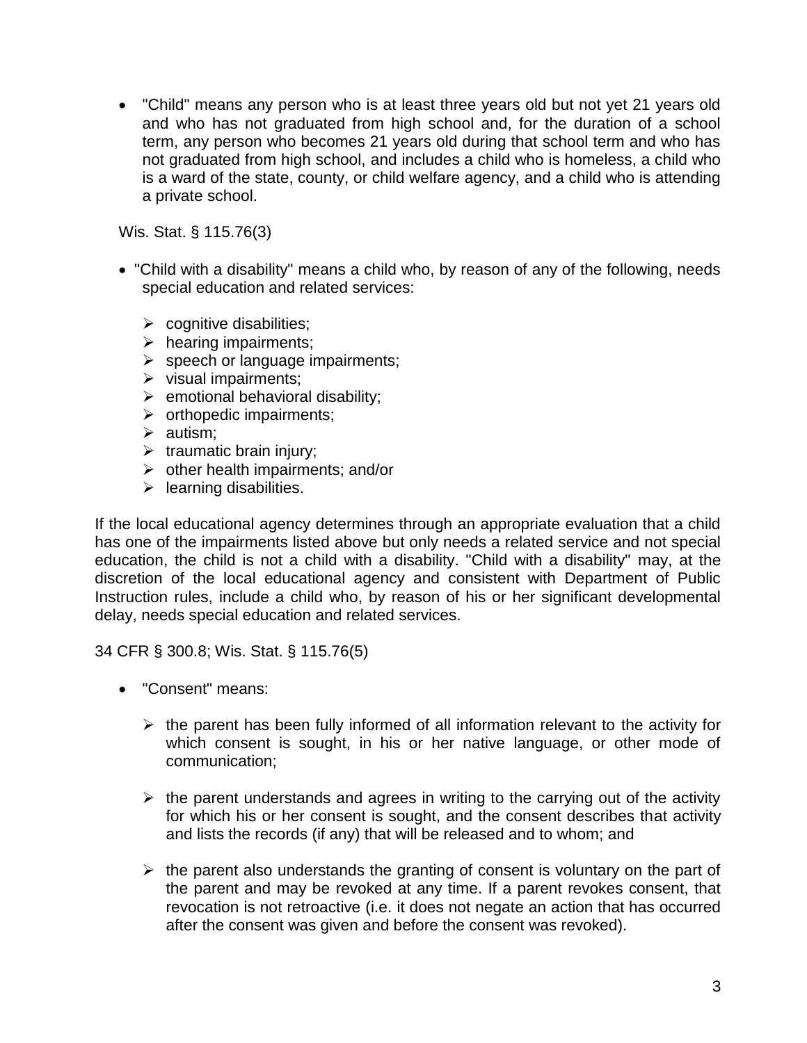- "Child" means any person who is at least three years old but not yet 21 years old and who has not graduated from high school and, for the duration of a school term, any person who becomes 21 years old during that school term and who has not graduated from high school, and includes a child who is homeless, a child who is a ward of the state, county, or child welfare agency, and a child who is attending a private school.

Wis. Stat. § 115.76(3)

- "Child with a disability" means a child who, by reason of any of the following, needs special education and related services:
  - cognitive disabilities;
  - hearing impairments;
  - speech or language impairments;
  - visual impairments;
  - emotional behavioral disability;
  - orthopedic impairments;
  - autism;
  - traumatic brain injury;
  - other health impairments; and/or
  - learning disabilities.

If the local educational agency determines through an appropriate evaluation that a child has one of the impairments listed above but only needs a related service and not special education, the child is not a child with a disability. "Child with a disability" may, at the discretion of the local educational agency and consistent with Department of Public Instruction rules, include a child who, by reason of his or her significant developmental delay, needs special education and related services.

34 CFR § 300.8; Wis. Stat. § 115.76(5)

- "Consent" means:
  - the parent has been fully informed of all information relevant to the activity for which consent is sought, in his or her native language, or other mode of communication;
  - the parent understands and agrees in writing to the carrying out of the activity for which his or her consent is sought, and the consent describes that activity and lists the records (if any) that will be released and to whom; and
  - the parent also understands the granting of consent is voluntary on the part of the parent and may be revoked at any time. If a parent revokes consent, that revocation is not retroactive (i.e. it does not negate an action that has occurred after the consent was given and before the consent was revoked).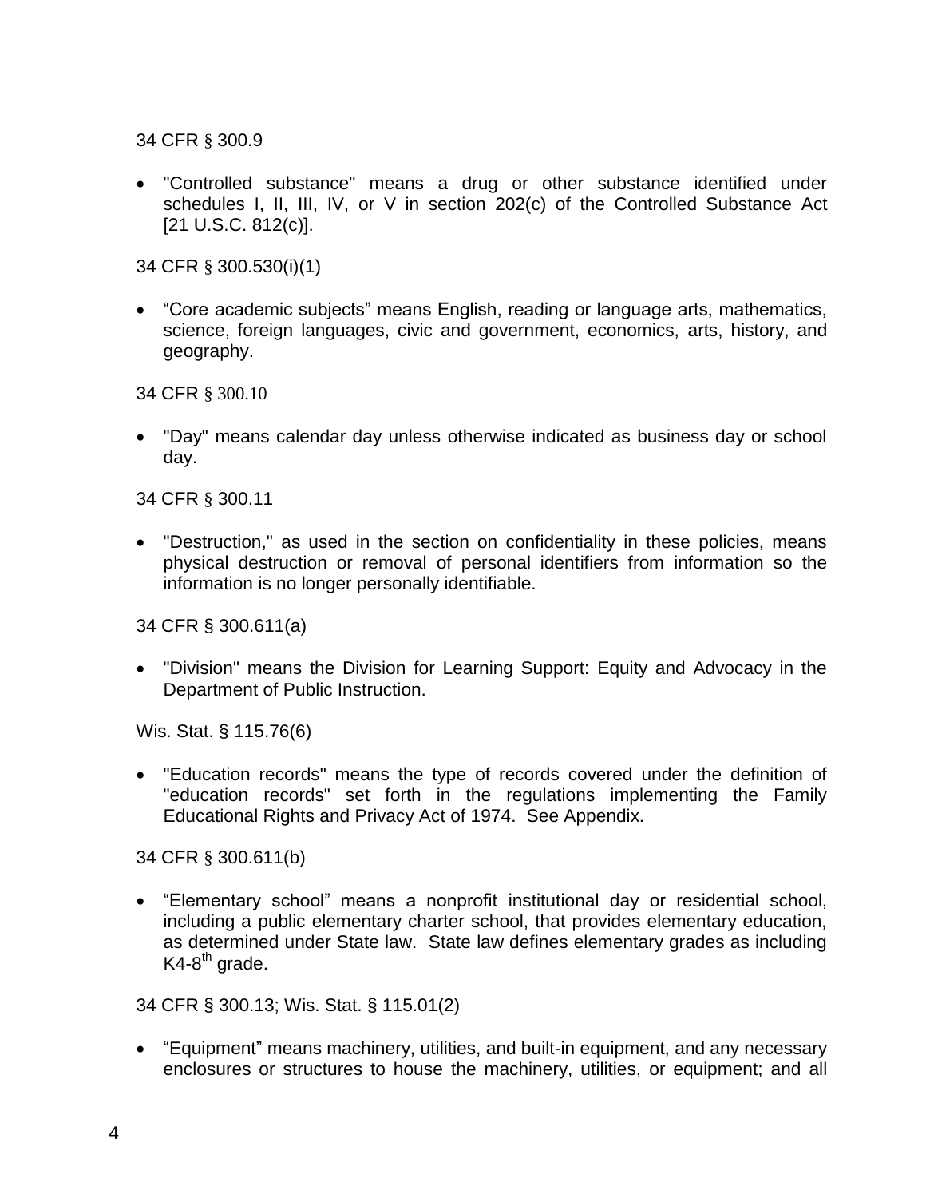34 CFR § 300.9

- "Controlled substance" means a drug or other substance identified under schedules I, II, III, IV, or V in section 202(c) of the Controlled Substance Act [21 U.S.C. 812(c)].

34 CFR § 300.530(i)(1)

- "Core academic subjects" means English, reading or language arts, mathematics, science, foreign languages, civic and government, economics, arts, history, and geography.

34 CFR § 300.10

- "Day" means calendar day unless otherwise indicated as business day or school day.

34 CFR § 300.11

- "Destruction," as used in the section on confidentiality in these policies, means physical destruction or removal of personal identifiers from information so the information is no longer personally identifiable.

34 CFR § 300.611(a)

- "Division" means the Division for Learning Support: Equity and Advocacy in the Department of Public Instruction.

Wis. Stat. § 115.76(6)

- "Education records" means the type of records covered under the definition of "education records" set forth in the regulations implementing the Family Educational Rights and Privacy Act of 1974. See Appendix.

34 CFR § 300.611(b)

- "Elementary school" means a nonprofit institutional day or residential school, including a public elementary charter school, that provides elementary education, as determined under State law. State law defines elementary grades as including K4-8th grade.

34 CFR § 300.13; Wis. Stat. § 115.01(2)

- "Equipment" means machinery, utilities, and built-in equipment, and any necessary enclosures or structures to house the machinery, utilities, or equipment; and all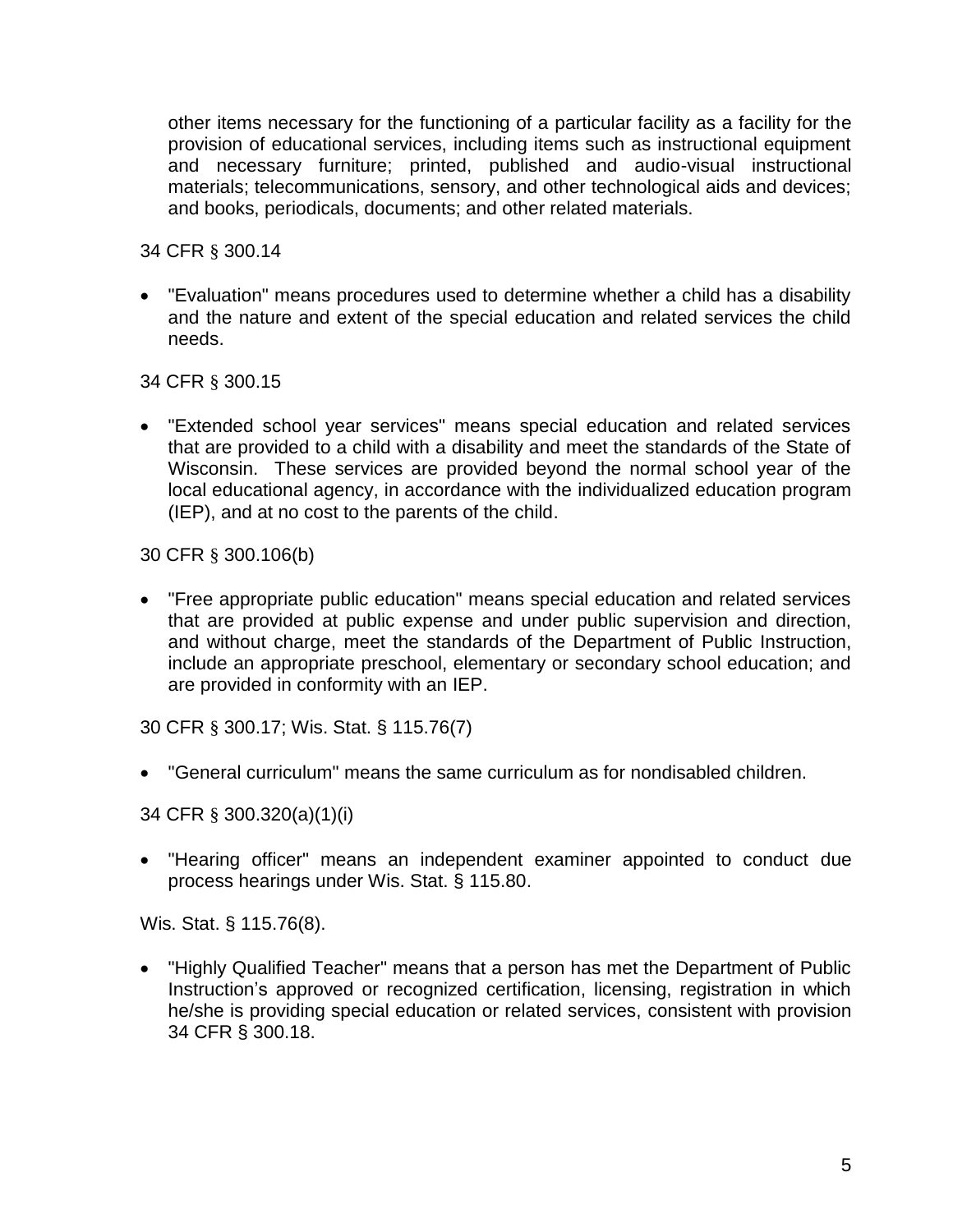other items necessary for the functioning of a particular facility as a facility for the provision of educational services, including items such as instructional equipment and necessary furniture; printed, published and audio-visual instructional materials; telecommunications, sensory, and other technological aids and devices; and books, periodicals, documents; and other related materials.

34 CFR § 300.14

- "Evaluation" means procedures used to determine whether a child has a disability and the nature and extent of the special education and related services the child needs.

34 CFR § 300.15

- "Extended school year services" means special education and related services that are provided to a child with a disability and meet the standards of the State of Wisconsin. These services are provided beyond the normal school year of the local educational agency, in accordance with the individualized education program (IEP), and at no cost to the parents of the child.

30 CFR § 300.106(b)

- "Free appropriate public education" means special education and related services that are provided at public expense and under public supervision and direction, and without charge, meet the standards of the Department of Public Instruction, include an appropriate preschool, elementary or secondary school education; and are provided in conformity with an IEP.

30 CFR § 300.17; Wis. Stat. § 115.76(7)

- "General curriculum" means the same curriculum as for nondisabled children.

34 CFR § 300.320(a)(1)(i)

- "Hearing officer" means an independent examiner appointed to conduct due process hearings under Wis. Stat. § 115.80.

Wis. Stat. § 115.76(8).

- "Highly Qualified Teacher" means that a person has met the Department of Public Instruction's approved or recognized certification, licensing, registration in which he/she is providing special education or related services, consistent with provision 34 CFR § 300.18.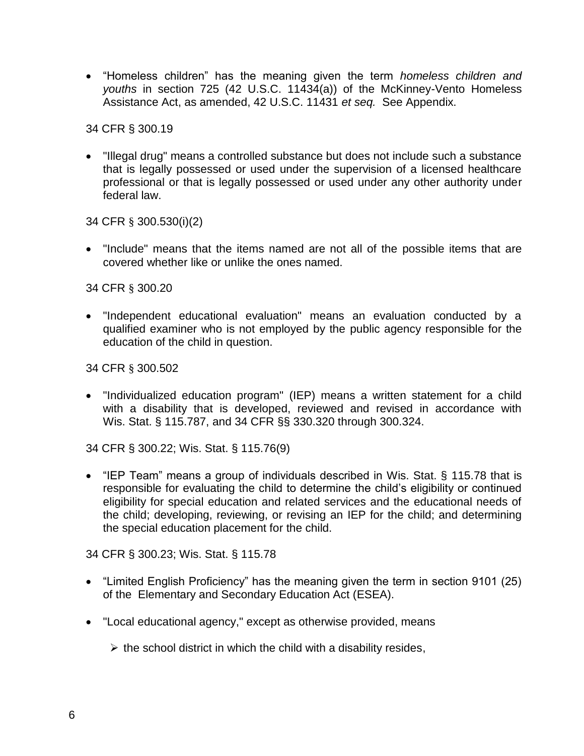- “Homeless children” has the meaning given the term *homeless children and youths* in section 725 (42 U.S.C. 11434(a)) of the McKinney-Vento Homeless Assistance Act, as amended, 42 U.S.C. 11431 *et seq.* See Appendix.

34 CFR § 300.19

- "Illegal drug" means a controlled substance but does not include such a substance that is legally possessed or used under the supervision of a licensed healthcare professional or that is legally possessed or used under any other authority under federal law.

34 CFR § 300.530(i)(2)

- "Include" means that the items named are not all of the possible items that are covered whether like or unlike the ones named.

34 CFR § 300.20

- "Independent educational evaluation" means an evaluation conducted by a qualified examiner who is not employed by the public agency responsible for the education of the child in question.

34 CFR § 300.502

- "Individualized education program" (IEP) means a written statement for a child with a disability that is developed, reviewed and revised in accordance with Wis. Stat. § 115.787, and 34 CFR §§ 330.320 through 300.324.

34 CFR § 300.22; Wis. Stat. § 115.76(9)

- “IEP Team” means a group of individuals described in Wis. Stat. § 115.78 that is responsible for evaluating the child to determine the child’s eligibility or continued eligibility for special education and related services and the educational needs of the child; developing, reviewing, or revising an IEP for the child; and determining the special education placement for the child.

34 CFR § 300.23; Wis. Stat. § 115.78

- “Limited English Proficiency” has the meaning given the term in section 9101 (25) of the Elementary and Secondary Education Act (ESEA).
- "Local educational agency," except as otherwise provided, means
  - the school district in which the child with a disability resides,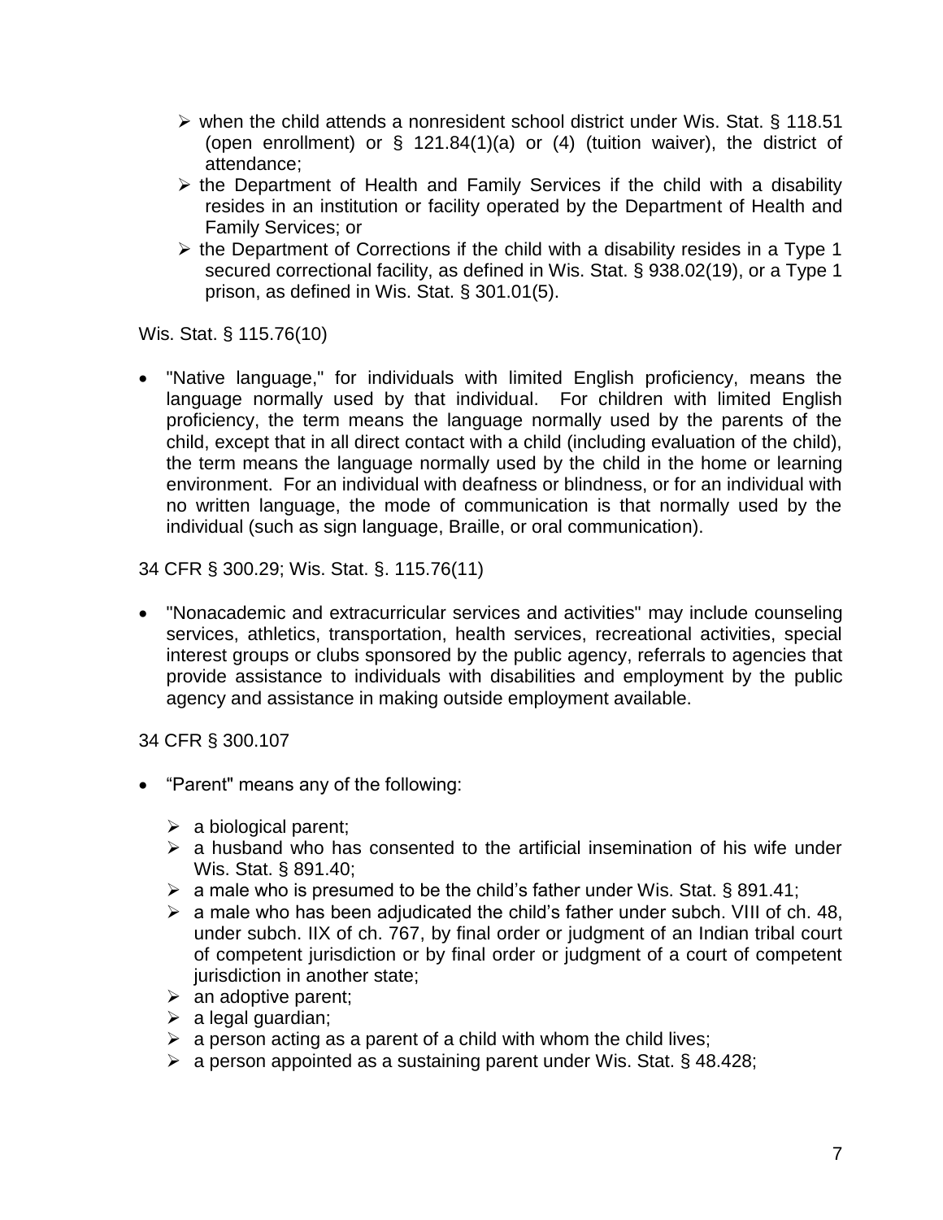- when the child attends a nonresident school district under Wis. Stat. § 118.51 (open enrollment) or § 121.84(1)(a) or (4) (tuition waiver), the district of attendance;
- the Department of Health and Family Services if the child with a disability resides in an institution or facility operated by the Department of Health and Family Services; or
- the Department of Corrections if the child with a disability resides in a Type 1 secured correctional facility, as defined in Wis. Stat. § 938.02(19), or a Type 1 prison, as defined in Wis. Stat. § 301.01(5).

Wis. Stat. § 115.76(10)

- "Native language," for individuals with limited English proficiency, means the language normally used by that individual. For children with limited English proficiency, the term means the language normally used by the parents of the child, except that in all direct contact with a child (including evaluation of the child), the term means the language normally used by the child in the home or learning environment. For an individual with deafness or blindness, or for an individual with no written language, the mode of communication is that normally used by the individual (such as sign language, Braille, or oral communication).

34 CFR § 300.29; Wis. Stat. §. 115.76(11)

- "Nonacademic and extracurricular services and activities" may include counseling services, athletics, transportation, health services, recreational activities, special interest groups or clubs sponsored by the public agency, referrals to agencies that provide assistance to individuals with disabilities and employment by the public agency and assistance in making outside employment available.

34 CFR § 300.107

- "Parent" means any of the following:
  - a biological parent;
  - a husband who has consented to the artificial insemination of his wife under Wis. Stat. § 891.40;
  - a male who is presumed to be the child's father under Wis. Stat. § 891.41;
  - a male who has been adjudicated the child's father under subch. VIII of ch. 48, under subch. IIX of ch. 767, by final order or judgment of an Indian tribal court of competent jurisdiction or by final order or judgment of a court of competent jurisdiction in another state;
  - an adoptive parent;
  - a legal guardian;
  - a person acting as a parent of a child with whom the child lives;
  - a person appointed as a sustaining parent under Wis. Stat. § 48.428;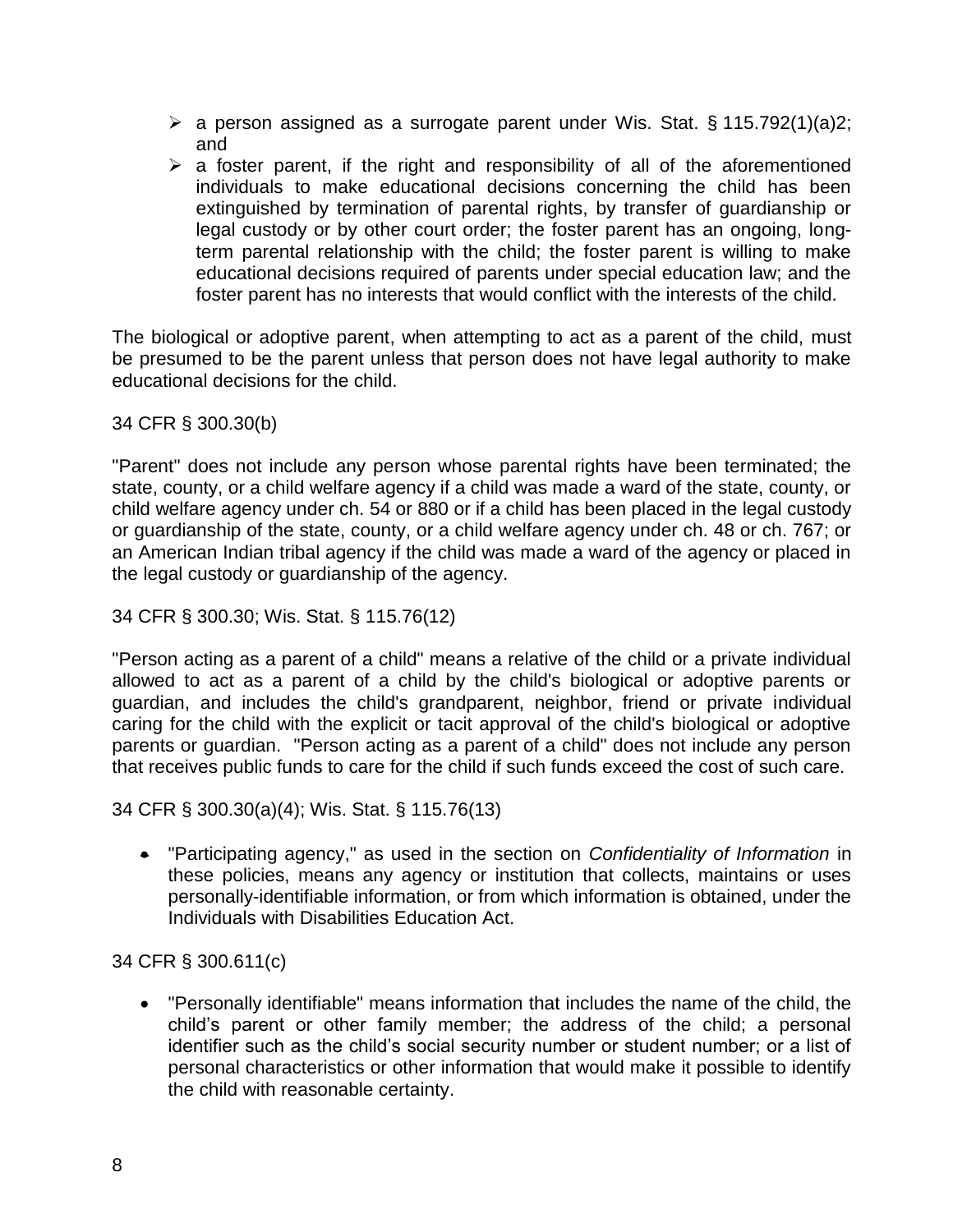- a person assigned as a surrogate parent under Wis. Stat. § 115.792(1)(a)2; and
- a foster parent, if the right and responsibility of all of the aforementioned individuals to make educational decisions concerning the child has been extinguished by termination of parental rights, by transfer of guardianship or legal custody or by other court order; the foster parent has an ongoing, long-term parental relationship with the child; the foster parent is willing to make educational decisions required of parents under special education law; and the foster parent has no interests that would conflict with the interests of the child.

The biological or adoptive parent, when attempting to act as a parent of the child, must be presumed to be the parent unless that person does not have legal authority to make educational decisions for the child.

34 CFR § 300.30(b)

"Parent" does not include any person whose parental rights have been terminated; the state, county, or a child welfare agency if a child was made a ward of the state, county, or child welfare agency under ch. 54 or 880 or if a child has been placed in the legal custody or guardianship of the state, county, or a child welfare agency under ch. 48 or ch. 767; or an American Indian tribal agency if the child was made a ward of the agency or placed in the legal custody or guardianship of the agency.

34 CFR § 300.30; Wis. Stat. § 115.76(12)

"Person acting as a parent of a child" means a relative of the child or a private individual allowed to act as a parent of a child by the child's biological or adoptive parents or guardian, and includes the child's grandparent, neighbor, friend or private individual caring for the child with the explicit or tacit approval of the child's biological or adoptive parents or guardian. "Person acting as a parent of a child" does not include any person that receives public funds to care for the child if such funds exceed the cost of such care.

34 CFR § 300.30(a)(4); Wis. Stat. § 115.76(13)

- "Participating agency," as used in the section on *Confidentiality of Information* in these policies, means any agency or institution that collects, maintains or uses personally-identifiable information, or from which information is obtained, under the Individuals with Disabilities Education Act.

34 CFR § 300.611(c)

- "Personally identifiable" means information that includes the name of the child, the child's parent or other family member; the address of the child; a personal identifier such as the child's social security number or student number; or a list of personal characteristics or other information that would make it possible to identify the child with reasonable certainty.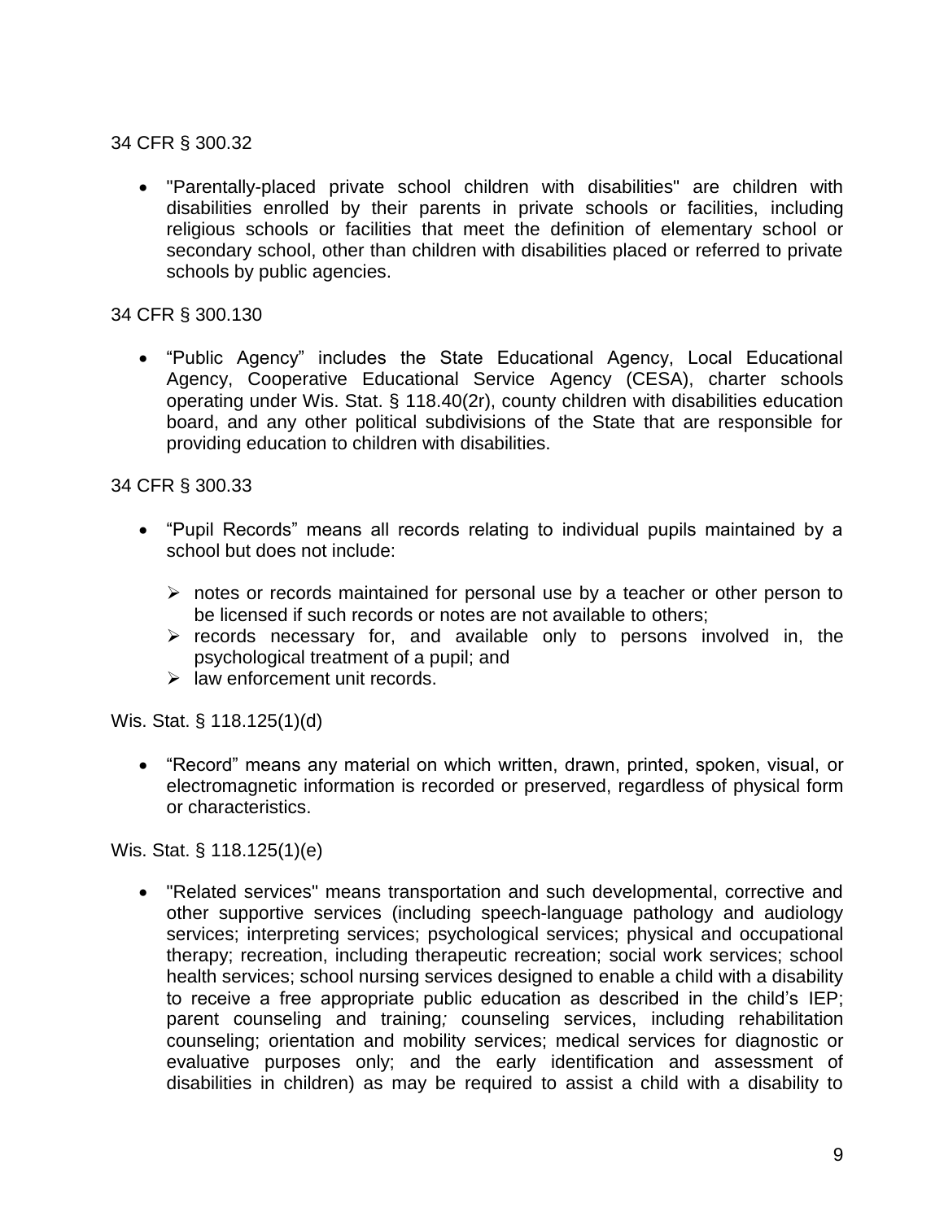34 CFR § 300.32

- "Parentally-placed private school children with disabilities" are children with disabilities enrolled by their parents in private schools or facilities, including religious schools or facilities that meet the definition of elementary school or secondary school, other than children with disabilities placed or referred to private schools by public agencies.

34 CFR § 300.130

- "Public Agency" includes the State Educational Agency, Local Educational Agency, Cooperative Educational Service Agency (CESA), charter schools operating under Wis. Stat. § 118.40(2r), county children with disabilities education board, and any other political subdivisions of the State that are responsible for providing education to children with disabilities.

34 CFR § 300.33

- "Pupil Records" means all records relating to individual pupils maintained by a school but does not include:
  - notes or records maintained for personal use by a teacher or other person to be licensed if such records or notes are not available to others;
  - records necessary for, and available only to persons involved in, the psychological treatment of a pupil; and
  - law enforcement unit records.

Wis. Stat. § 118.125(1)(d)

- "Record" means any material on which written, drawn, printed, spoken, visual, or electromagnetic information is recorded or preserved, regardless of physical form or characteristics.

Wis. Stat. § 118.125(1)(e)

- "Related services" means transportation and such developmental, corrective and other supportive services (including speech-language pathology and audiology services; interpreting services; psychological services; physical and occupational therapy; recreation, including therapeutic recreation; social work services; school health services; school nursing services designed to enable a child with a disability to receive a free appropriate public education as described in the child's IEP; parent counseling and training*;* counseling services, including rehabilitation counseling; orientation and mobility services; medical services for diagnostic or evaluative purposes only; and the early identification and assessment of disabilities in children) as may be required to assist a child with a disability to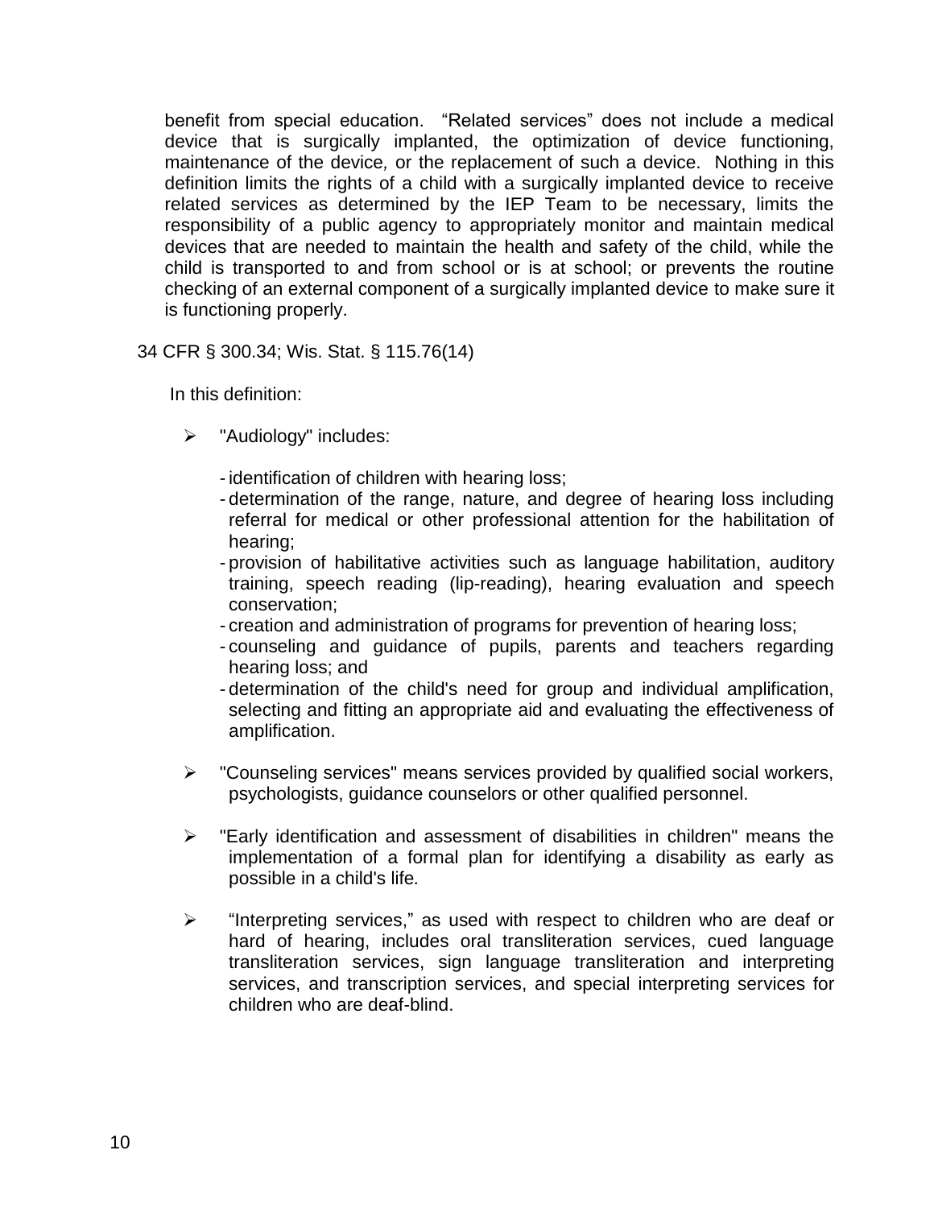benefit from special education. "Related services" does not include a medical device that is surgically implanted, the optimization of device functioning, maintenance of the device, or the replacement of such a device. Nothing in this definition limits the rights of a child with a surgically implanted device to receive related services as determined by the IEP Team to be necessary, limits the responsibility of a public agency to appropriately monitor and maintain medical devices that are needed to maintain the health and safety of the child, while the child is transported to and from school or is at school; or prevents the routine checking of an external component of a surgically implanted device to make sure it is functioning properly.

34 CFR § 300.34; Wis. Stat. § 115.76(14)

In this definition:

- "Audiology" includes:
  - identification of children with hearing loss;
  - determination of the range, nature, and degree of hearing loss including referral for medical or other professional attention for the habilitation of hearing;
  - provision of habilitative activities such as language habilitation, auditory training, speech reading (lip-reading), hearing evaluation and speech conservation;
  - creation and administration of programs for prevention of hearing loss;
  - counseling and guidance of pupils, parents and teachers regarding hearing loss; and
  - determination of the child's need for group and individual amplification, selecting and fitting an appropriate aid and evaluating the effectiveness of amplification.

- "Counseling services" means services provided by qualified social workers, psychologists, guidance counselors or other qualified personnel.

- "Early identification and assessment of disabilities in children" means the implementation of a formal plan for identifying a disability as early as possible in a child's life.

- "Interpreting services," as used with respect to children who are deaf or hard of hearing, includes oral transliteration services, cued language transliteration services, sign language transliteration and interpreting services, and transcription services, and special interpreting services for children who are deaf-blind.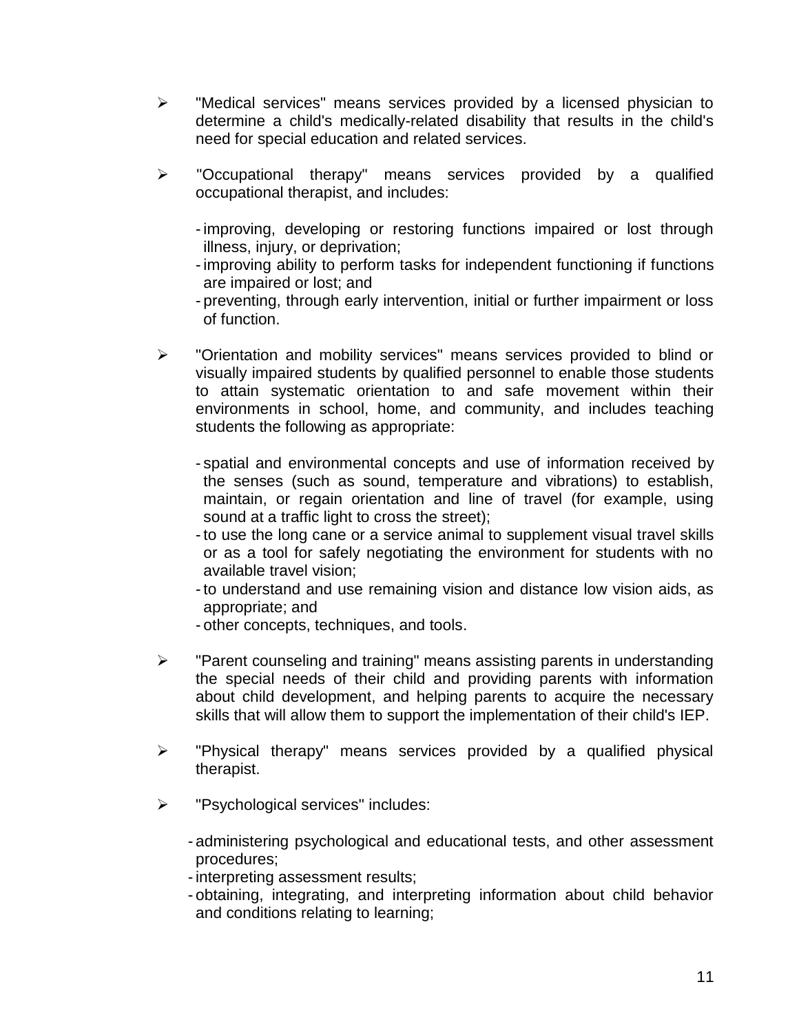- "Medical services" means services provided by a licensed physician to determine a child's medically-related disability that results in the child's need for special education and related services.

- "Occupational therapy" means services provided by a qualified occupational therapist, and includes:

  - improving, developing or restoring functions impaired or lost through illness, injury, or deprivation;
  - improving ability to perform tasks for independent functioning if functions are impaired or lost; and
  - preventing, through early intervention, initial or further impairment or loss of function.

- "Orientation and mobility services" means services provided to blind or visually impaired students by qualified personnel to enable those students to attain systematic orientation to and safe movement within their environments in school, home, and community, and includes teaching students the following as appropriate:

  - spatial and environmental concepts and use of information received by the senses (such as sound, temperature and vibrations) to establish, maintain, or regain orientation and line of travel (for example, using sound at a traffic light to cross the street);
  - to use the long cane or a service animal to supplement visual travel skills or as a tool for safely negotiating the environment for students with no available travel vision;
  - to understand and use remaining vision and distance low vision aids, as appropriate; and
  - other concepts, techniques, and tools.

- "Parent counseling and training" means assisting parents in understanding the special needs of their child and providing parents with information about child development, and helping parents to acquire the necessary skills that will allow them to support the implementation of their child's IEP.

- "Physical therapy" means services provided by a qualified physical therapist.

- "Psychological services" includes:

  - administering psychological and educational tests, and other assessment procedures;
  - interpreting assessment results;
  - obtaining, integrating, and interpreting information about child behavior and conditions relating to learning;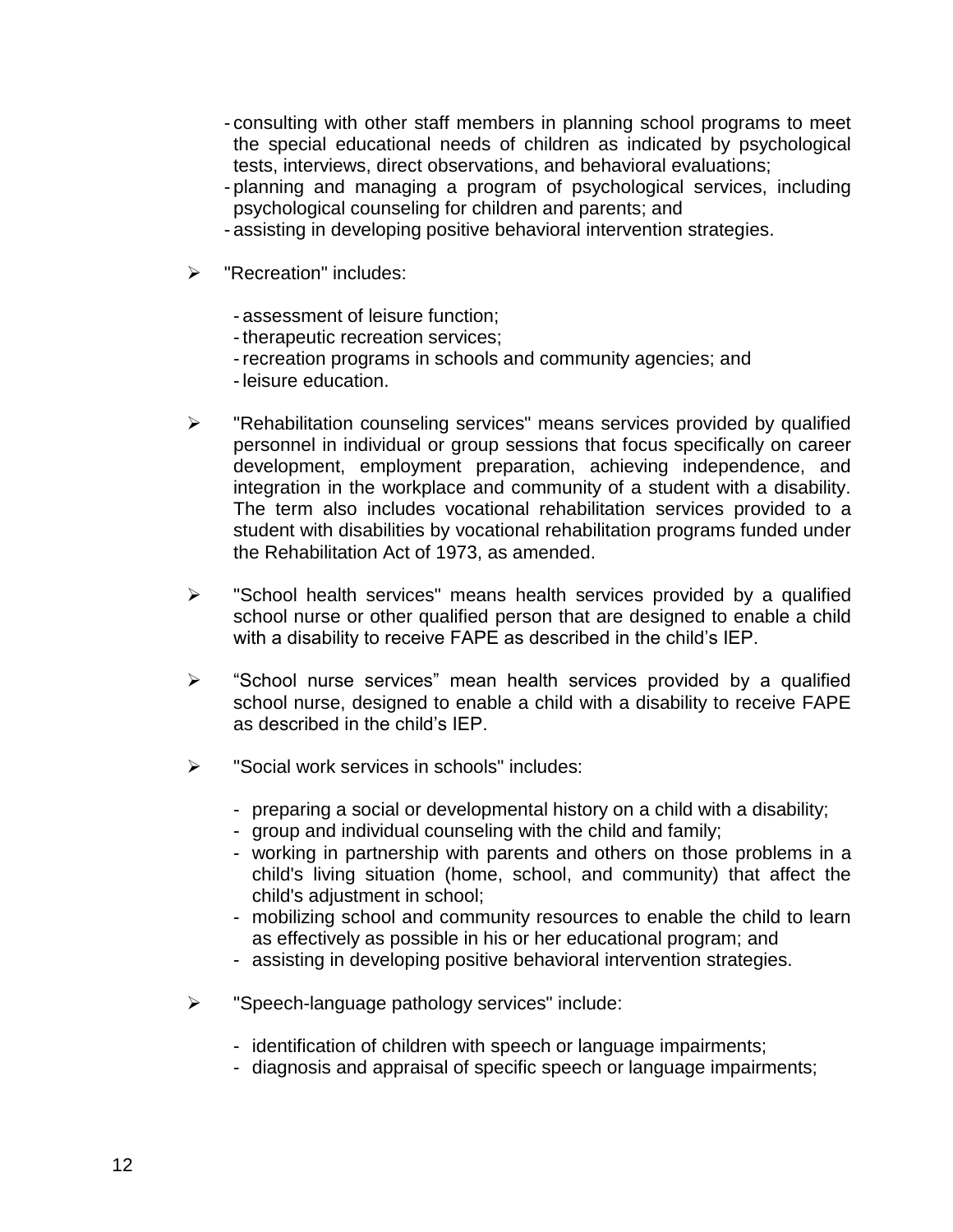- consulting with other staff members in planning school programs to meet the special educational needs of children as indicated by psychological tests, interviews, direct observations, and behavioral evaluations;
- planning and managing a program of psychological services, including psychological counseling for children and parents; and
- assisting in developing positive behavioral intervention strategies.

- "Recreation" includes:

  - assessment of leisure function;
  - therapeutic recreation services;
  - recreation programs in schools and community agencies; and
  - leisure education.

- "Rehabilitation counseling services" means services provided by qualified personnel in individual or group sessions that focus specifically on career development, employment preparation, achieving independence, and integration in the workplace and community of a student with a disability. The term also includes vocational rehabilitation services provided to a student with disabilities by vocational rehabilitation programs funded under the Rehabilitation Act of 1973, as amended.

- "School health services" means health services provided by a qualified school nurse or other qualified person that are designed to enable a child with a disability to receive FAPE as described in the child's IEP.

- "School nurse services" mean health services provided by a qualified school nurse, designed to enable a child with a disability to receive FAPE as described in the child's IEP.

- "Social work services in schools" includes:

  - preparing a social or developmental history on a child with a disability;
  - group and individual counseling with the child and family;
  - working in partnership with parents and others on those problems in a child's living situation (home, school, and community) that affect the child's adjustment in school;
  - mobilizing school and community resources to enable the child to learn as effectively as possible in his or her educational program; and
  - assisting in developing positive behavioral intervention strategies.

- "Speech-language pathology services" include:

  - identification of children with speech or language impairments;
  - diagnosis and appraisal of specific speech or language impairments;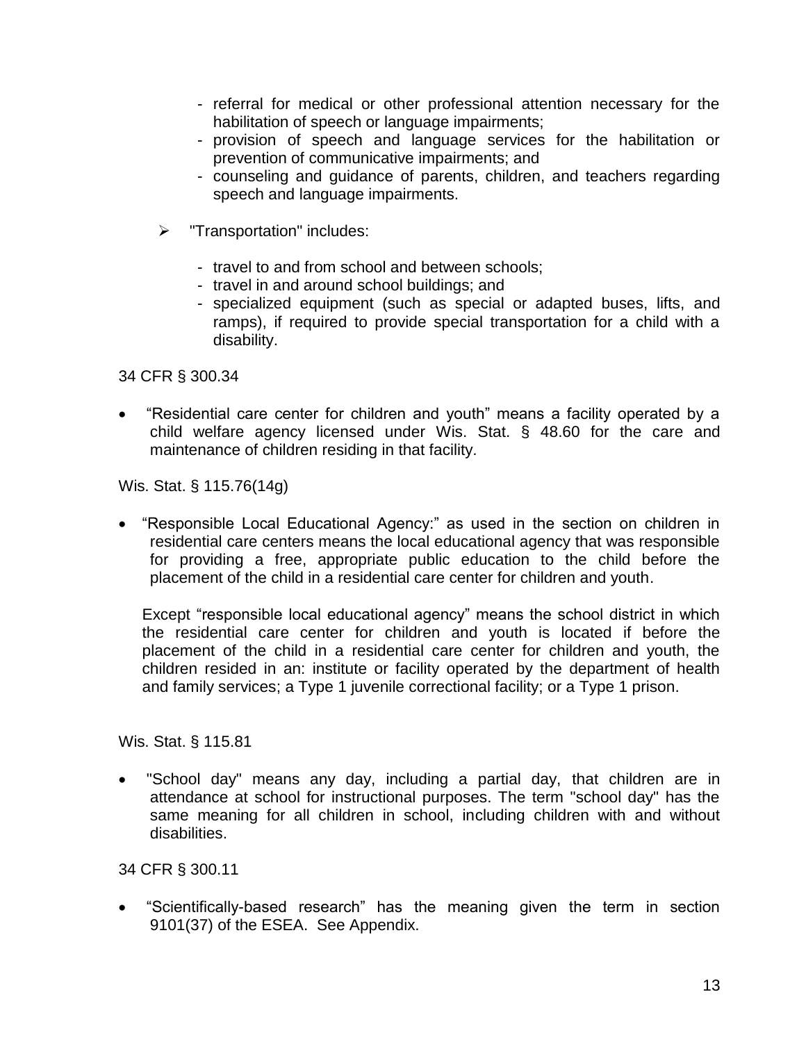- referral for medical or other professional attention necessary for the habilitation of speech or language impairments;
  - provision of speech and language services for the habilitation or prevention of communicative impairments; and
  - counseling and guidance of parents, children, and teachers regarding speech and language impairments.

- "Transportation" includes:

  - travel to and from school and between schools;
  - travel in and around school buildings; and
  - specialized equipment (such as special or adapted buses, lifts, and ramps), if required to provide special transportation for a child with a disability.

34 CFR § 300.34

- “Residential care center for children and youth” means a facility operated by a child welfare agency licensed under Wis. Stat. § 48.60 for the care and maintenance of children residing in that facility.

Wis. Stat. § 115.76(14g)

- “Responsible Local Educational Agency:” as used in the section on children in residential care centers means the local educational agency that was responsible for providing a free, appropriate public education to the child before the placement of the child in a residential care center for children and youth.

  Except “responsible local educational agency” means the school district in which the residential care center for children and youth is located if before the placement of the child in a residential care center for children and youth, the children resided in an: institute or facility operated by the department of health and family services; a Type 1 juvenile correctional facility; or a Type 1 prison.

Wis. Stat. § 115.81

- "School day" means any day, including a partial day, that children are in attendance at school for instructional purposes. The term "school day" has the same meaning for all children in school, including children with and without disabilities.

34 CFR § 300.11

- “Scientifically-based research” has the meaning given the term in section 9101(37) of the ESEA. See Appendix.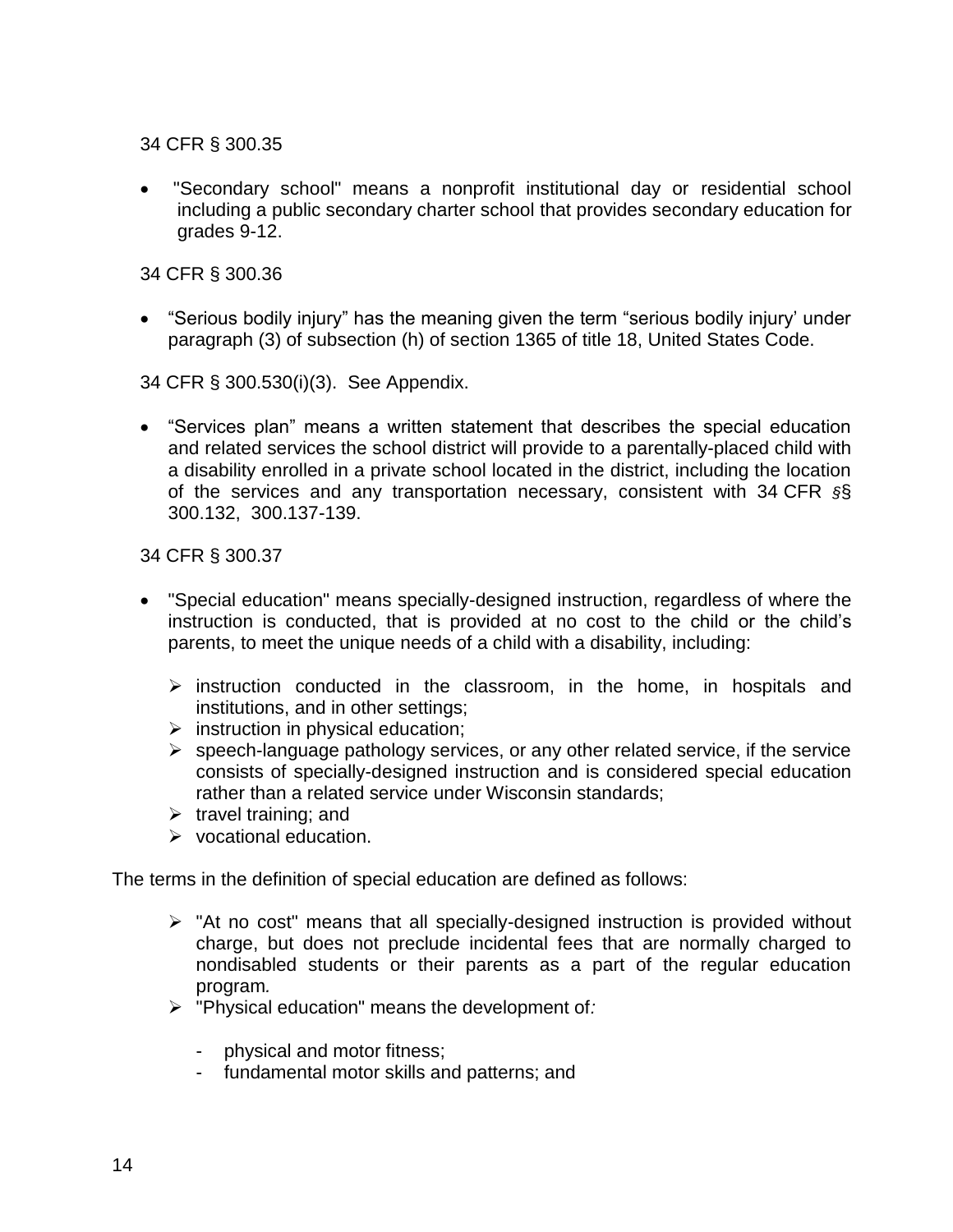34 CFR § 300.35

- "Secondary school" means a nonprofit institutional day or residential school including a public secondary charter school that provides secondary education for grades 9-12.

34 CFR § 300.36

- “Serious bodily injury” has the meaning given the term “serious bodily injury’ under paragraph (3) of subsection (h) of section 1365 of title 18, United States Code.

34 CFR § 300.530(i)(3). See Appendix.

- “Services plan” means a written statement that describes the special education and related services the school district will provide to a parentally-placed child with a disability enrolled in a private school located in the district, including the location of the services and any transportation necessary, consistent with 34 CFR §§ 300.132, 300.137-139.

34 CFR § 300.37

- "Special education" means specially-designed instruction, regardless of where the instruction is conducted, that is provided at no cost to the child or the child’s parents, to meet the unique needs of a child with a disability, including:
  - instruction conducted in the classroom, in the home, in hospitals and institutions, and in other settings;
  - instruction in physical education;
  - speech-language pathology services, or any other related service, if the service consists of specially-designed instruction and is considered special education rather than a related service under Wisconsin standards;
  - travel training; and
  - vocational education.

The terms in the definition of special education are defined as follows:

- "At no cost" means that all specially-designed instruction is provided without charge, but does not preclude incidental fees that are normally charged to nondisabled students or their parents as a part of the regular education program.
- "Physical education" means the development of:
  - physical and motor fitness;
  - fundamental motor skills and patterns; and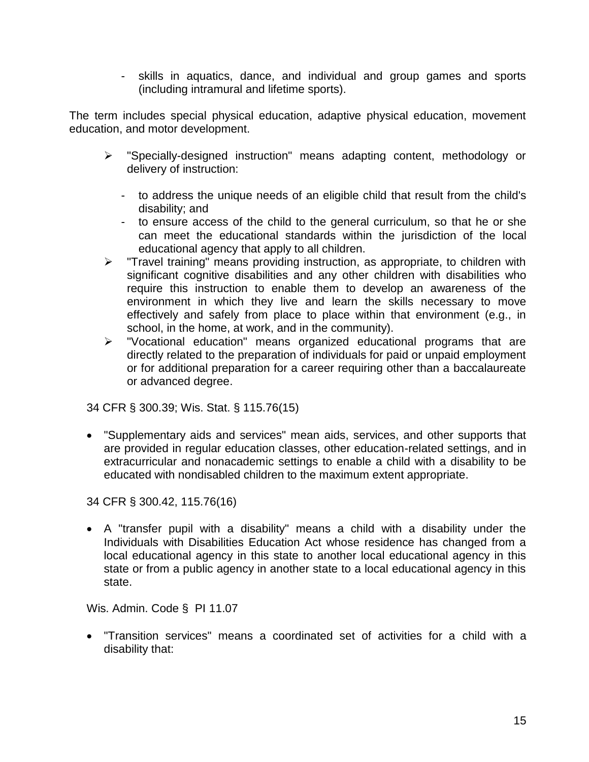- skills in aquatics, dance, and individual and group games and sports (including intramural and lifetime sports).

The term includes special physical education, adaptive physical education, movement education, and motor development.

- "Specially-designed instruction" means adapting content, methodology or delivery of instruction:
  - to address the unique needs of an eligible child that result from the child's disability; and
  - to ensure access of the child to the general curriculum, so that he or she can meet the educational standards within the jurisdiction of the local educational agency that apply to all children.
- "Travel training" means providing instruction, as appropriate, to children with significant cognitive disabilities and any other children with disabilities who require this instruction to enable them to develop an awareness of the environment in which they live and learn the skills necessary to move effectively and safely from place to place within that environment (e.g., in school, in the home, at work, and in the community).
- "Vocational education" means organized educational programs that are directly related to the preparation of individuals for paid or unpaid employment or for additional preparation for a career requiring other than a baccalaureate or advanced degree.

34 CFR § 300.39; Wis. Stat. § 115.76(15)

- "Supplementary aids and services" mean aids, services, and other supports that are provided in regular education classes, other education-related settings, and in extracurricular and nonacademic settings to enable a child with a disability to be educated with nondisabled children to the maximum extent appropriate.

34 CFR § 300.42, 115.76(16)

- A "transfer pupil with a disability" means a child with a disability under the Individuals with Disabilities Education Act whose residence has changed from a local educational agency in this state to another local educational agency in this state or from a public agency in another state to a local educational agency in this state.

Wis. Admin. Code § PI 11.07

- "Transition services" means a coordinated set of activities for a child with a disability that: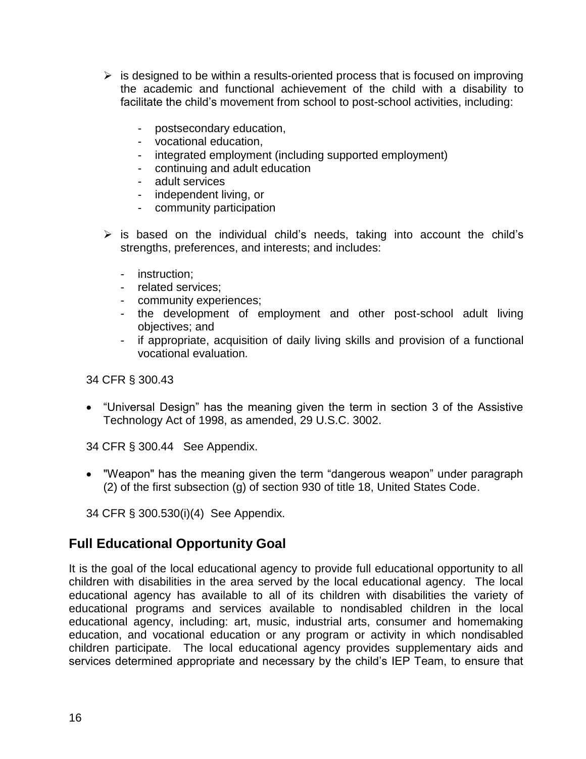- is designed to be within a results-oriented process that is focused on improving the academic and functional achievement of the child with a disability to facilitate the child's movement from school to post-school activities, including:

    - postsecondary education,
    - vocational education,
    - integrated employment (including supported employment)
    - continuing and adult education
    - adult services
    - independent living, or
    - community participation

- is based on the individual child's needs, taking into account the child's strengths, preferences, and interests; and includes:

    - instruction;
    - related services;
    - community experiences;
    - the development of employment and other post-school adult living objectives; and
    - if appropriate, acquisition of daily living skills and provision of a functional vocational evaluation.

34 CFR § 300.43

- "Universal Design" has the meaning given the term in section 3 of the Assistive Technology Act of 1998, as amended, 29 U.S.C. 3002.

34 CFR § 300.44 See Appendix.

- "Weapon" has the meaning given the term "dangerous weapon" under paragraph (2) of the first subsection (g) of section 930 of title 18, United States Code.

34 CFR § 300.530(i)(4) See Appendix.

## Full Educational Opportunity Goal

It is the goal of the local educational agency to provide full educational opportunity to all children with disabilities in the area served by the local educational agency. The local educational agency has available to all of its children with disabilities the variety of educational programs and services available to nondisabled children in the local educational agency, including: art, music, industrial arts, consumer and homemaking education, and vocational education or any program or activity in which nondisabled children participate. The local educational agency provides supplementary aids and services determined appropriate and necessary by the child's IEP Team, to ensure that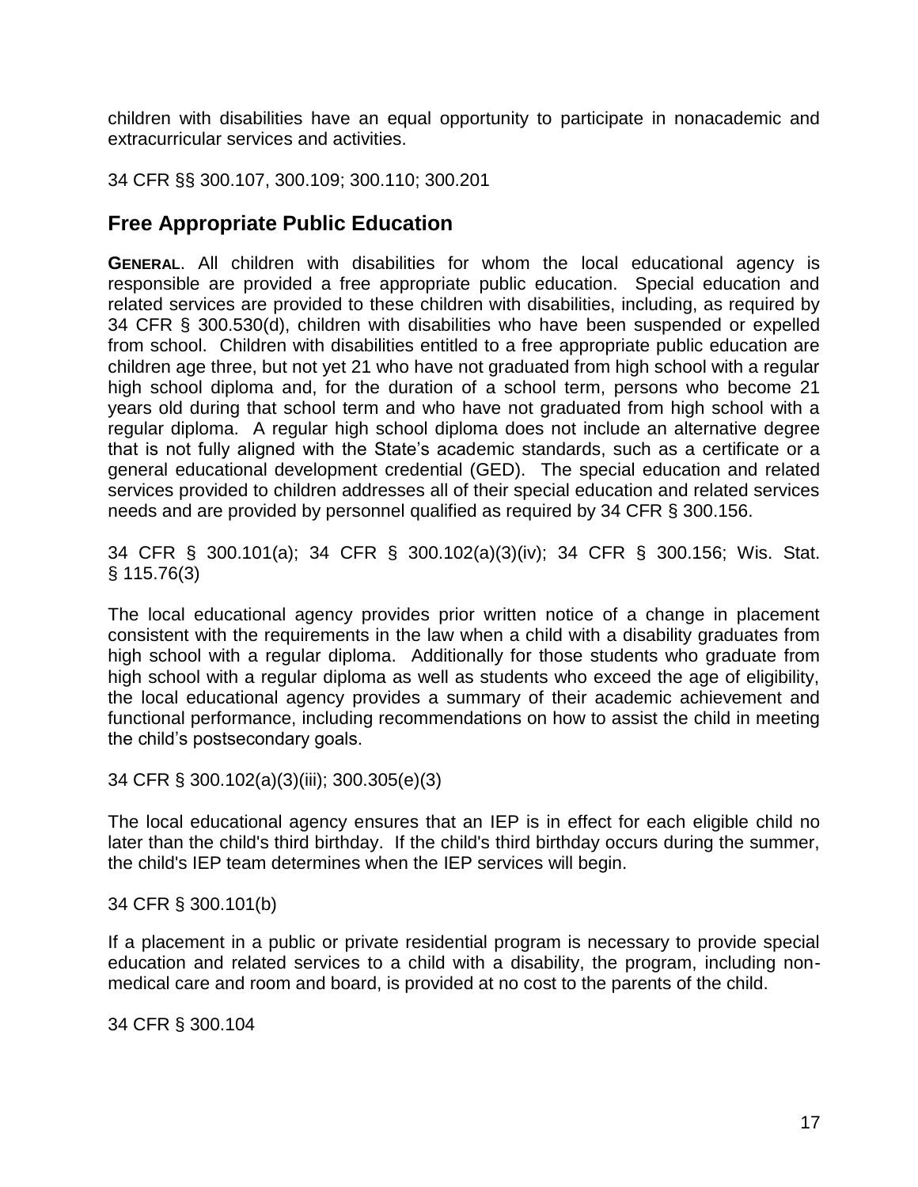children with disabilities have an equal opportunity to participate in nonacademic and extracurricular services and activities.

34 CFR §§ 300.107, 300.109; 300.110; 300.201

## Free Appropriate Public Education

**GENERAL**. All children with disabilities for whom the local educational agency is responsible are provided a free appropriate public education. Special education and related services are provided to these children with disabilities, including, as required by 34 CFR § 300.530(d), children with disabilities who have been suspended or expelled from school. Children with disabilities entitled to a free appropriate public education are children age three, but not yet 21 who have not graduated from high school with a regular high school diploma and, for the duration of a school term, persons who become 21 years old during that school term and who have not graduated from high school with a regular diploma. A regular high school diploma does not include an alternative degree that is not fully aligned with the State's academic standards, such as a certificate or a general educational development credential (GED). The special education and related services provided to children addresses all of their special education and related services needs and are provided by personnel qualified as required by 34 CFR § 300.156.

34 CFR § 300.101(a); 34 CFR § 300.102(a)(3)(iv); 34 CFR § 300.156; Wis. Stat. § 115.76(3)

The local educational agency provides prior written notice of a change in placement consistent with the requirements in the law when a child with a disability graduates from high school with a regular diploma. Additionally for those students who graduate from high school with a regular diploma as well as students who exceed the age of eligibility, the local educational agency provides a summary of their academic achievement and functional performance, including recommendations on how to assist the child in meeting the child's postsecondary goals.

34 CFR § 300.102(a)(3)(iii); 300.305(e)(3)

The local educational agency ensures that an IEP is in effect for each eligible child no later than the child's third birthday. If the child's third birthday occurs during the summer, the child's IEP team determines when the IEP services will begin.

34 CFR § 300.101(b)

If a placement in a public or private residential program is necessary to provide special education and related services to a child with a disability, the program, including non-medical care and room and board, is provided at no cost to the parents of the child.

34 CFR § 300.104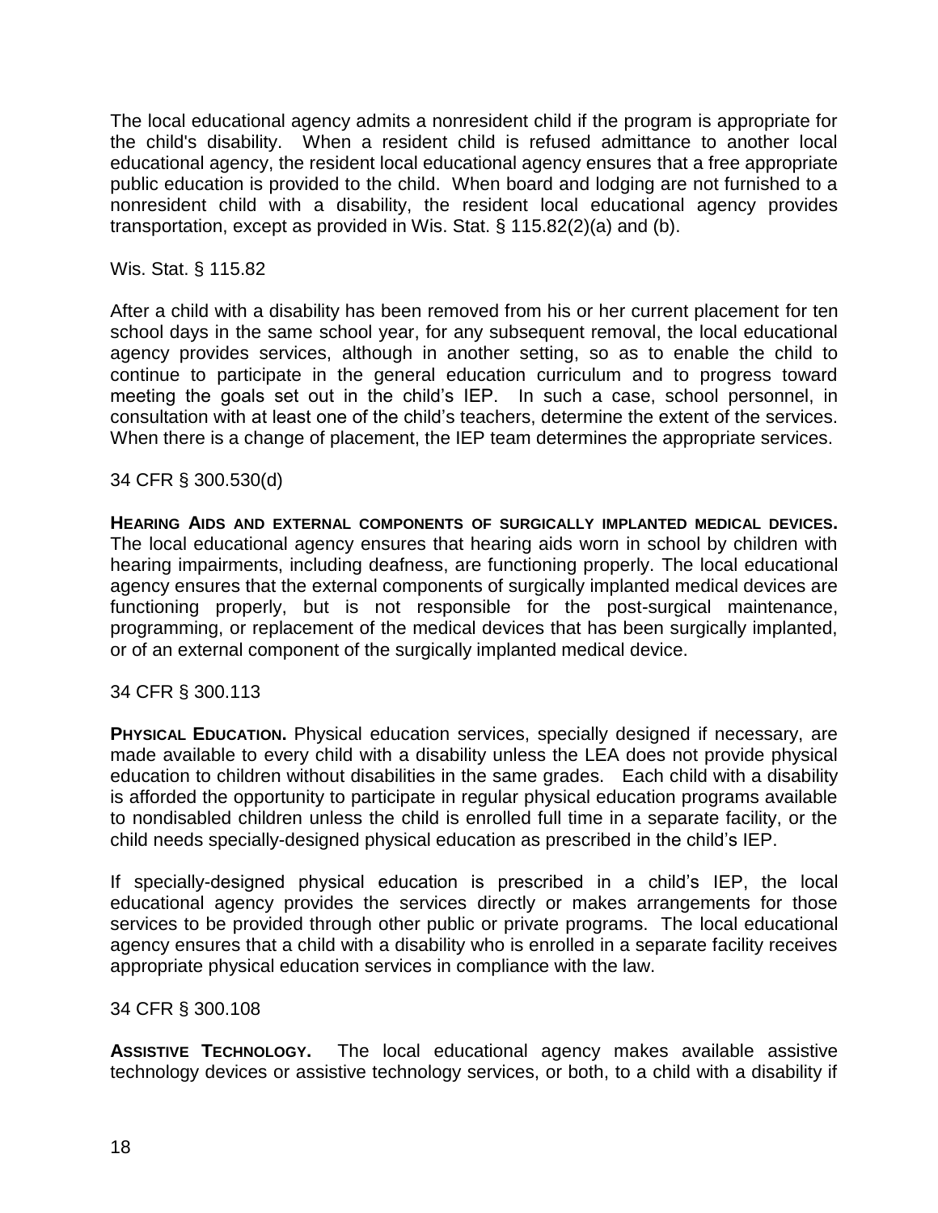The local educational agency admits a nonresident child if the program is appropriate for the child's disability. When a resident child is refused admittance to another local educational agency, the resident local educational agency ensures that a free appropriate public education is provided to the child. When board and lodging are not furnished to a nonresident child with a disability, the resident local educational agency provides transportation, except as provided in Wis. Stat. § 115.82(2)(a) and (b).

Wis. Stat. § 115.82

After a child with a disability has been removed from his or her current placement for ten school days in the same school year, for any subsequent removal, the local educational agency provides services, although in another setting, so as to enable the child to continue to participate in the general education curriculum and to progress toward meeting the goals set out in the child's IEP. In such a case, school personnel, in consultation with at least one of the child's teachers, determine the extent of the services. When there is a change of placement, the IEP team determines the appropriate services.

34 CFR § 300.530(d)

**Hearing Aids and external components of surgically implanted medical devices.** The local educational agency ensures that hearing aids worn in school by children with hearing impairments, including deafness, are functioning properly. The local educational agency ensures that the external components of surgically implanted medical devices are functioning properly, but is not responsible for the post-surgical maintenance, programming, or replacement of the medical devices that has been surgically implanted, or of an external component of the surgically implanted medical device.

34 CFR § 300.113

**Physical Education.** Physical education services, specially designed if necessary, are made available to every child with a disability unless the LEA does not provide physical education to children without disabilities in the same grades. Each child with a disability is afforded the opportunity to participate in regular physical education programs available to nondisabled children unless the child is enrolled full time in a separate facility, or the child needs specially-designed physical education as prescribed in the child's IEP.

If specially-designed physical education is prescribed in a child's IEP, the local educational agency provides the services directly or makes arrangements for those services to be provided through other public or private programs. The local educational agency ensures that a child with a disability who is enrolled in a separate facility receives appropriate physical education services in compliance with the law.

34 CFR § 300.108

**Assistive Technology.** The local educational agency makes available assistive technology devices or assistive technology services, or both, to a child with a disability if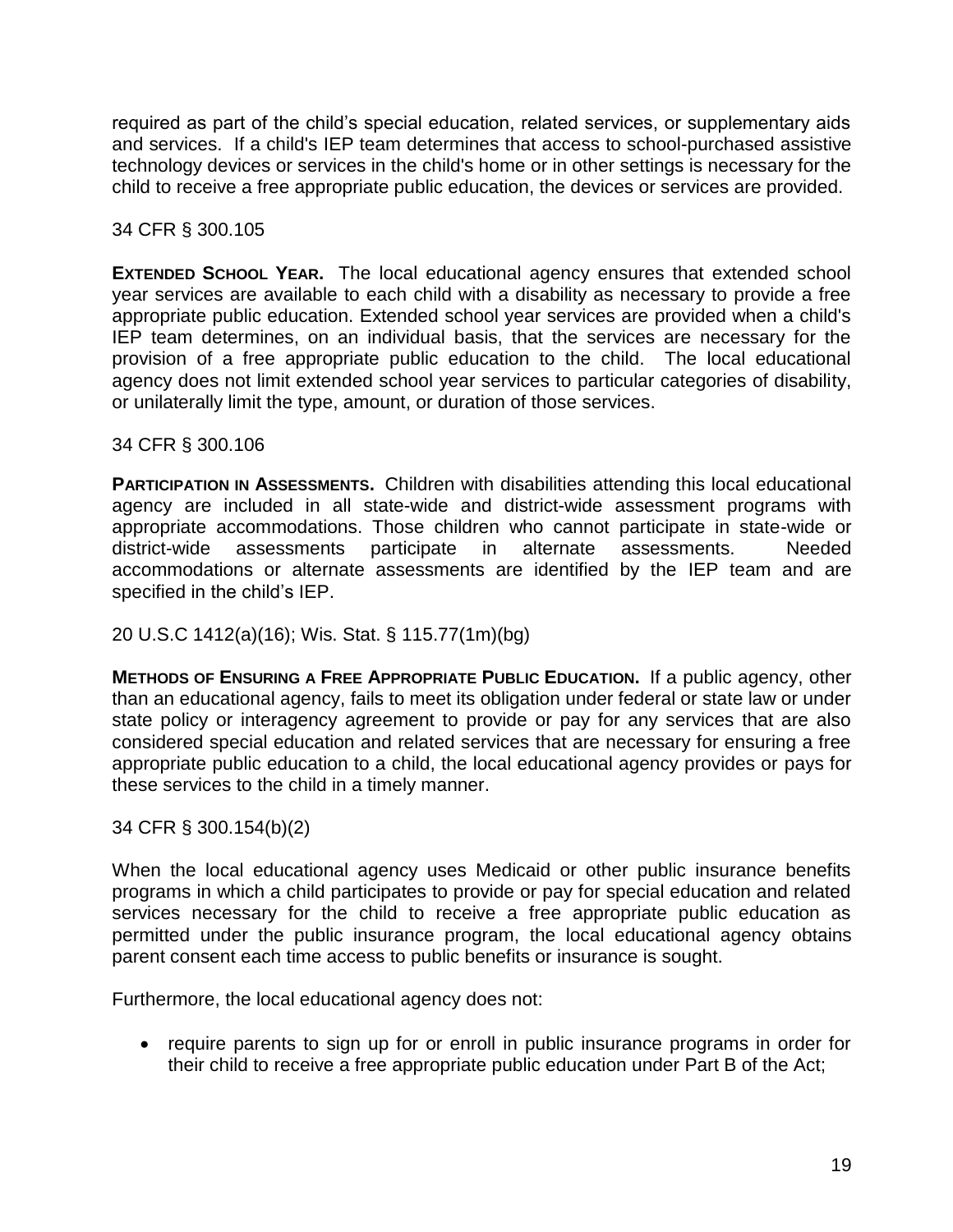required as part of the child's special education, related services, or supplementary aids and services. If a child's IEP team determines that access to school-purchased assistive technology devices or services in the child's home or in other settings is necessary for the child to receive a free appropriate public education, the devices or services are provided.

34 CFR § 300.105

**Extended School Year.** The local educational agency ensures that extended school year services are available to each child with a disability as necessary to provide a free appropriate public education. Extended school year services are provided when a child's IEP team determines, on an individual basis, that the services are necessary for the provision of a free appropriate public education to the child. The local educational agency does not limit extended school year services to particular categories of disability, or unilaterally limit the type, amount, or duration of those services.

34 CFR § 300.106

**Participation in Assessments.** Children with disabilities attending this local educational agency are included in all state-wide and district-wide assessment programs with appropriate accommodations. Those children who cannot participate in state-wide or district-wide assessments participate in alternate assessments. Needed accommodations or alternate assessments are identified by the IEP team and are specified in the child's IEP.

20 U.S.C 1412(a)(16); Wis. Stat. § 115.77(1m)(bg)

**Methods of Ensuring a Free Appropriate Public Education.** If a public agency, other than an educational agency, fails to meet its obligation under federal or state law or under state policy or interagency agreement to provide or pay for any services that are also considered special education and related services that are necessary for ensuring a free appropriate public education to a child, the local educational agency provides or pays for these services to the child in a timely manner.

34 CFR § 300.154(b)(2)

When the local educational agency uses Medicaid or other public insurance benefits programs in which a child participates to provide or pay for special education and related services necessary for the child to receive a free appropriate public education as permitted under the public insurance program, the local educational agency obtains parent consent each time access to public benefits or insurance is sought.

Furthermore, the local educational agency does not:

- require parents to sign up for or enroll in public insurance programs in order for their child to receive a free appropriate public education under Part B of the Act;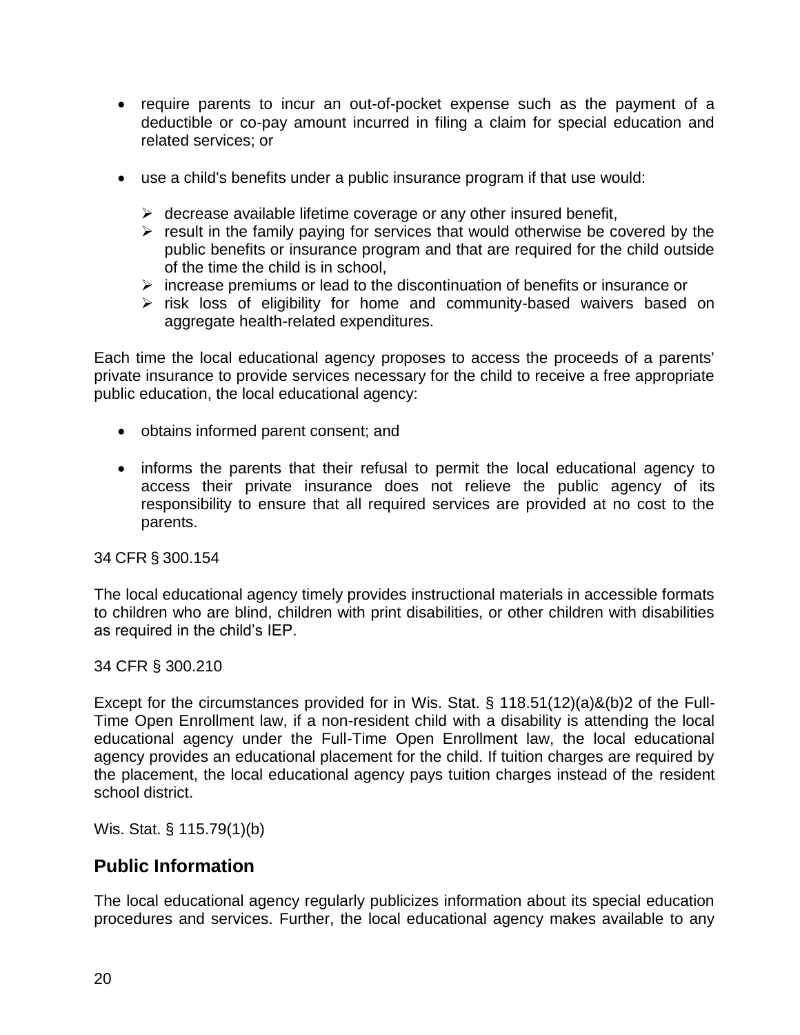- require parents to incur an out-of-pocket expense such as the payment of a deductible or co-pay amount incurred in filing a claim for special education and related services; or
- use a child's benefits under a public insurance program if that use would:
  - decrease available lifetime coverage or any other insured benefit,
  - result in the family paying for services that would otherwise be covered by the public benefits or insurance program and that are required for the child outside of the time the child is in school,
  - increase premiums or lead to the discontinuation of benefits or insurance or
  - risk loss of eligibility for home and community-based waivers based on aggregate health-related expenditures.

Each time the local educational agency proposes to access the proceeds of a parents' private insurance to provide services necessary for the child to receive a free appropriate public education, the local educational agency:

- obtains informed parent consent; and
- informs the parents that their refusal to permit the local educational agency to access their private insurance does not relieve the public agency of its responsibility to ensure that all required services are provided at no cost to the parents.

34 CFR § 300.154

The local educational agency timely provides instructional materials in accessible formats to children who are blind, children with print disabilities, or other children with disabilities as required in the child's IEP.

34 CFR § 300.210

Except for the circumstances provided for in Wis. Stat. § 118.51(12)(a)&(b)2 of the Full-Time Open Enrollment law, if a non-resident child with a disability is attending the local educational agency under the Full-Time Open Enrollment law, the local educational agency provides an educational placement for the child. If tuition charges are required by the placement, the local educational agency pays tuition charges instead of the resident school district.

Wis. Stat. § 115.79(1)(b)

## Public Information

The local educational agency regularly publicizes information about its special education procedures and services. Further, the local educational agency makes available to any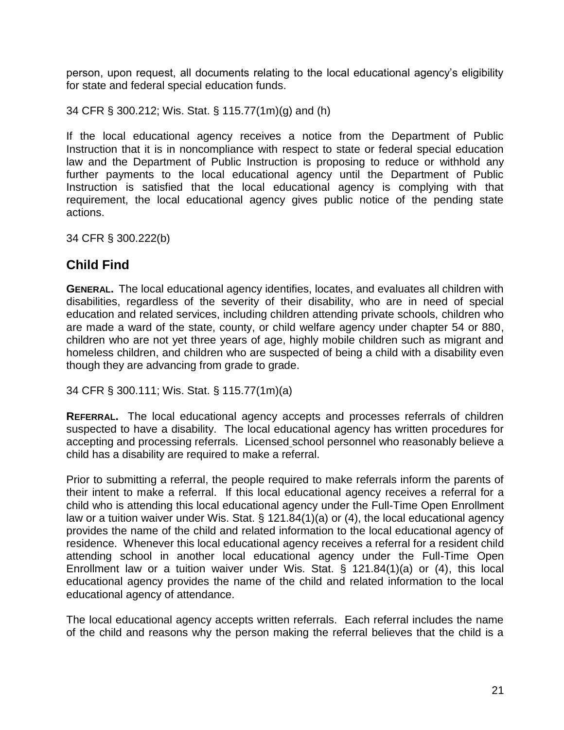person, upon request, all documents relating to the local educational agency's eligibility for state and federal special education funds.

34 CFR § 300.212; Wis. Stat. § 115.77(1m)(g) and (h)

If the local educational agency receives a notice from the Department of Public Instruction that it is in noncompliance with respect to state or federal special education law and the Department of Public Instruction is proposing to reduce or withhold any further payments to the local educational agency until the Department of Public Instruction is satisfied that the local educational agency is complying with that requirement, the local educational agency gives public notice of the pending state actions.

34 CFR § 300.222(b)

## Child Find

**GENERAL.** The local educational agency identifies, locates, and evaluates all children with disabilities, regardless of the severity of their disability, who are in need of special education and related services, including children attending private schools, children who are made a ward of the state, county, or child welfare agency under chapter 54 or 880, children who are not yet three years of age, highly mobile children such as migrant and homeless children, and children who are suspected of being a child with a disability even though they are advancing from grade to grade.

34 CFR § 300.111; Wis. Stat. § 115.77(1m)(a)

**REFERRAL.** The local educational agency accepts and processes referrals of children suspected to have a disability. The local educational agency has written procedures for accepting and processing referrals. Licensed school personnel who reasonably believe a child has a disability are required to make a referral.

Prior to submitting a referral, the people required to make referrals inform the parents of their intent to make a referral. If this local educational agency receives a referral for a child who is attending this local educational agency under the Full-Time Open Enrollment law or a tuition waiver under Wis. Stat. § 121.84(1)(a) or (4), the local educational agency provides the name of the child and related information to the local educational agency of residence. Whenever this local educational agency receives a referral for a resident child attending school in another local educational agency under the Full-Time Open Enrollment law or a tuition waiver under Wis. Stat. § 121.84(1)(a) or (4), this local educational agency provides the name of the child and related information to the local educational agency of attendance.

The local educational agency accepts written referrals. Each referral includes the name of the child and reasons why the person making the referral believes that the child is a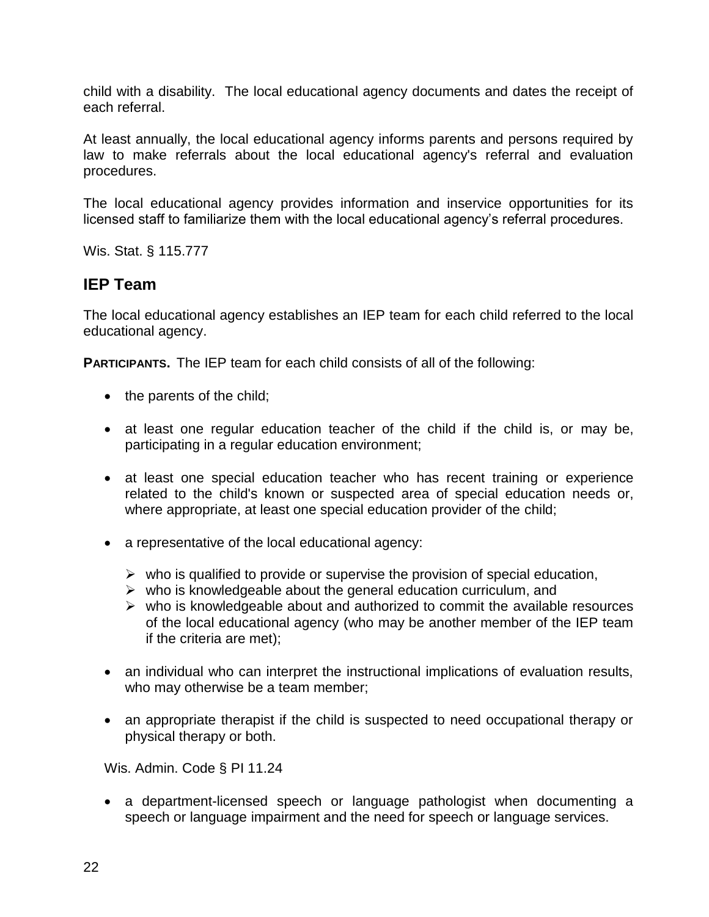child with a disability. The local educational agency documents and dates the receipt of each referral.

At least annually, the local educational agency informs parents and persons required by law to make referrals about the local educational agency's referral and evaluation procedures.

The local educational agency provides information and inservice opportunities for its licensed staff to familiarize them with the local educational agency's referral procedures.

Wis. Stat. § 115.777

## IEP Team

The local educational agency establishes an IEP team for each child referred to the local educational agency.

**PARTICIPANTS.** The IEP team for each child consists of all of the following:

- the parents of the child;
- at least one regular education teacher of the child if the child is, or may be, participating in a regular education environment;
- at least one special education teacher who has recent training or experience related to the child's known or suspected area of special education needs or, where appropriate, at least one special education provider of the child;
- a representative of the local educational agency:
  - who is qualified to provide or supervise the provision of special education,
  - who is knowledgeable about the general education curriculum, and
  - who is knowledgeable about and authorized to commit the available resources of the local educational agency (who may be another member of the IEP team if the criteria are met);
- an individual who can interpret the instructional implications of evaluation results, who may otherwise be a team member;
- an appropriate therapist if the child is suspected to need occupational therapy or physical therapy or both.

Wis. Admin. Code § PI 11.24

- a department-licensed speech or language pathologist when documenting a speech or language impairment and the need for speech or language services.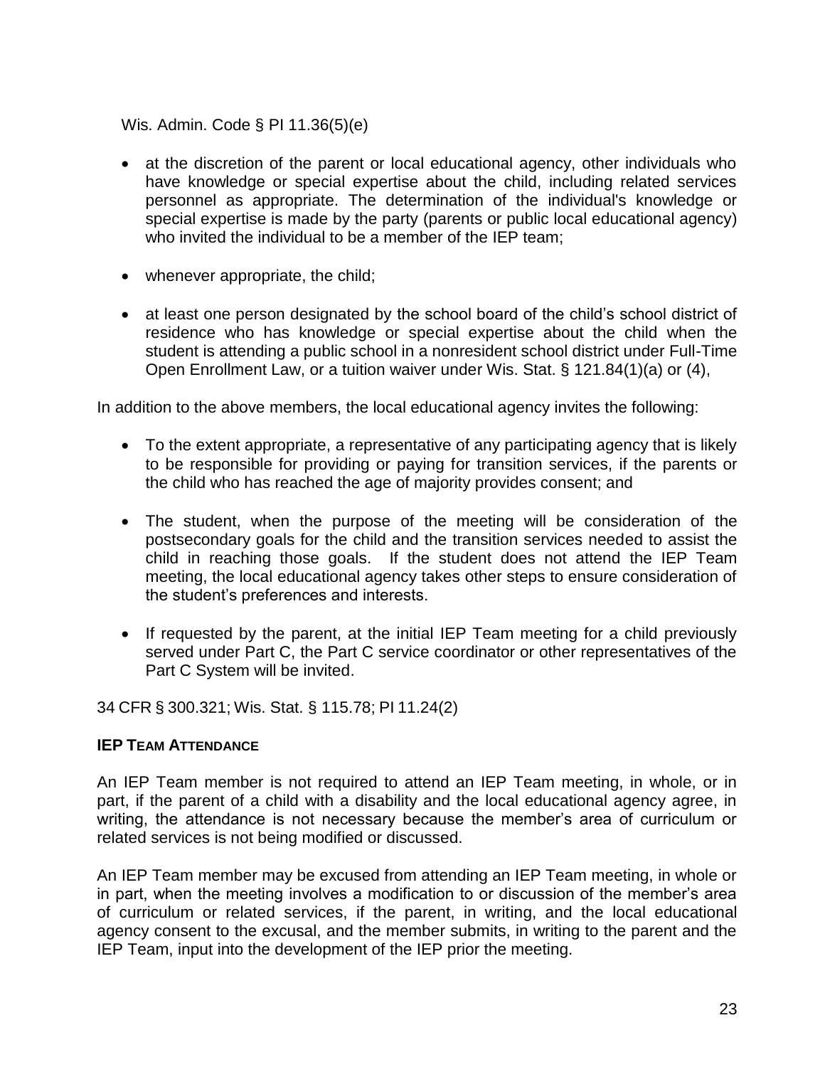Wis. Admin. Code § PI 11.36(5)(e)

- at the discretion of the parent or local educational agency, other individuals who have knowledge or special expertise about the child, including related services personnel as appropriate. The determination of the individual's knowledge or special expertise is made by the party (parents or public local educational agency) who invited the individual to be a member of the IEP team;
- whenever appropriate, the child;
- at least one person designated by the school board of the child's school district of residence who has knowledge or special expertise about the child when the student is attending a public school in a nonresident school district under Full-Time Open Enrollment Law, or a tuition waiver under Wis. Stat. § 121.84(1)(a) or (4),

In addition to the above members, the local educational agency invites the following:

- To the extent appropriate, a representative of any participating agency that is likely to be responsible for providing or paying for transition services, if the parents or the child who has reached the age of majority provides consent; and
- The student, when the purpose of the meeting will be consideration of the postsecondary goals for the child and the transition services needed to assist the child in reaching those goals. If the student does not attend the IEP Team meeting, the local educational agency takes other steps to ensure consideration of the student's preferences and interests.
- If requested by the parent, at the initial IEP Team meeting for a child previously served under Part C, the Part C service coordinator or other representatives of the Part C System will be invited.

34 CFR § 300.321; Wis. Stat. § 115.78; PI 11.24(2)

**IEP TEAM ATTENDANCE**

An IEP Team member is not required to attend an IEP Team meeting, in whole, or in part, if the parent of a child with a disability and the local educational agency agree, in writing, the attendance is not necessary because the member's area of curriculum or related services is not being modified or discussed.

An IEP Team member may be excused from attending an IEP Team meeting, in whole or in part, when the meeting involves a modification to or discussion of the member's area of curriculum or related services, if the parent, in writing, and the local educational agency consent to the excusal, and the member submits, in writing to the parent and the IEP Team, input into the development of the IEP prior the meeting.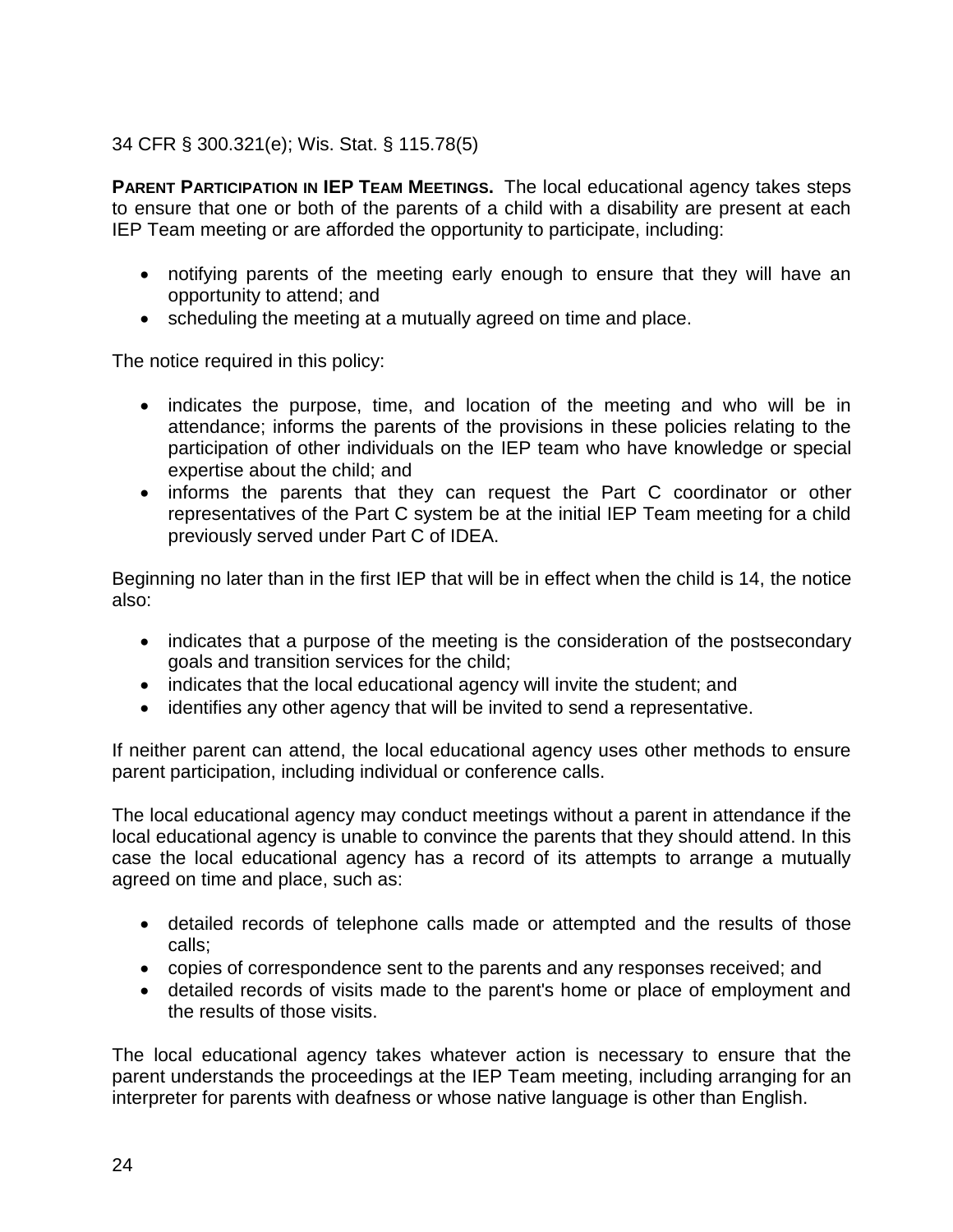34 CFR § 300.321(e); Wis. Stat. § 115.78(5)

**PARENT PARTICIPATION IN IEP TEAM MEETINGS.** The local educational agency takes steps to ensure that one or both of the parents of a child with a disability are present at each IEP Team meeting or are afforded the opportunity to participate, including:

- notifying parents of the meeting early enough to ensure that they will have an opportunity to attend; and
- scheduling the meeting at a mutually agreed on time and place.

The notice required in this policy:

- indicates the purpose, time, and location of the meeting and who will be in attendance; informs the parents of the provisions in these policies relating to the participation of other individuals on the IEP team who have knowledge or special expertise about the child; and
- informs the parents that they can request the Part C coordinator or other representatives of the Part C system be at the initial IEP Team meeting for a child previously served under Part C of IDEA.

Beginning no later than in the first IEP that will be in effect when the child is 14, the notice also:

- indicates that a purpose of the meeting is the consideration of the postsecondary goals and transition services for the child;
- indicates that the local educational agency will invite the student; and
- identifies any other agency that will be invited to send a representative.

If neither parent can attend, the local educational agency uses other methods to ensure parent participation, including individual or conference calls.

The local educational agency may conduct meetings without a parent in attendance if the local educational agency is unable to convince the parents that they should attend. In this case the local educational agency has a record of its attempts to arrange a mutually agreed on time and place, such as:

- detailed records of telephone calls made or attempted and the results of those calls;
- copies of correspondence sent to the parents and any responses received; and
- detailed records of visits made to the parent's home or place of employment and the results of those visits.

The local educational agency takes whatever action is necessary to ensure that the parent understands the proceedings at the IEP Team meeting, including arranging for an interpreter for parents with deafness or whose native language is other than English.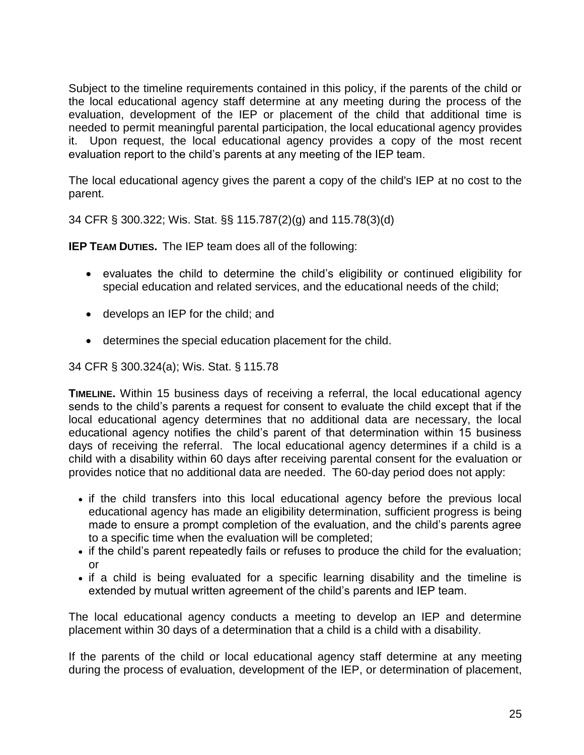Subject to the timeline requirements contained in this policy, if the parents of the child or the local educational agency staff determine at any meeting during the process of the evaluation, development of the IEP or placement of the child that additional time is needed to permit meaningful parental participation, the local educational agency provides it. Upon request, the local educational agency provides a copy of the most recent evaluation report to the child's parents at any meeting of the IEP team.

The local educational agency gives the parent a copy of the child's IEP at no cost to the parent.

34 CFR § 300.322; Wis. Stat. §§ 115.787(2)(g) and 115.78(3)(d)

**IEP TEAM DUTIES.** The IEP team does all of the following:

- evaluates the child to determine the child's eligibility or continued eligibility for special education and related services, and the educational needs of the child;
- develops an IEP for the child; and
- determines the special education placement for the child.

34 CFR § 300.324(a); Wis. Stat. § 115.78

**TIMELINE.** Within 15 business days of receiving a referral, the local educational agency sends to the child's parents a request for consent to evaluate the child except that if the local educational agency determines that no additional data are necessary, the local educational agency notifies the child's parent of that determination within 15 business days of receiving the referral. The local educational agency determines if a child is a child with a disability within 60 days after receiving parental consent for the evaluation or provides notice that no additional data are needed. The 60-day period does not apply:

- if the child transfers into this local educational agency before the previous local educational agency has made an eligibility determination, sufficient progress is being made to ensure a prompt completion of the evaluation, and the child's parents agree to a specific time when the evaluation will be completed;
- if the child's parent repeatedly fails or refuses to produce the child for the evaluation; or
- if a child is being evaluated for a specific learning disability and the timeline is extended by mutual written agreement of the child's parents and IEP team.

The local educational agency conducts a meeting to develop an IEP and determine placement within 30 days of a determination that a child is a child with a disability.

If the parents of the child or local educational agency staff determine at any meeting during the process of evaluation, development of the IEP, or determination of placement,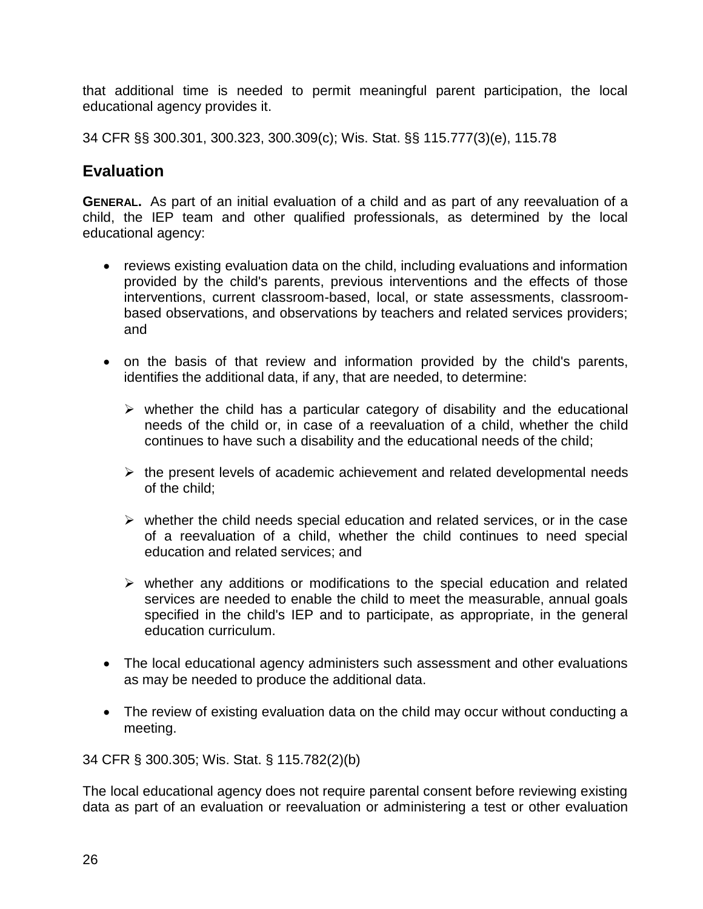that additional time is needed to permit meaningful parent participation, the local educational agency provides it.

34 CFR §§ 300.301, 300.323, 300.309(c); Wis. Stat. §§ 115.777(3)(e), 115.78

## Evaluation

**GENERAL.** As part of an initial evaluation of a child and as part of any reevaluation of a child, the IEP team and other qualified professionals, as determined by the local educational agency:

- reviews existing evaluation data on the child, including evaluations and information provided by the child's parents, previous interventions and the effects of those interventions, current classroom-based, local, or state assessments, classroom-based observations, and observations by teachers and related services providers; and
- on the basis of that review and information provided by the child's parents, identifies the additional data, if any, that are needed, to determine:
  - whether the child has a particular category of disability and the educational needs of the child or, in case of a reevaluation of a child, whether the child continues to have such a disability and the educational needs of the child;
  - the present levels of academic achievement and related developmental needs of the child;
  - whether the child needs special education and related services, or in the case of a reevaluation of a child, whether the child continues to need special education and related services; and
  - whether any additions or modifications to the special education and related services are needed to enable the child to meet the measurable, annual goals specified in the child's IEP and to participate, as appropriate, in the general education curriculum.
- The local educational agency administers such assessment and other evaluations as may be needed to produce the additional data.
- The review of existing evaluation data on the child may occur without conducting a meeting.

34 CFR § 300.305; Wis. Stat. § 115.782(2)(b)

The local educational agency does not require parental consent before reviewing existing data as part of an evaluation or reevaluation or administering a test or other evaluation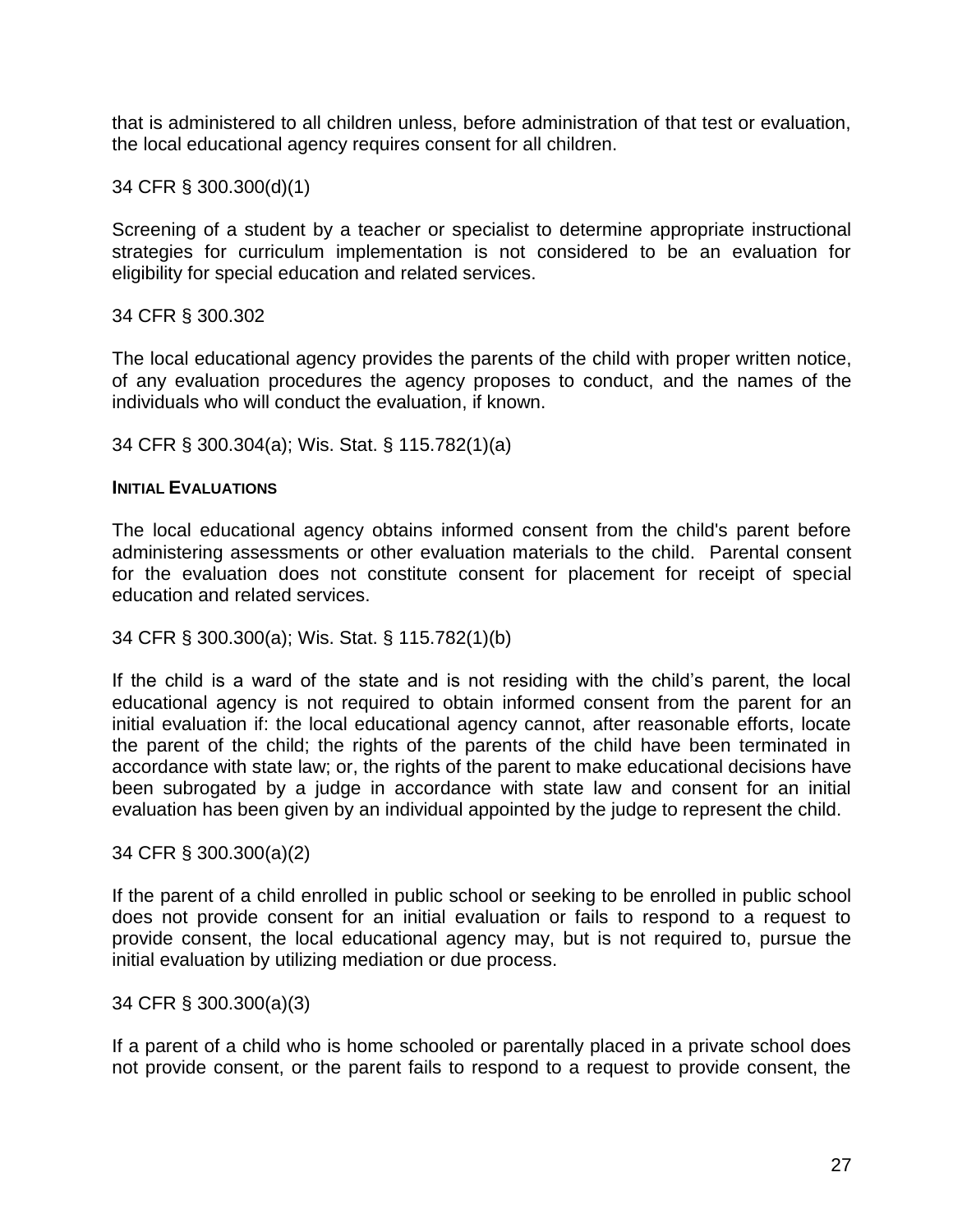that is administered to all children unless, before administration of that test or evaluation, the local educational agency requires consent for all children.

34 CFR § 300.300(d)(1)

Screening of a student by a teacher or specialist to determine appropriate instructional strategies for curriculum implementation is not considered to be an evaluation for eligibility for special education and related services.

34 CFR § 300.302

The local educational agency provides the parents of the child with proper written notice, of any evaluation procedures the agency proposes to conduct, and the names of the individuals who will conduct the evaluation, if known.

34 CFR § 300.304(a); Wis. Stat. § 115.782(1)(a)

**INITIAL EVALUATIONS**

The local educational agency obtains informed consent from the child's parent before administering assessments or other evaluation materials to the child. Parental consent for the evaluation does not constitute consent for placement for receipt of special education and related services.

34 CFR § 300.300(a); Wis. Stat. § 115.782(1)(b)

If the child is a ward of the state and is not residing with the child's parent, the local educational agency is not required to obtain informed consent from the parent for an initial evaluation if: the local educational agency cannot, after reasonable efforts, locate the parent of the child; the rights of the parents of the child have been terminated in accordance with state law; or, the rights of the parent to make educational decisions have been subrogated by a judge in accordance with state law and consent for an initial evaluation has been given by an individual appointed by the judge to represent the child.

34 CFR § 300.300(a)(2)

If the parent of a child enrolled in public school or seeking to be enrolled in public school does not provide consent for an initial evaluation or fails to respond to a request to provide consent, the local educational agency may, but is not required to, pursue the initial evaluation by utilizing mediation or due process.

34 CFR § 300.300(a)(3)

If a parent of a child who is home schooled or parentally placed in a private school does not provide consent, or the parent fails to respond to a request to provide consent, the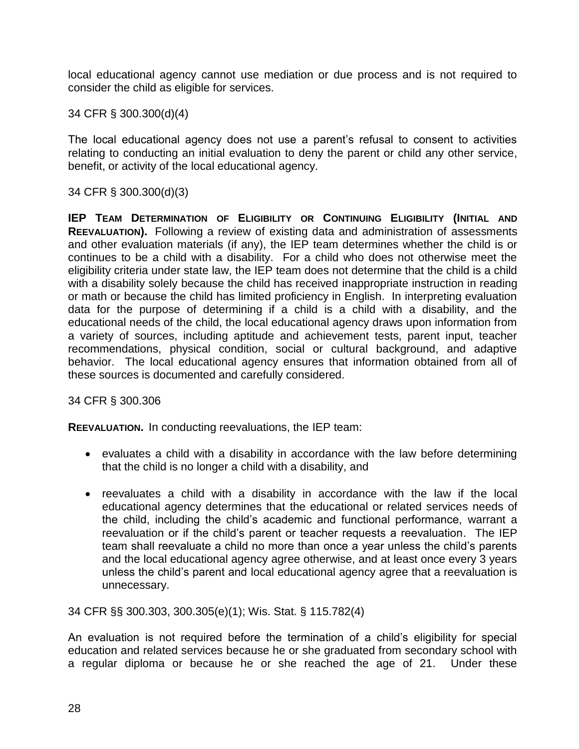local educational agency cannot use mediation or due process and is not required to consider the child as eligible for services.

34 CFR § 300.300(d)(4)

The local educational agency does not use a parent's refusal to consent to activities relating to conducting an initial evaluation to deny the parent or child any other service, benefit, or activity of the local educational agency.

34 CFR § 300.300(d)(3)

**IEP TEAM DETERMINATION OF ELIGIBILITY OR CONTINUING ELIGIBILITY (INITIAL AND REEVALUATION).** Following a review of existing data and administration of assessments and other evaluation materials (if any), the IEP team determines whether the child is or continues to be a child with a disability. For a child who does not otherwise meet the eligibility criteria under state law, the IEP team does not determine that the child is a child with a disability solely because the child has received inappropriate instruction in reading or math or because the child has limited proficiency in English. In interpreting evaluation data for the purpose of determining if a child is a child with a disability, and the educational needs of the child, the local educational agency draws upon information from a variety of sources, including aptitude and achievement tests, parent input, teacher recommendations, physical condition, social or cultural background, and adaptive behavior. The local educational agency ensures that information obtained from all of these sources is documented and carefully considered.

34 CFR § 300.306

**REEVALUATION.** In conducting reevaluations, the IEP team:

- evaluates a child with a disability in accordance with the law before determining that the child is no longer a child with a disability, and
- reevaluates a child with a disability in accordance with the law if the local educational agency determines that the educational or related services needs of the child, including the child's academic and functional performance, warrant a reevaluation or if the child's parent or teacher requests a reevaluation. The IEP team shall reevaluate a child no more than once a year unless the child's parents and the local educational agency agree otherwise, and at least once every 3 years unless the child's parent and local educational agency agree that a reevaluation is unnecessary.

34 CFR §§ 300.303, 300.305(e)(1); Wis. Stat. § 115.782(4)

An evaluation is not required before the termination of a child's eligibility for special education and related services because he or she graduated from secondary school with a regular diploma or because he or she reached the age of 21. Under these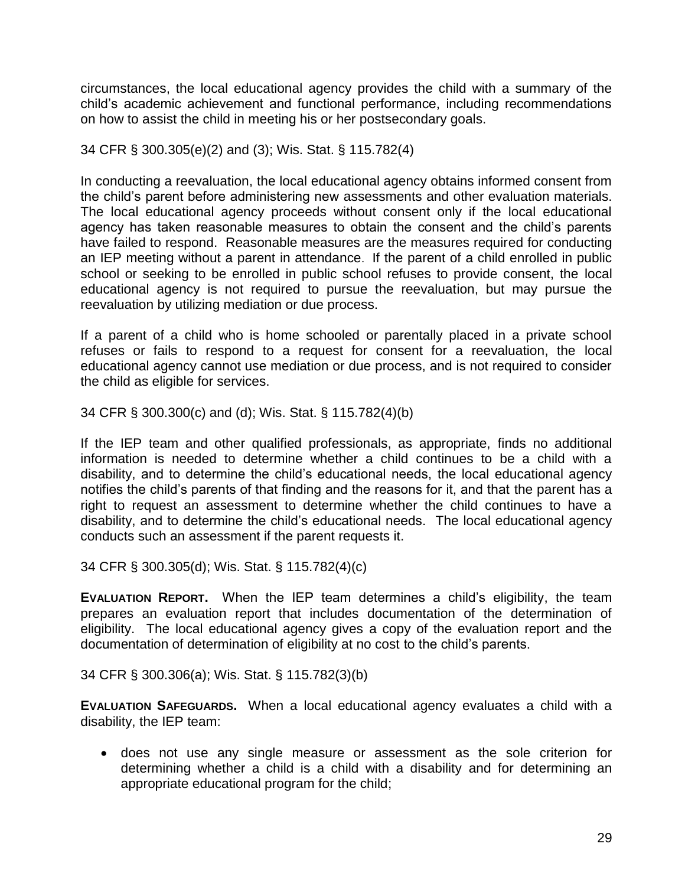circumstances, the local educational agency provides the child with a summary of the child's academic achievement and functional performance, including recommendations on how to assist the child in meeting his or her postsecondary goals.

34 CFR § 300.305(e)(2) and (3); Wis. Stat. § 115.782(4)

In conducting a reevaluation, the local educational agency obtains informed consent from the child's parent before administering new assessments and other evaluation materials. The local educational agency proceeds without consent only if the local educational agency has taken reasonable measures to obtain the consent and the child's parents have failed to respond. Reasonable measures are the measures required for conducting an IEP meeting without a parent in attendance. If the parent of a child enrolled in public school or seeking to be enrolled in public school refuses to provide consent, the local educational agency is not required to pursue the reevaluation, but may pursue the reevaluation by utilizing mediation or due process.

If a parent of a child who is home schooled or parentally placed in a private school refuses or fails to respond to a request for consent for a reevaluation, the local educational agency cannot use mediation or due process, and is not required to consider the child as eligible for services.

34 CFR § 300.300(c) and (d); Wis. Stat. § 115.782(4)(b)

If the IEP team and other qualified professionals, as appropriate, finds no additional information is needed to determine whether a child continues to be a child with a disability, and to determine the child's educational needs, the local educational agency notifies the child's parents of that finding and the reasons for it, and that the parent has a right to request an assessment to determine whether the child continues to have a disability, and to determine the child's educational needs. The local educational agency conducts such an assessment if the parent requests it.

34 CFR § 300.305(d); Wis. Stat. § 115.782(4)(c)

**EVALUATION REPORT.** When the IEP team determines a child's eligibility, the team prepares an evaluation report that includes documentation of the determination of eligibility. The local educational agency gives a copy of the evaluation report and the documentation of determination of eligibility at no cost to the child's parents.

34 CFR § 300.306(a); Wis. Stat. § 115.782(3)(b)

**EVALUATION SAFEGUARDS.** When a local educational agency evaluates a child with a disability, the IEP team:

- does not use any single measure or assessment as the sole criterion for determining whether a child is a child with a disability and for determining an appropriate educational program for the child;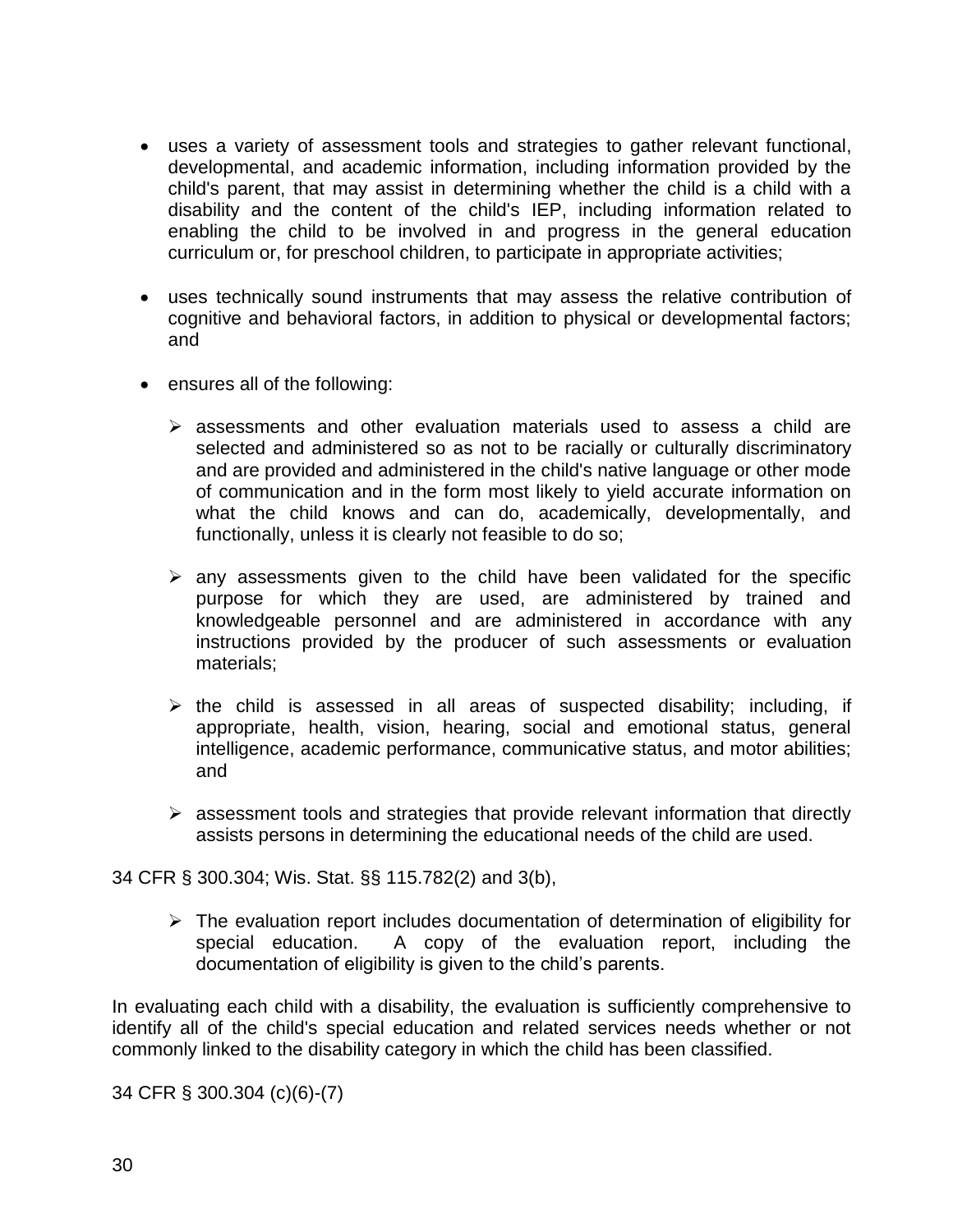- uses a variety of assessment tools and strategies to gather relevant functional, developmental, and academic information, including information provided by the child's parent, that may assist in determining whether the child is a child with a disability and the content of the child's IEP, including information related to enabling the child to be involved in and progress in the general education curriculum or, for preschool children, to participate in appropriate activities;

- uses technically sound instruments that may assess the relative contribution of cognitive and behavioral factors, in addition to physical or developmental factors; and

- ensures all of the following:

  - assessments and other evaluation materials used to assess a child are selected and administered so as not to be racially or culturally discriminatory and are provided and administered in the child's native language or other mode of communication and in the form most likely to yield accurate information on what the child knows and can do, academically, developmentally, and functionally, unless it is clearly not feasible to do so;

  - any assessments given to the child have been validated for the specific purpose for which they are used, are administered by trained and knowledgeable personnel and are administered in accordance with any instructions provided by the producer of such assessments or evaluation materials;

  - the child is assessed in all areas of suspected disability; including, if appropriate, health, vision, hearing, social and emotional status, general intelligence, academic performance, communicative status, and motor abilities; and

  - assessment tools and strategies that provide relevant information that directly assists persons in determining the educational needs of the child are used.

34 CFR § 300.304; Wis. Stat. §§ 115.782(2) and 3(b),

- The evaluation report includes documentation of determination of eligibility for special education. A copy of the evaluation report, including the documentation of eligibility is given to the child's parents.

In evaluating each child with a disability, the evaluation is sufficiently comprehensive to identify all of the child's special education and related services needs whether or not commonly linked to the disability category in which the child has been classified.

34 CFR § 300.304 (c)(6)-(7)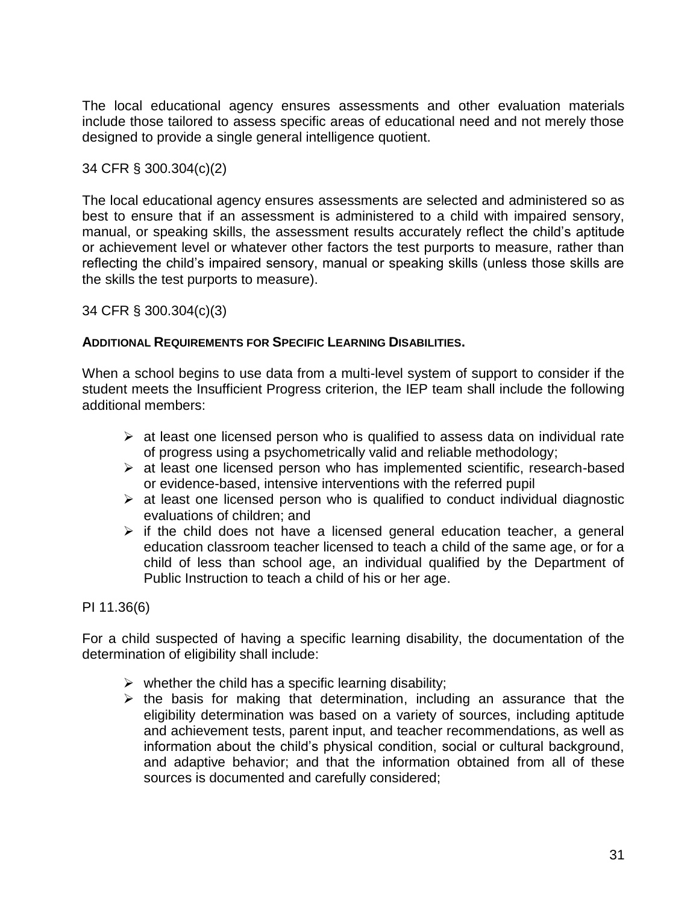The local educational agency ensures assessments and other evaluation materials include those tailored to assess specific areas of educational need and not merely those designed to provide a single general intelligence quotient.

34 CFR § 300.304(c)(2)

The local educational agency ensures assessments are selected and administered so as best to ensure that if an assessment is administered to a child with impaired sensory, manual, or speaking skills, the assessment results accurately reflect the child's aptitude or achievement level or whatever other factors the test purports to measure, rather than reflecting the child's impaired sensory, manual or speaking skills (unless those skills are the skills the test purports to measure).

34 CFR § 300.304(c)(3)

**ADDITIONAL REQUIREMENTS FOR SPECIFIC LEARNING DISABILITIES.**

When a school begins to use data from a multi-level system of support to consider if the student meets the Insufficient Progress criterion, the IEP team shall include the following additional members:

- at least one licensed person who is qualified to assess data on individual rate of progress using a psychometrically valid and reliable methodology;
- at least one licensed person who has implemented scientific, research-based or evidence-based, intensive interventions with the referred pupil
- at least one licensed person who is qualified to conduct individual diagnostic evaluations of children; and
- if the child does not have a licensed general education teacher, a general education classroom teacher licensed to teach a child of the same age, or for a child of less than school age, an individual qualified by the Department of Public Instruction to teach a child of his or her age.

PI 11.36(6)

For a child suspected of having a specific learning disability, the documentation of the determination of eligibility shall include:

- whether the child has a specific learning disability;
- the basis for making that determination, including an assurance that the eligibility determination was based on a variety of sources, including aptitude and achievement tests, parent input, and teacher recommendations, as well as information about the child's physical condition, social or cultural background, and adaptive behavior; and that the information obtained from all of these sources is documented and carefully considered;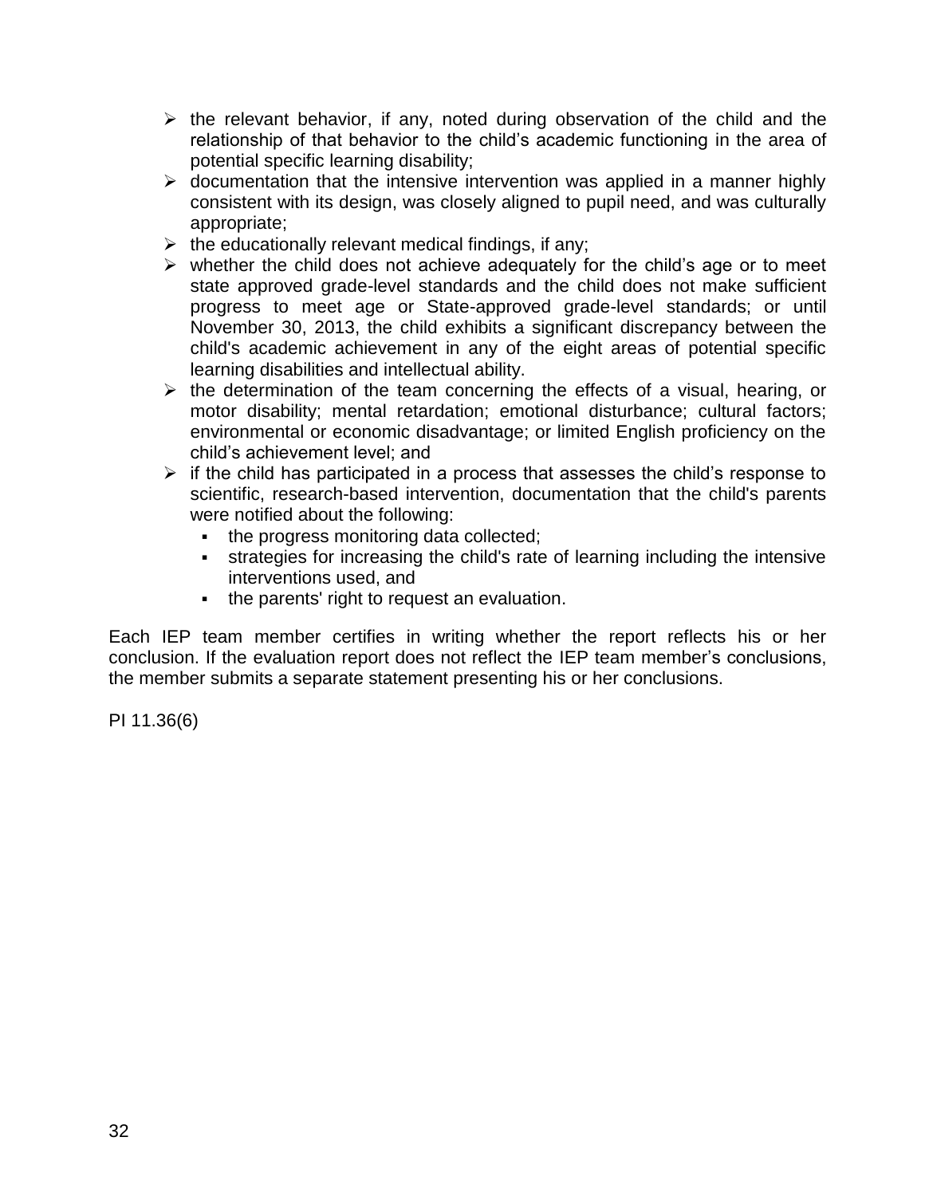- the relevant behavior, if any, noted during observation of the child and the relationship of that behavior to the child's academic functioning in the area of potential specific learning disability;
- documentation that the intensive intervention was applied in a manner highly consistent with its design, was closely aligned to pupil need, and was culturally appropriate;
- the educationally relevant medical findings, if any;
- whether the child does not achieve adequately for the child's age or to meet state approved grade-level standards and the child does not make sufficient progress to meet age or State-approved grade-level standards; or until November 30, 2013, the child exhibits a significant discrepancy between the child's academic achievement in any of the eight areas of potential specific learning disabilities and intellectual ability.
- the determination of the team concerning the effects of a visual, hearing, or motor disability; mental retardation; emotional disturbance; cultural factors; environmental or economic disadvantage; or limited English proficiency on the child's achievement level; and
- if the child has participated in a process that assesses the child's response to scientific, research-based intervention, documentation that the child's parents were notified about the following:
  - the progress monitoring data collected;
  - strategies for increasing the child's rate of learning including the intensive interventions used, and
  - the parents' right to request an evaluation.

Each IEP team member certifies in writing whether the report reflects his or her conclusion. If the evaluation report does not reflect the IEP team member's conclusions, the member submits a separate statement presenting his or her conclusions.

PI 11.36(6)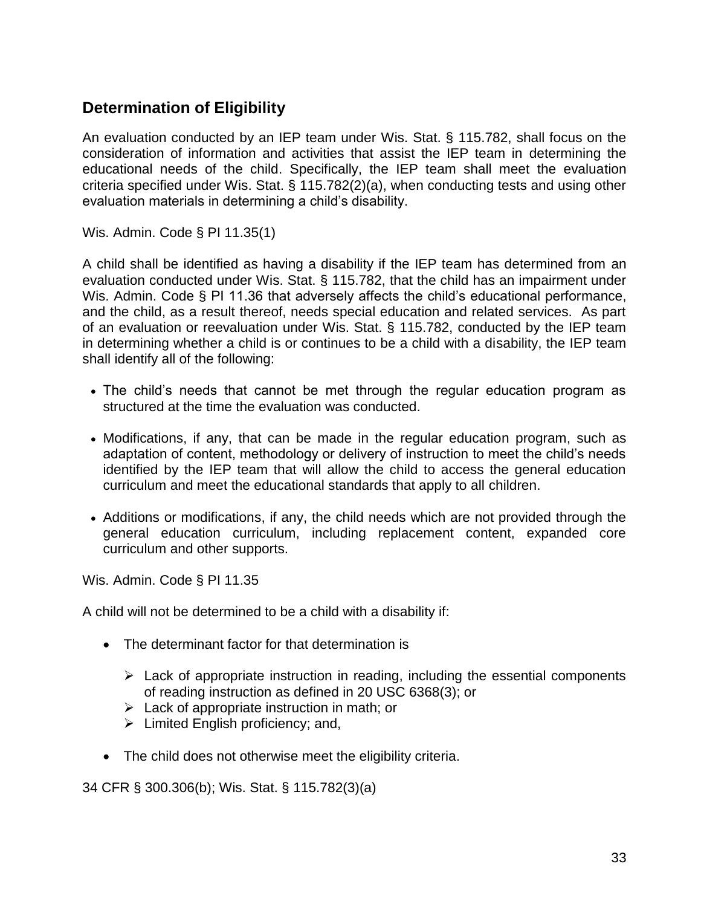## Determination of Eligibility

An evaluation conducted by an IEP team under Wis. Stat. § 115.782, shall focus on the consideration of information and activities that assist the IEP team in determining the educational needs of the child. Specifically, the IEP team shall meet the evaluation criteria specified under Wis. Stat. § 115.782(2)(a), when conducting tests and using other evaluation materials in determining a child's disability.

Wis. Admin. Code § PI 11.35(1)

A child shall be identified as having a disability if the IEP team has determined from an evaluation conducted under Wis. Stat. § 115.782, that the child has an impairment under Wis. Admin. Code § PI 11.36 that adversely affects the child's educational performance, and the child, as a result thereof, needs special education and related services. As part of an evaluation or reevaluation under Wis. Stat. § 115.782, conducted by the IEP team in determining whether a child is or continues to be a child with a disability, the IEP team shall identify all of the following:

- The child's needs that cannot be met through the regular education program as structured at the time the evaluation was conducted.
- Modifications, if any, that can be made in the regular education program, such as adaptation of content, methodology or delivery of instruction to meet the child's needs identified by the IEP team that will allow the child to access the general education curriculum and meet the educational standards that apply to all children.
- Additions or modifications, if any, the child needs which are not provided through the general education curriculum, including replacement content, expanded core curriculum and other supports.

Wis. Admin. Code § PI 11.35

A child will not be determined to be a child with a disability if:

- The determinant factor for that determination is
  - Lack of appropriate instruction in reading, including the essential components of reading instruction as defined in 20 USC 6368(3); or
  - Lack of appropriate instruction in math; or
  - Limited English proficiency; and,
- The child does not otherwise meet the eligibility criteria.

34 CFR § 300.306(b); Wis. Stat. § 115.782(3)(a)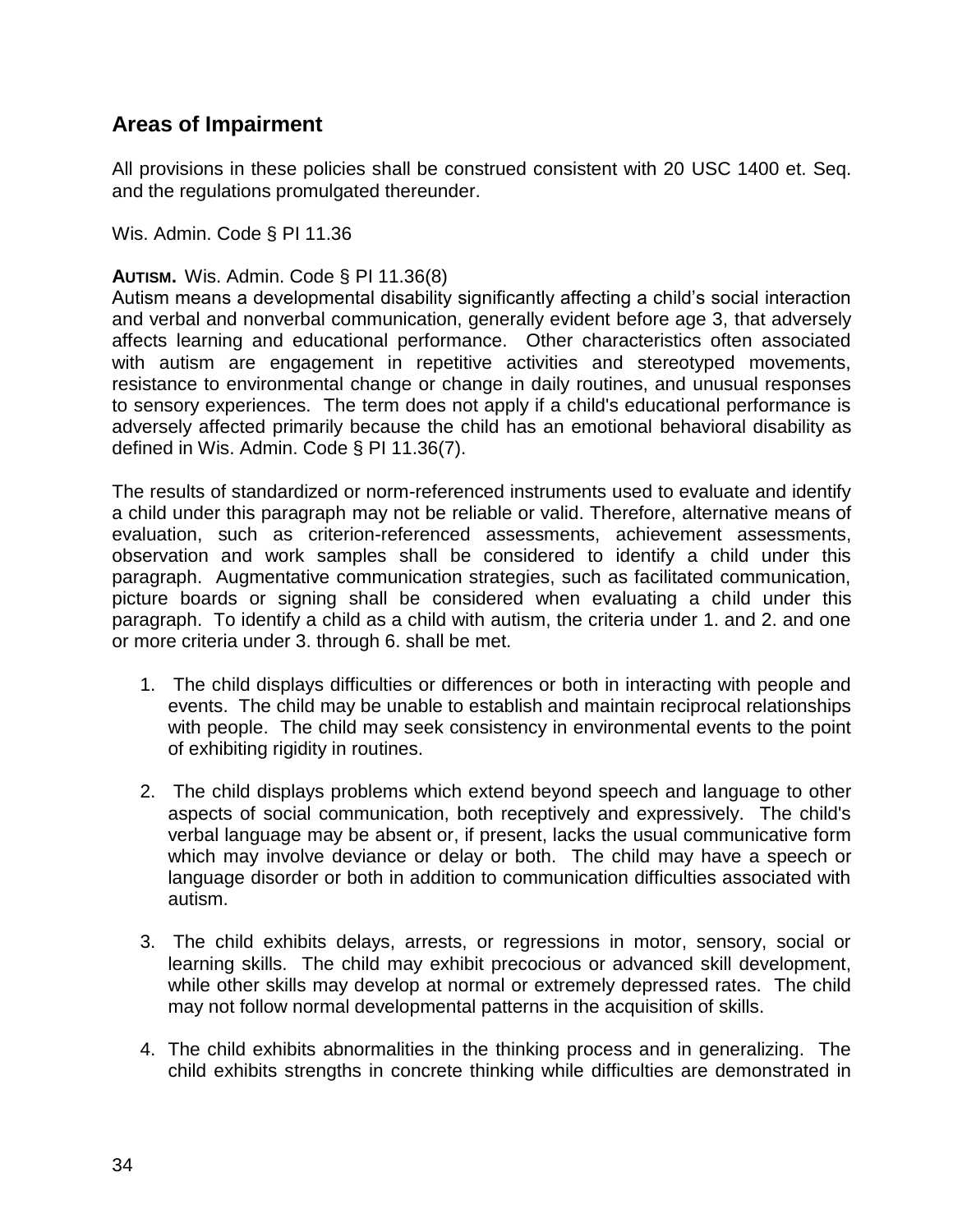## Areas of Impairment

All provisions in these policies shall be construed consistent with 20 USC 1400 et. Seq. and the regulations promulgated thereunder.

Wis. Admin. Code § PI 11.36

**AUTISM.** Wis. Admin. Code § PI 11.36(8)
Autism means a developmental disability significantly affecting a child's social interaction and verbal and nonverbal communication, generally evident before age 3, that adversely affects learning and educational performance. Other characteristics often associated with autism are engagement in repetitive activities and stereotyped movements, resistance to environmental change or change in daily routines, and unusual responses to sensory experiences. The term does not apply if a child's educational performance is adversely affected primarily because the child has an emotional behavioral disability as defined in Wis. Admin. Code § PI 11.36(7).

The results of standardized or norm-referenced instruments used to evaluate and identify a child under this paragraph may not be reliable or valid. Therefore, alternative means of evaluation, such as criterion-referenced assessments, achievement assessments, observation and work samples shall be considered to identify a child under this paragraph. Augmentative communication strategies, such as facilitated communication, picture boards or signing shall be considered when evaluating a child under this paragraph. To identify a child as a child with autism, the criteria under 1. and 2. and one or more criteria under 3. through 6. shall be met.

1. The child displays difficulties or differences or both in interacting with people and events. The child may be unable to establish and maintain reciprocal relationships with people. The child may seek consistency in environmental events to the point of exhibiting rigidity in routines.

2. The child displays problems which extend beyond speech and language to other aspects of social communication, both receptively and expressively. The child's verbal language may be absent or, if present, lacks the usual communicative form which may involve deviance or delay or both. The child may have a speech or language disorder or both in addition to communication difficulties associated with autism.

3. The child exhibits delays, arrests, or regressions in motor, sensory, social or learning skills. The child may exhibit precocious or advanced skill development, while other skills may develop at normal or extremely depressed rates. The child may not follow normal developmental patterns in the acquisition of skills.

4. The child exhibits abnormalities in the thinking process and in generalizing. The child exhibits strengths in concrete thinking while difficulties are demonstrated in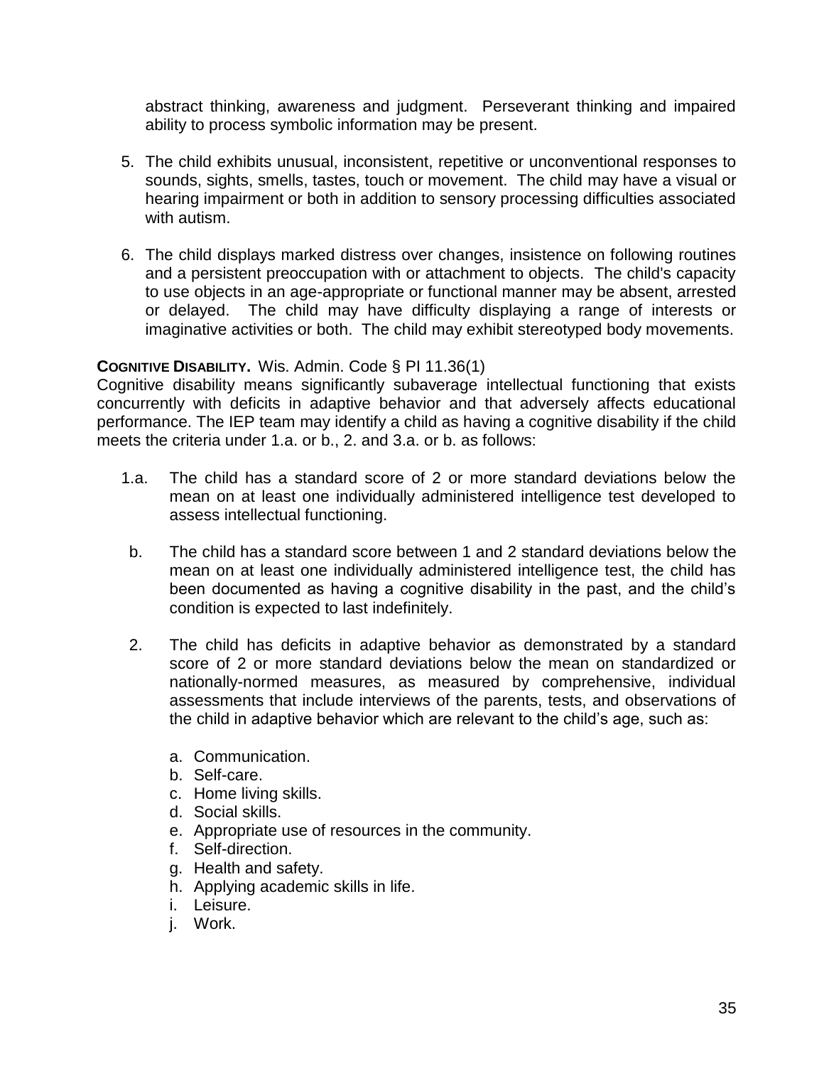abstract thinking, awareness and judgment. Perseverant thinking and impaired ability to process symbolic information may be present.

5. The child exhibits unusual, inconsistent, repetitive or unconventional responses to sounds, sights, smells, tastes, touch or movement. The child may have a visual or hearing impairment or both in addition to sensory processing difficulties associated with autism.

6. The child displays marked distress over changes, insistence on following routines and a persistent preoccupation with or attachment to objects. The child's capacity to use objects in an age-appropriate or functional manner may be absent, arrested or delayed. The child may have difficulty displaying a range of interests or imaginative activities or both. The child may exhibit stereotyped body movements.

**COGNITIVE DISABILITY.** Wis. Admin. Code § PI 11.36(1)

Cognitive disability means significantly subaverage intellectual functioning that exists concurrently with deficits in adaptive behavior and that adversely affects educational performance. The IEP team may identify a child as having a cognitive disability if the child meets the criteria under 1.a. or b., 2. and 3.a. or b. as follows:

1.a. The child has a standard score of 2 or more standard deviations below the mean on at least one individually administered intelligence test developed to assess intellectual functioning.

b. The child has a standard score between 1 and 2 standard deviations below the mean on at least one individually administered intelligence test, the child has been documented as having a cognitive disability in the past, and the child's condition is expected to last indefinitely.

2. The child has deficits in adaptive behavior as demonstrated by a standard score of 2 or more standard deviations below the mean on standardized or nationally-normed measures, as measured by comprehensive, individual assessments that include interviews of the parents, tests, and observations of the child in adaptive behavior which are relevant to the child's age, such as:

   a. Communication.
   b. Self-care.
   c. Home living skills.
   d. Social skills.
   e. Appropriate use of resources in the community.
   f. Self-direction.
   g. Health and safety.
   h. Applying academic skills in life.
   i. Leisure.
   j. Work.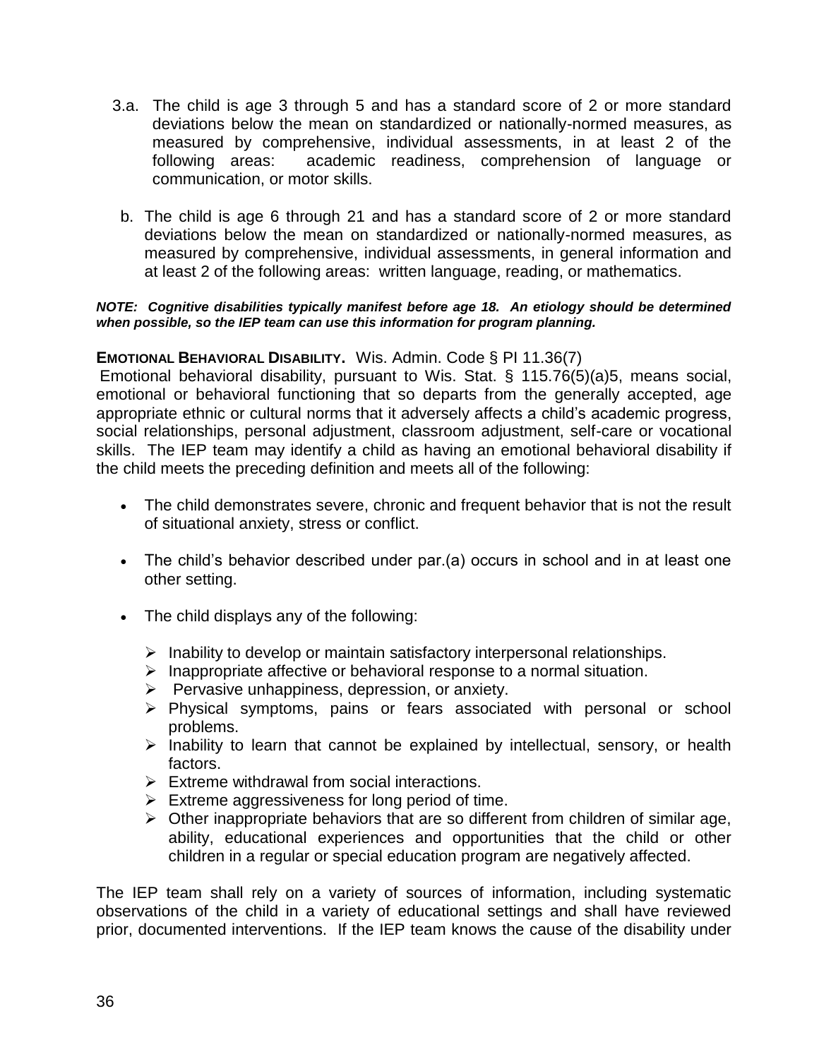3.a. The child is age 3 through 5 and has a standard score of 2 or more standard deviations below the mean on standardized or nationally-normed measures, as measured by comprehensive, individual assessments, in at least 2 of the following areas: academic readiness, comprehension of language or communication, or motor skills.

b. The child is age 6 through 21 and has a standard score of 2 or more standard deviations below the mean on standardized or nationally-normed measures, as measured by comprehensive, individual assessments, in general information and at least 2 of the following areas: written language, reading, or mathematics.

***NOTE: Cognitive disabilities typically manifest before age 18. An etiology should be determined when possible, so the IEP team can use this information for program planning.***

**EMOTIONAL BEHAVIORAL DISABILITY.** Wis. Admin. Code § PI 11.36(7)

Emotional behavioral disability, pursuant to Wis. Stat. § 115.76(5)(a)5, means social, emotional or behavioral functioning that so departs from the generally accepted, age appropriate ethnic or cultural norms that it adversely affects a child's academic progress, social relationships, personal adjustment, classroom adjustment, self-care or vocational skills. The IEP team may identify a child as having an emotional behavioral disability if the child meets the preceding definition and meets all of the following:

- The child demonstrates severe, chronic and frequent behavior that is not the result of situational anxiety, stress or conflict.
- The child's behavior described under par.(a) occurs in school and in at least one other setting.
- The child displays any of the following:
  - Inability to develop or maintain satisfactory interpersonal relationships.
  - Inappropriate affective or behavioral response to a normal situation.
  - Pervasive unhappiness, depression, or anxiety.
  - Physical symptoms, pains or fears associated with personal or school problems.
  - Inability to learn that cannot be explained by intellectual, sensory, or health factors.
  - Extreme withdrawal from social interactions.
  - Extreme aggressiveness for long period of time.
  - Other inappropriate behaviors that are so different from children of similar age, ability, educational experiences and opportunities that the child or other children in a regular or special education program are negatively affected.

The IEP team shall rely on a variety of sources of information, including systematic observations of the child in a variety of educational settings and shall have reviewed prior, documented interventions. If the IEP team knows the cause of the disability under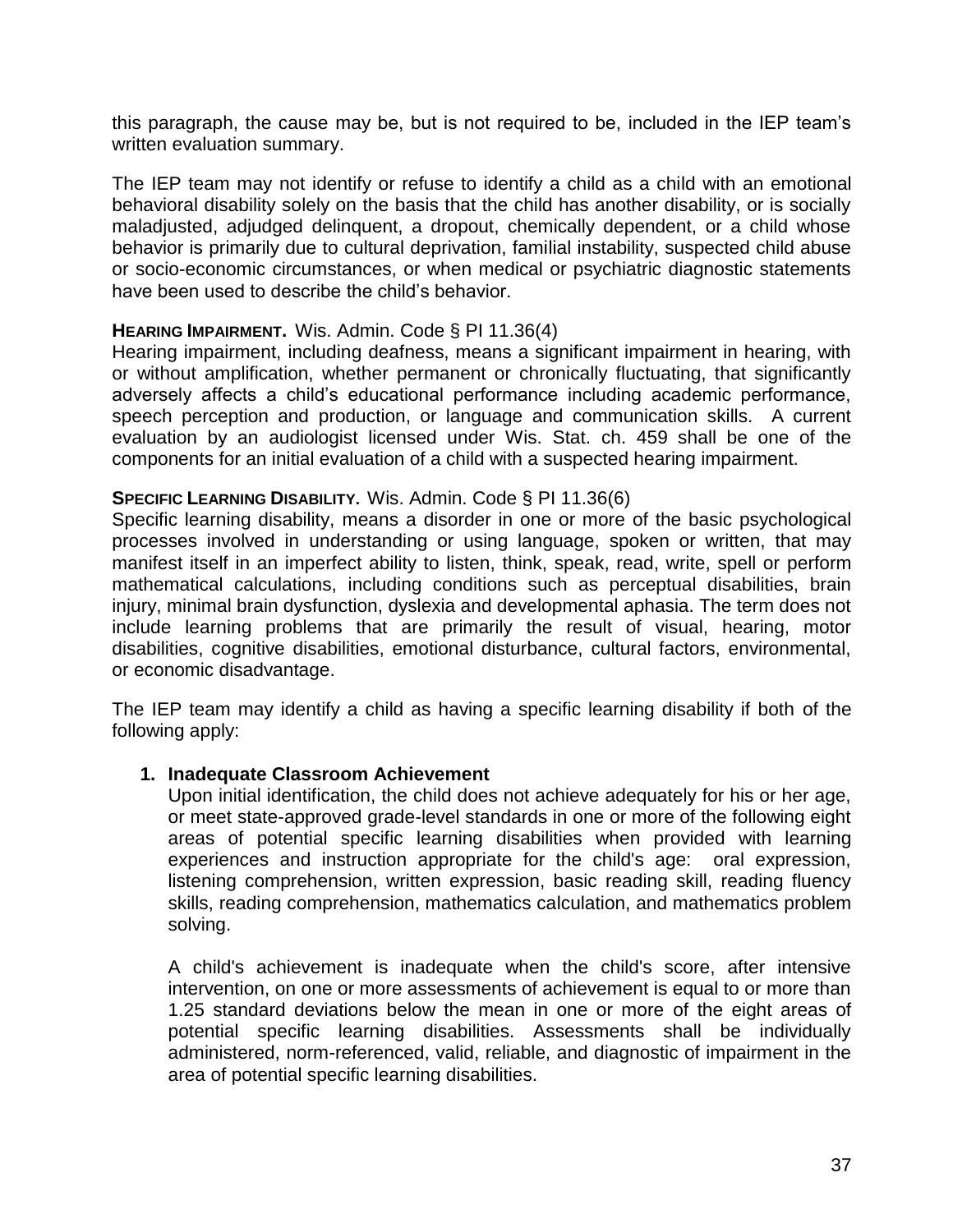this paragraph, the cause may be, but is not required to be, included in the IEP team's written evaluation summary.

The IEP team may not identify or refuse to identify a child as a child with an emotional behavioral disability solely on the basis that the child has another disability, or is socially maladjusted, adjudged delinquent, a dropout, chemically dependent, or a child whose behavior is primarily due to cultural deprivation, familial instability, suspected child abuse or socio-economic circumstances, or when medical or psychiatric diagnostic statements have been used to describe the child's behavior.

**HEARING IMPAIRMENT.** Wis. Admin. Code § PI 11.36(4)
Hearing impairment, including deafness, means a significant impairment in hearing, with or without amplification, whether permanent or chronically fluctuating, that significantly adversely affects a child's educational performance including academic performance, speech perception and production, or language and communication skills. A current evaluation by an audiologist licensed under Wis. Stat. ch. 459 shall be one of the components for an initial evaluation of a child with a suspected hearing impairment.

**SPECIFIC LEARNING DISABILITY.** Wis. Admin. Code § PI 11.36(6)
Specific learning disability, means a disorder in one or more of the basic psychological processes involved in understanding or using language, spoken or written, that may manifest itself in an imperfect ability to listen, think, speak, read, write, spell or perform mathematical calculations, including conditions such as perceptual disabilities, brain injury, minimal brain dysfunction, dyslexia and developmental aphasia. The term does not include learning problems that are primarily the result of visual, hearing, motor disabilities, cognitive disabilities, emotional disturbance, cultural factors, environmental, or economic disadvantage.

The IEP team may identify a child as having a specific learning disability if both of the following apply:

1. **Inadequate Classroom Achievement**
   Upon initial identification, the child does not achieve adequately for his or her age, or meet state-approved grade-level standards in one or more of the following eight areas of potential specific learning disabilities when provided with learning experiences and instruction appropriate for the child's age: oral expression, listening comprehension, written expression, basic reading skill, reading fluency skills, reading comprehension, mathematics calculation, and mathematics problem solving.

   A child's achievement is inadequate when the child's score, after intensive intervention, on one or more assessments of achievement is equal to or more than 1.25 standard deviations below the mean in one or more of the eight areas of potential specific learning disabilities. Assessments shall be individually administered, norm-referenced, valid, reliable, and diagnostic of impairment in the area of potential specific learning disabilities.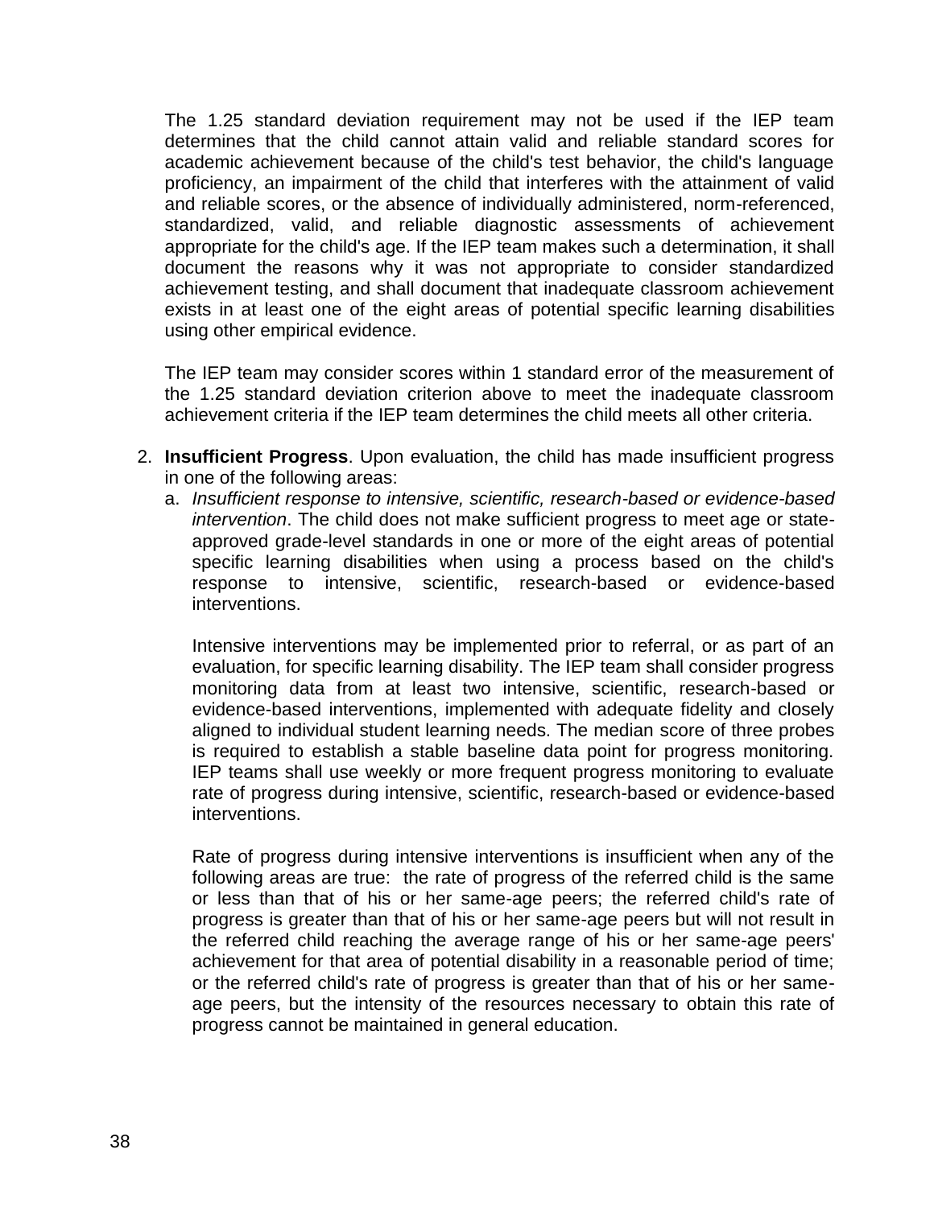The 1.25 standard deviation requirement may not be used if the IEP team determines that the child cannot attain valid and reliable standard scores for academic achievement because of the child's test behavior, the child's language proficiency, an impairment of the child that interferes with the attainment of valid and reliable scores, or the absence of individually administered, norm-referenced, standardized, valid, and reliable diagnostic assessments of achievement appropriate for the child's age. If the IEP team makes such a determination, it shall document the reasons why it was not appropriate to consider standardized achievement testing, and shall document that inadequate classroom achievement exists in at least one of the eight areas of potential specific learning disabilities using other empirical evidence.

The IEP team may consider scores within 1 standard error of the measurement of the 1.25 standard deviation criterion above to meet the inadequate classroom achievement criteria if the IEP team determines the child meets all other criteria.

2. **Insufficient Progress**. Upon evaluation, the child has made insufficient progress in one of the following areas:
   a. *Insufficient response to intensive, scientific, research-based or evidence-based intervention*. The child does not make sufficient progress to meet age or state-approved grade-level standards in one or more of the eight areas of potential specific learning disabilities when using a process based on the child's response to intensive, scientific, research-based or evidence-based interventions.

      Intensive interventions may be implemented prior to referral, or as part of an evaluation, for specific learning disability. The IEP team shall consider progress monitoring data from at least two intensive, scientific, research-based or evidence-based interventions, implemented with adequate fidelity and closely aligned to individual student learning needs. The median score of three probes is required to establish a stable baseline data point for progress monitoring. IEP teams shall use weekly or more frequent progress monitoring to evaluate rate of progress during intensive, scientific, research-based or evidence-based interventions.

      Rate of progress during intensive interventions is insufficient when any of the following areas are true: the rate of progress of the referred child is the same or less than that of his or her same-age peers; the referred child's rate of progress is greater than that of his or her same-age peers but will not result in the referred child reaching the average range of his or her same-age peers' achievement for that area of potential disability in a reasonable period of time; or the referred child's rate of progress is greater than that of his or her same-age peers, but the intensity of the resources necessary to obtain this rate of progress cannot be maintained in general education.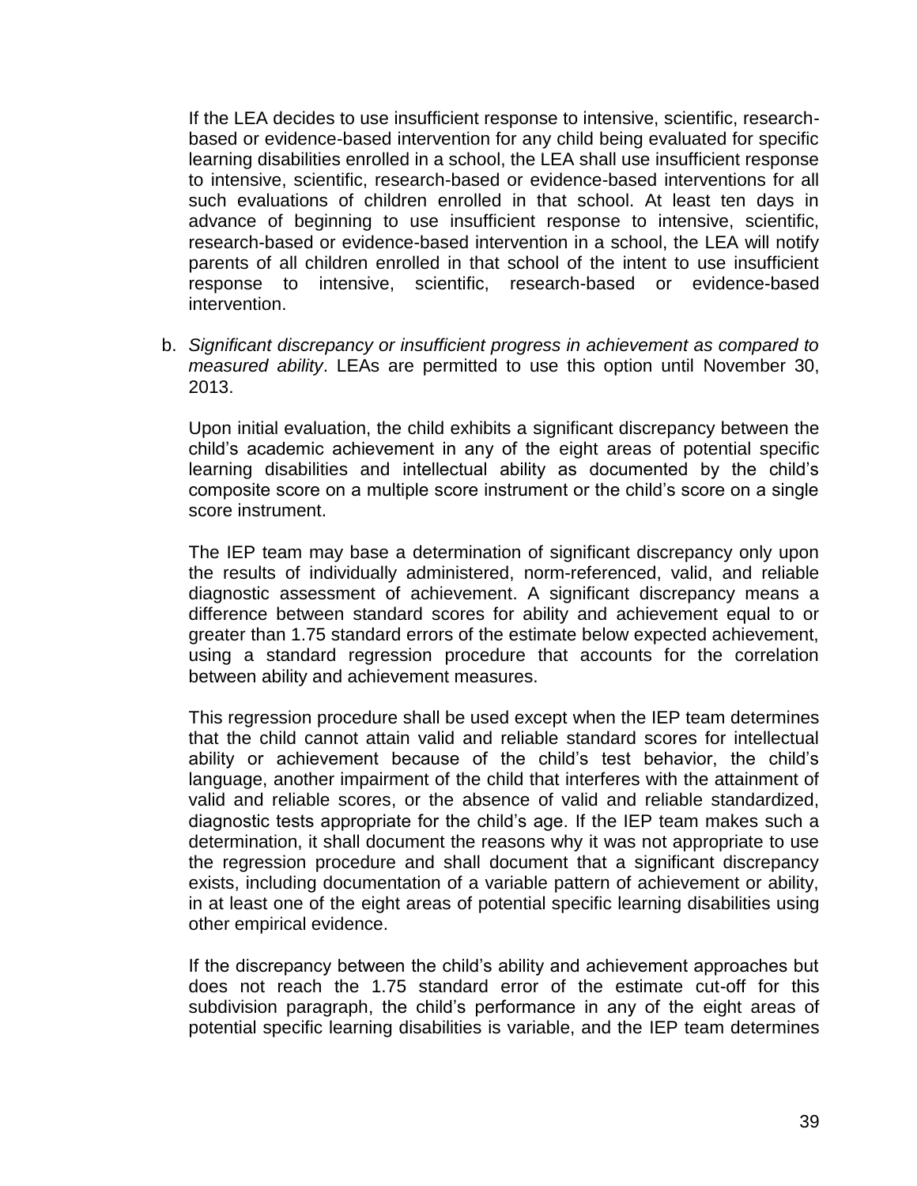If the LEA decides to use insufficient response to intensive, scientific, research-based or evidence-based intervention for any child being evaluated for specific learning disabilities enrolled in a school, the LEA shall use insufficient response to intensive, scientific, research-based or evidence-based interventions for all such evaluations of children enrolled in that school. At least ten days in advance of beginning to use insufficient response to intensive, scientific, research-based or evidence-based intervention in a school, the LEA will notify parents of all children enrolled in that school of the intent to use insufficient response to intensive, scientific, research-based or evidence-based intervention.

b. *Significant discrepancy or insufficient progress in achievement as compared to measured ability*. LEAs are permitted to use this option until November 30, 2013.

   Upon initial evaluation, the child exhibits a significant discrepancy between the child's academic achievement in any of the eight areas of potential specific learning disabilities and intellectual ability as documented by the child's composite score on a multiple score instrument or the child's score on a single score instrument.

   The IEP team may base a determination of significant discrepancy only upon the results of individually administered, norm-referenced, valid, and reliable diagnostic assessment of achievement. A significant discrepancy means a difference between standard scores for ability and achievement equal to or greater than 1.75 standard errors of the estimate below expected achievement, using a standard regression procedure that accounts for the correlation between ability and achievement measures.

   This regression procedure shall be used except when the IEP team determines that the child cannot attain valid and reliable standard scores for intellectual ability or achievement because of the child's test behavior, the child's language, another impairment of the child that interferes with the attainment of valid and reliable scores, or the absence of valid and reliable standardized, diagnostic tests appropriate for the child's age. If the IEP team makes such a determination, it shall document the reasons why it was not appropriate to use the regression procedure and shall document that a significant discrepancy exists, including documentation of a variable pattern of achievement or ability, in at least one of the eight areas of potential specific learning disabilities using other empirical evidence.

   If the discrepancy between the child's ability and achievement approaches but does not reach the 1.75 standard error of the estimate cut-off for this subdivision paragraph, the child's performance in any of the eight areas of potential specific learning disabilities is variable, and the IEP team determines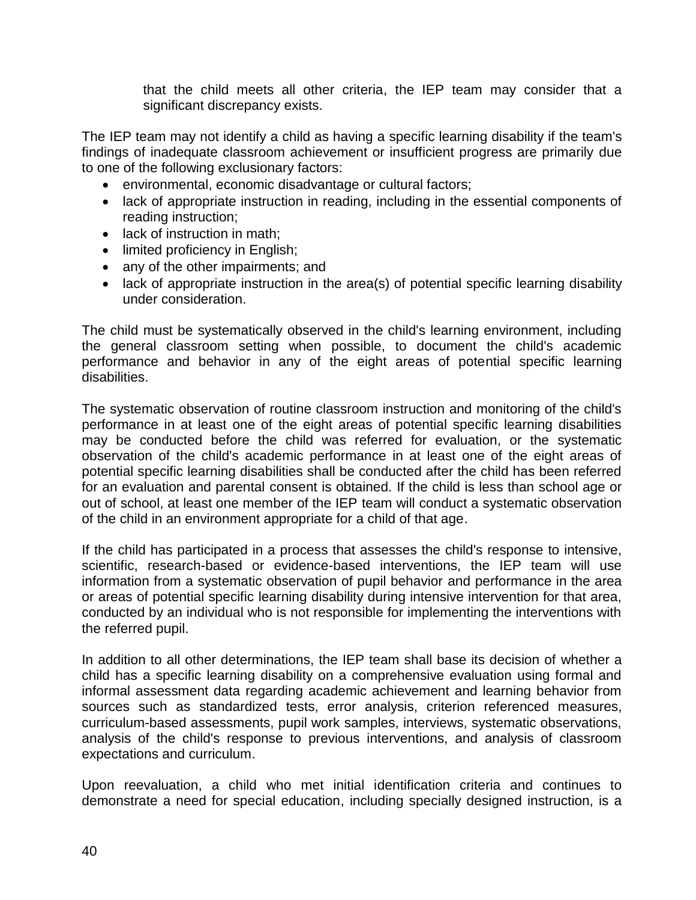that the child meets all other criteria, the IEP team may consider that a significant discrepancy exists.

The IEP team may not identify a child as having a specific learning disability if the team's findings of inadequate classroom achievement or insufficient progress are primarily due to one of the following exclusionary factors:

- environmental, economic disadvantage or cultural factors;
- lack of appropriate instruction in reading, including in the essential components of reading instruction;
- lack of instruction in math;
- limited proficiency in English;
- any of the other impairments; and
- lack of appropriate instruction in the area(s) of potential specific learning disability under consideration.

The child must be systematically observed in the child's learning environment, including the general classroom setting when possible, to document the child's academic performance and behavior in any of the eight areas of potential specific learning disabilities.

The systematic observation of routine classroom instruction and monitoring of the child's performance in at least one of the eight areas of potential specific learning disabilities may be conducted before the child was referred for evaluation, or the systematic observation of the child's academic performance in at least one of the eight areas of potential specific learning disabilities shall be conducted after the child has been referred for an evaluation and parental consent is obtained. If the child is less than school age or out of school, at least one member of the IEP team will conduct a systematic observation of the child in an environment appropriate for a child of that age.

If the child has participated in a process that assesses the child's response to intensive, scientific, research-based or evidence-based interventions, the IEP team will use information from a systematic observation of pupil behavior and performance in the area or areas of potential specific learning disability during intensive intervention for that area, conducted by an individual who is not responsible for implementing the interventions with the referred pupil.

In addition to all other determinations, the IEP team shall base its decision of whether a child has a specific learning disability on a comprehensive evaluation using formal and informal assessment data regarding academic achievement and learning behavior from sources such as standardized tests, error analysis, criterion referenced measures, curriculum-based assessments, pupil work samples, interviews, systematic observations, analysis of the child's response to previous interventions, and analysis of classroom expectations and curriculum.

Upon reevaluation, a child who met initial identification criteria and continues to demonstrate a need for special education, including specially designed instruction, is a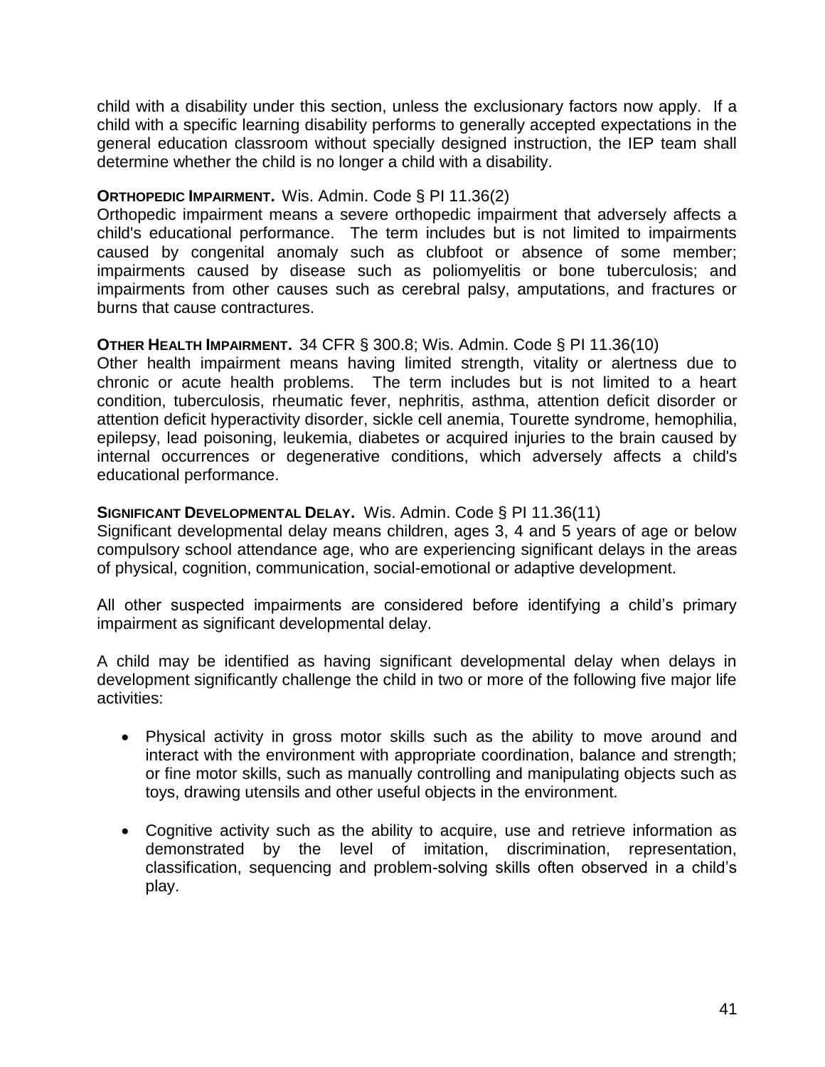child with a disability under this section, unless the exclusionary factors now apply. If a child with a specific learning disability performs to generally accepted expectations in the general education classroom without specially designed instruction, the IEP team shall determine whether the child is no longer a child with a disability.

**ORTHOPEDIC IMPAIRMENT.** Wis. Admin. Code § PI 11.36(2)
Orthopedic impairment means a severe orthopedic impairment that adversely affects a child's educational performance. The term includes but is not limited to impairments caused by congenital anomaly such as clubfoot or absence of some member; impairments caused by disease such as poliomyelitis or bone tuberculosis; and impairments from other causes such as cerebral palsy, amputations, and fractures or burns that cause contractures.

**OTHER HEALTH IMPAIRMENT.** 34 CFR § 300.8; Wis. Admin. Code § PI 11.36(10)
Other health impairment means having limited strength, vitality or alertness due to chronic or acute health problems. The term includes but is not limited to a heart condition, tuberculosis, rheumatic fever, nephritis, asthma, attention deficit disorder or attention deficit hyperactivity disorder, sickle cell anemia, Tourette syndrome, hemophilia, epilepsy, lead poisoning, leukemia, diabetes or acquired injuries to the brain caused by internal occurrences or degenerative conditions, which adversely affects a child's educational performance.

**SIGNIFICANT DEVELOPMENTAL DELAY.** Wis. Admin. Code § PI 11.36(11)
Significant developmental delay means children, ages 3, 4 and 5 years of age or below compulsory school attendance age, who are experiencing significant delays in the areas of physical, cognition, communication, social-emotional or adaptive development.

All other suspected impairments are considered before identifying a child's primary impairment as significant developmental delay.

A child may be identified as having significant developmental delay when delays in development significantly challenge the child in two or more of the following five major life activities:

- Physical activity in gross motor skills such as the ability to move around and interact with the environment with appropriate coordination, balance and strength; or fine motor skills, such as manually controlling and manipulating objects such as toys, drawing utensils and other useful objects in the environment.

- Cognitive activity such as the ability to acquire, use and retrieve information as demonstrated by the level of imitation, discrimination, representation, classification, sequencing and problem-solving skills often observed in a child's play.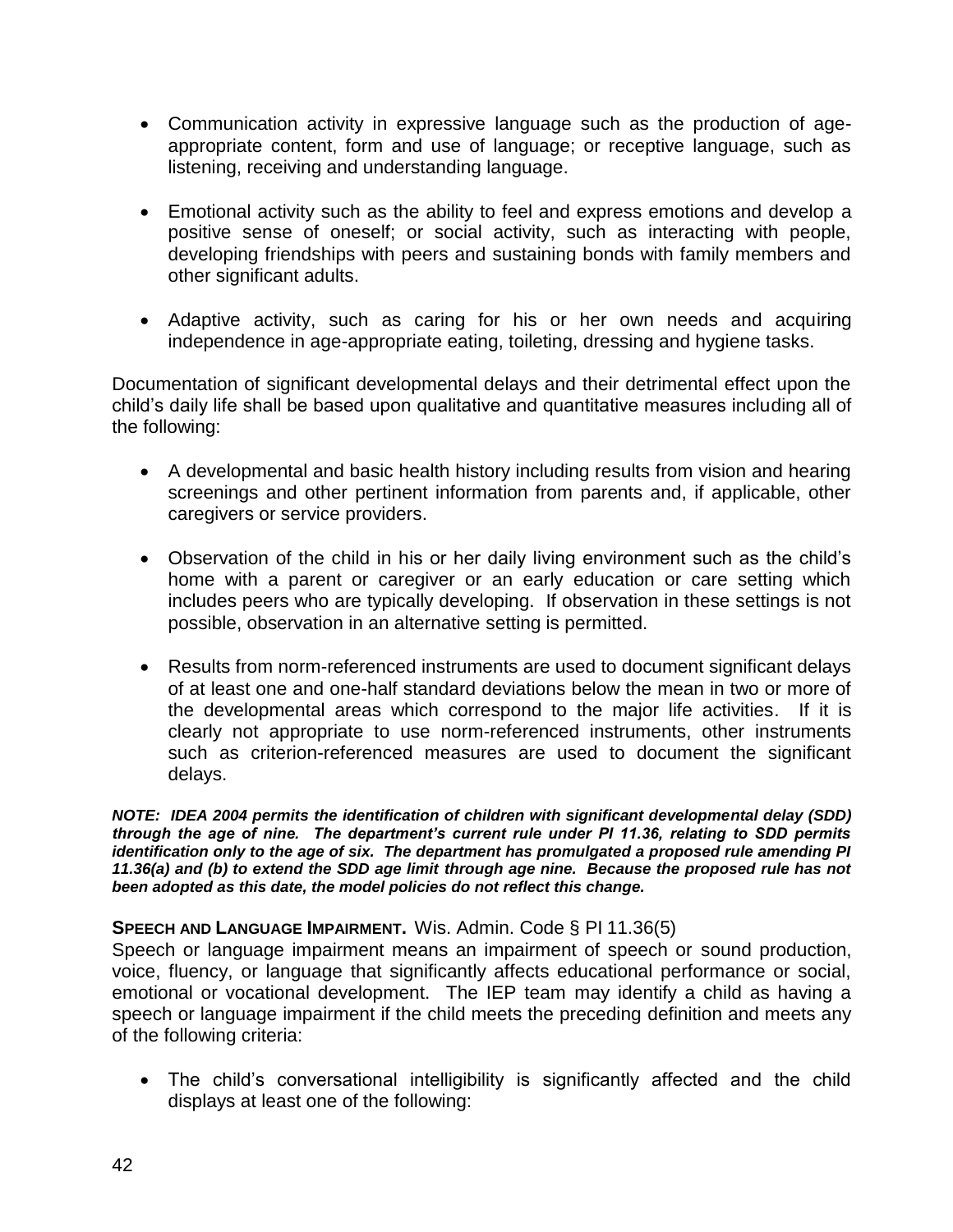- Communication activity in expressive language such as the production of age-appropriate content, form and use of language; or receptive language, such as listening, receiving and understanding language.

- Emotional activity such as the ability to feel and express emotions and develop a positive sense of oneself; or social activity, such as interacting with people, developing friendships with peers and sustaining bonds with family members and other significant adults.

- Adaptive activity, such as caring for his or her own needs and acquiring independence in age-appropriate eating, toileting, dressing and hygiene tasks.

Documentation of significant developmental delays and their detrimental effect upon the child's daily life shall be based upon qualitative and quantitative measures including all of the following:

- A developmental and basic health history including results from vision and hearing screenings and other pertinent information from parents and, if applicable, other caregivers or service providers.

- Observation of the child in his or her daily living environment such as the child's home with a parent or caregiver or an early education or care setting which includes peers who are typically developing. If observation in these settings is not possible, observation in an alternative setting is permitted.

- Results from norm-referenced instruments are used to document significant delays of at least one and one-half standard deviations below the mean in two or more of the developmental areas which correspond to the major life activities. If it is clearly not appropriate to use norm-referenced instruments, other instruments such as criterion-referenced measures are used to document the significant delays.

***NOTE: IDEA 2004 permits the identification of children with significant developmental delay (SDD) through the age of nine. The department's current rule under PI 11.36, relating to SDD permits identification only to the age of six. The department has promulgated a proposed rule amending PI 11.36(a) and (b) to extend the SDD age limit through age nine. Because the proposed rule has not been adopted as this date, the model policies do not reflect this change.***

**SPEECH AND LANGUAGE IMPAIRMENT.** Wis. Admin. Code § PI 11.36(5)
Speech or language impairment means an impairment of speech or sound production, voice, fluency, or language that significantly affects educational performance or social, emotional or vocational development. The IEP team may identify a child as having a speech or language impairment if the child meets the preceding definition and meets any of the following criteria:

- The child's conversational intelligibility is significantly affected and the child displays at least one of the following: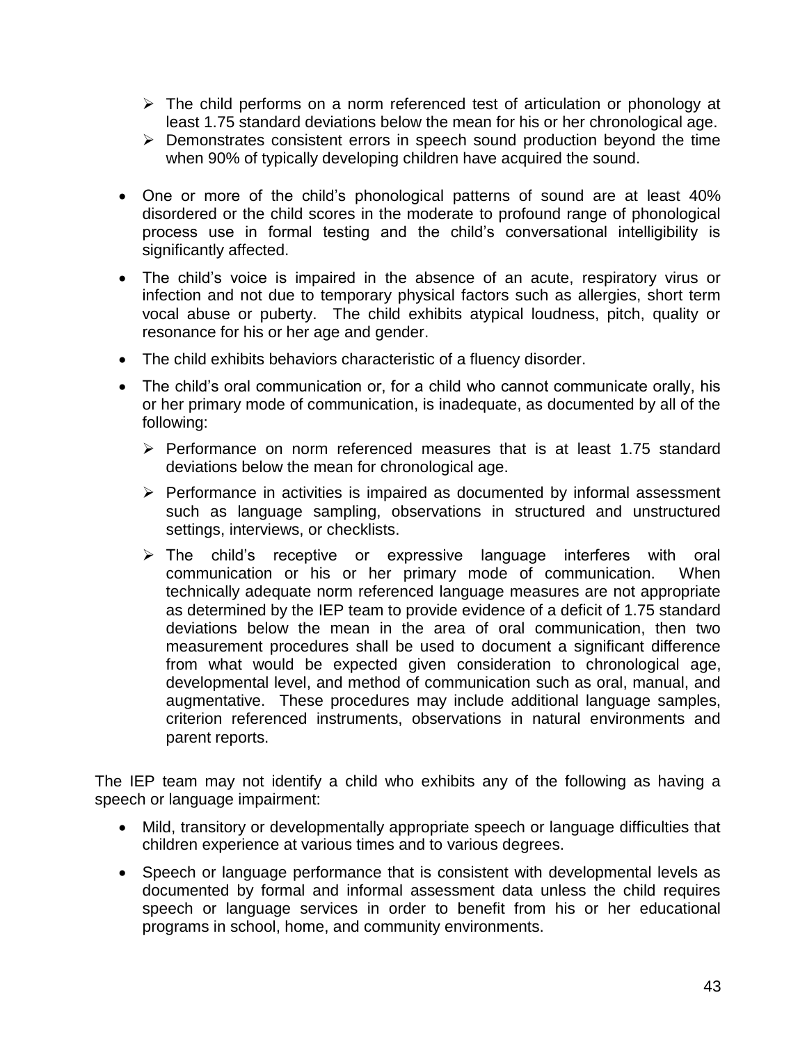- The child performs on a norm referenced test of articulation or phonology at least 1.75 standard deviations below the mean for his or her chronological age.
  - Demonstrates consistent errors in speech sound production beyond the time when 90% of typically developing children have acquired the sound.

- One or more of the child's phonological patterns of sound are at least 40% disordered or the child scores in the moderate to profound range of phonological process use in formal testing and the child's conversational intelligibility is significantly affected.

- The child's voice is impaired in the absence of an acute, respiratory virus or infection and not due to temporary physical factors such as allergies, short term vocal abuse or puberty. The child exhibits atypical loudness, pitch, quality or resonance for his or her age and gender.

- The child exhibits behaviors characteristic of a fluency disorder.

- The child's oral communication or, for a child who cannot communicate orally, his or her primary mode of communication, is inadequate, as documented by all of the following:

  - Performance on norm referenced measures that is at least 1.75 standard deviations below the mean for chronological age.

  - Performance in activities is impaired as documented by informal assessment such as language sampling, observations in structured and unstructured settings, interviews, or checklists.

  - The child's receptive or expressive language interferes with oral communication or his or her primary mode of communication. When technically adequate norm referenced language measures are not appropriate as determined by the IEP team to provide evidence of a deficit of 1.75 standard deviations below the mean in the area of oral communication, then two measurement procedures shall be used to document a significant difference from what would be expected given consideration to chronological age, developmental level, and method of communication such as oral, manual, and augmentative. These procedures may include additional language samples, criterion referenced instruments, observations in natural environments and parent reports.

The IEP team may not identify a child who exhibits any of the following as having a speech or language impairment:

- Mild, transitory or developmentally appropriate speech or language difficulties that children experience at various times and to various degrees.

- Speech or language performance that is consistent with developmental levels as documented by formal and informal assessment data unless the child requires speech or language services in order to benefit from his or her educational programs in school, home, and community environments.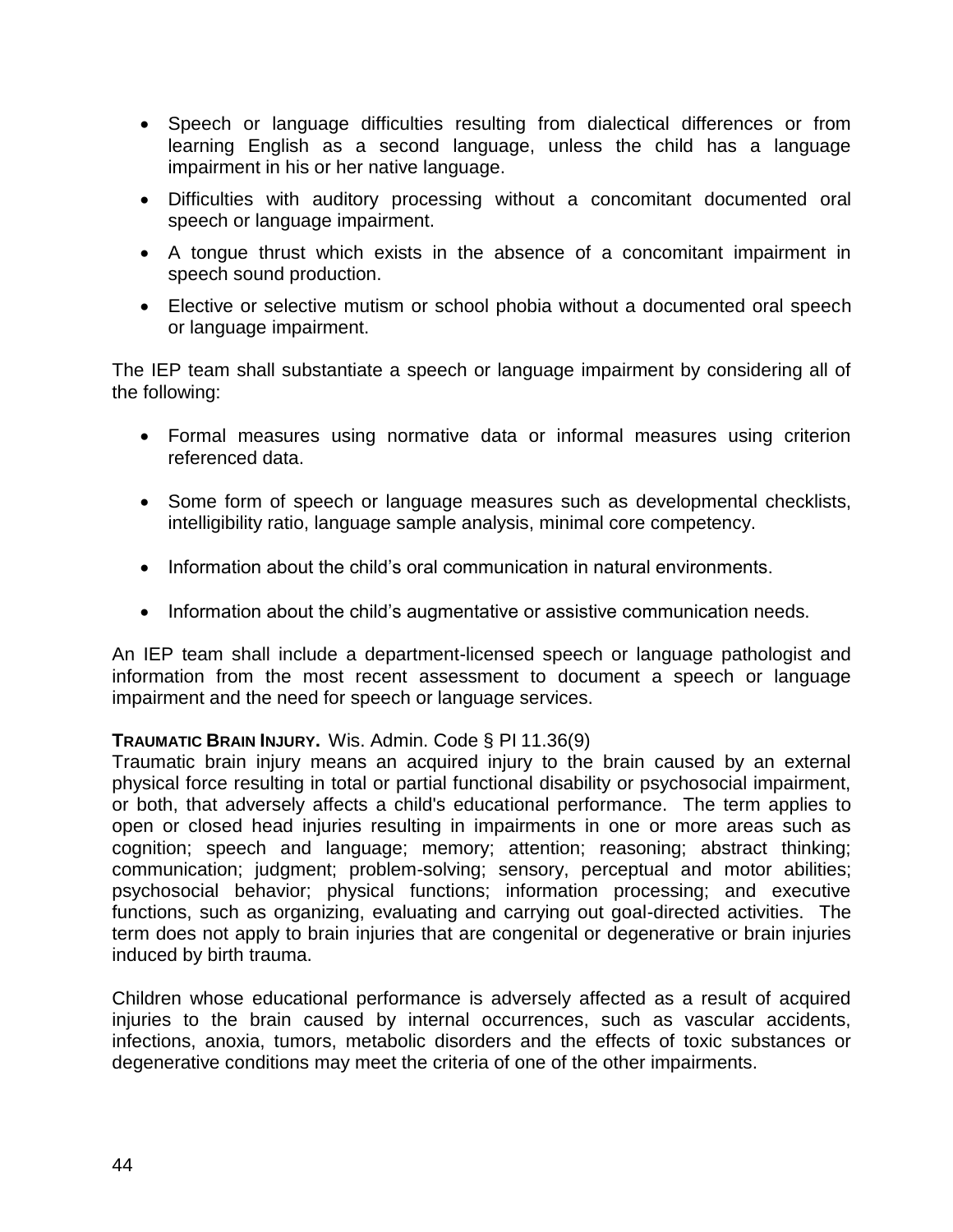- Speech or language difficulties resulting from dialectical differences or from learning English as a second language, unless the child has a language impairment in his or her native language.
- Difficulties with auditory processing without a concomitant documented oral speech or language impairment.
- A tongue thrust which exists in the absence of a concomitant impairment in speech sound production.
- Elective or selective mutism or school phobia without a documented oral speech or language impairment.

The IEP team shall substantiate a speech or language impairment by considering all of the following:

- Formal measures using normative data or informal measures using criterion referenced data.
- Some form of speech or language measures such as developmental checklists, intelligibility ratio, language sample analysis, minimal core competency.
- Information about the child's oral communication in natural environments.
- Information about the child's augmentative or assistive communication needs.

An IEP team shall include a department-licensed speech or language pathologist and information from the most recent assessment to document a speech or language impairment and the need for speech or language services.

**TRAUMATIC BRAIN INJURY.** Wis. Admin. Code § PI 11.36(9)
Traumatic brain injury means an acquired injury to the brain caused by an external physical force resulting in total or partial functional disability or psychosocial impairment, or both, that adversely affects a child's educational performance. The term applies to open or closed head injuries resulting in impairments in one or more areas such as cognition; speech and language; memory; attention; reasoning; abstract thinking; communication; judgment; problem-solving; sensory, perceptual and motor abilities; psychosocial behavior; physical functions; information processing; and executive functions, such as organizing, evaluating and carrying out goal-directed activities. The term does not apply to brain injuries that are congenital or degenerative or brain injuries induced by birth trauma.

Children whose educational performance is adversely affected as a result of acquired injuries to the brain caused by internal occurrences, such as vascular accidents, infections, anoxia, tumors, metabolic disorders and the effects of toxic substances or degenerative conditions may meet the criteria of one of the other impairments.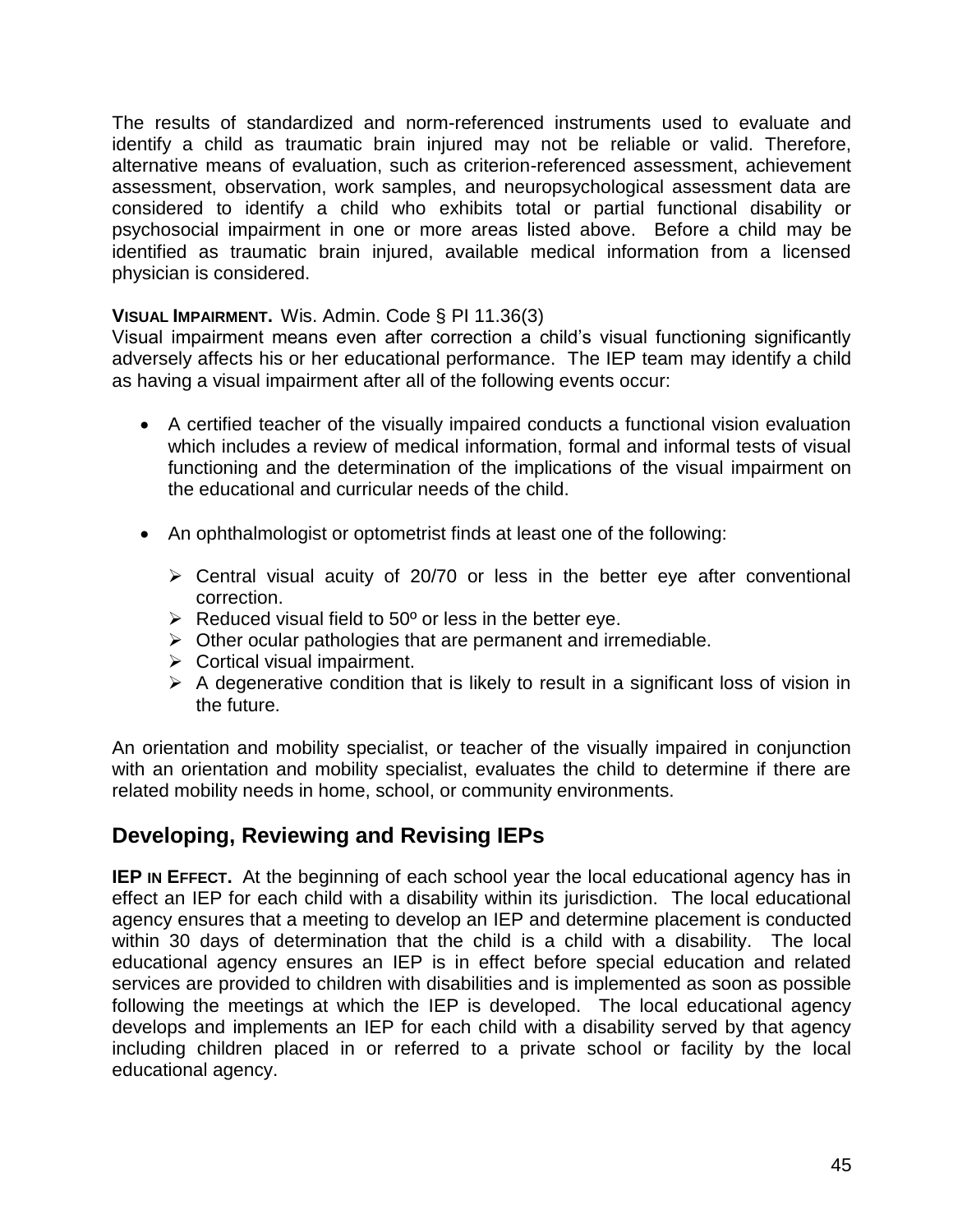The results of standardized and norm-referenced instruments used to evaluate and identify a child as traumatic brain injured may not be reliable or valid. Therefore, alternative means of evaluation, such as criterion-referenced assessment, achievement assessment, observation, work samples, and neuropsychological assessment data are considered to identify a child who exhibits total or partial functional disability or psychosocial impairment in one or more areas listed above. Before a child may be identified as traumatic brain injured, available medical information from a licensed physician is considered.

**VISUAL IMPAIRMENT.** Wis. Admin. Code § PI 11.36(3)
Visual impairment means even after correction a child's visual functioning significantly adversely affects his or her educational performance. The IEP team may identify a child as having a visual impairment after all of the following events occur:

- A certified teacher of the visually impaired conducts a functional vision evaluation which includes a review of medical information, formal and informal tests of visual functioning and the determination of the implications of the visual impairment on the educational and curricular needs of the child.

- An ophthalmologist or optometrist finds at least one of the following:

  - Central visual acuity of 20/70 or less in the better eye after conventional correction.
  - Reduced visual field to 50º or less in the better eye.
  - Other ocular pathologies that are permanent and irremediable.
  - Cortical visual impairment.
  - A degenerative condition that is likely to result in a significant loss of vision in the future.

An orientation and mobility specialist, or teacher of the visually impaired in conjunction with an orientation and mobility specialist, evaluates the child to determine if there are related mobility needs in home, school, or community environments.

## Developing, Reviewing and Revising IEPs

**IEP IN EFFECT.** At the beginning of each school year the local educational agency has in effect an IEP for each child with a disability within its jurisdiction. The local educational agency ensures that a meeting to develop an IEP and determine placement is conducted within 30 days of determination that the child is a child with a disability. The local educational agency ensures an IEP is in effect before special education and related services are provided to children with disabilities and is implemented as soon as possible following the meetings at which the IEP is developed. The local educational agency develops and implements an IEP for each child with a disability served by that agency including children placed in or referred to a private school or facility by the local educational agency.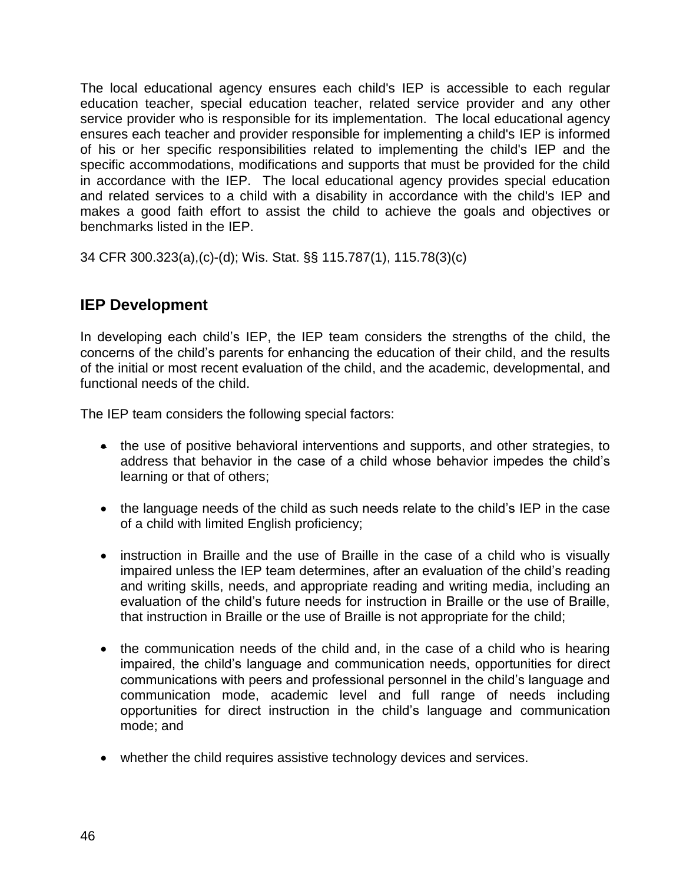The local educational agency ensures each child's IEP is accessible to each regular education teacher, special education teacher, related service provider and any other service provider who is responsible for its implementation. The local educational agency ensures each teacher and provider responsible for implementing a child's IEP is informed of his or her specific responsibilities related to implementing the child's IEP and the specific accommodations, modifications and supports that must be provided for the child in accordance with the IEP. The local educational agency provides special education and related services to a child with a disability in accordance with the child's IEP and makes a good faith effort to assist the child to achieve the goals and objectives or benchmarks listed in the IEP.

34 CFR 300.323(a),(c)-(d); Wis. Stat. §§ 115.787(1), 115.78(3)(c)

## IEP Development

In developing each child's IEP, the IEP team considers the strengths of the child, the concerns of the child's parents for enhancing the education of their child, and the results of the initial or most recent evaluation of the child, and the academic, developmental, and functional needs of the child.

The IEP team considers the following special factors:

- the use of positive behavioral interventions and supports, and other strategies, to address that behavior in the case of a child whose behavior impedes the child's learning or that of others;

- the language needs of the child as such needs relate to the child's IEP in the case of a child with limited English proficiency;

- instruction in Braille and the use of Braille in the case of a child who is visually impaired unless the IEP team determines, after an evaluation of the child's reading and writing skills, needs, and appropriate reading and writing media, including an evaluation of the child's future needs for instruction in Braille or the use of Braille, that instruction in Braille or the use of Braille is not appropriate for the child;

- the communication needs of the child and, in the case of a child who is hearing impaired, the child's language and communication needs, opportunities for direct communications with peers and professional personnel in the child's language and communication mode, academic level and full range of needs including opportunities for direct instruction in the child's language and communication mode; and

- whether the child requires assistive technology devices and services.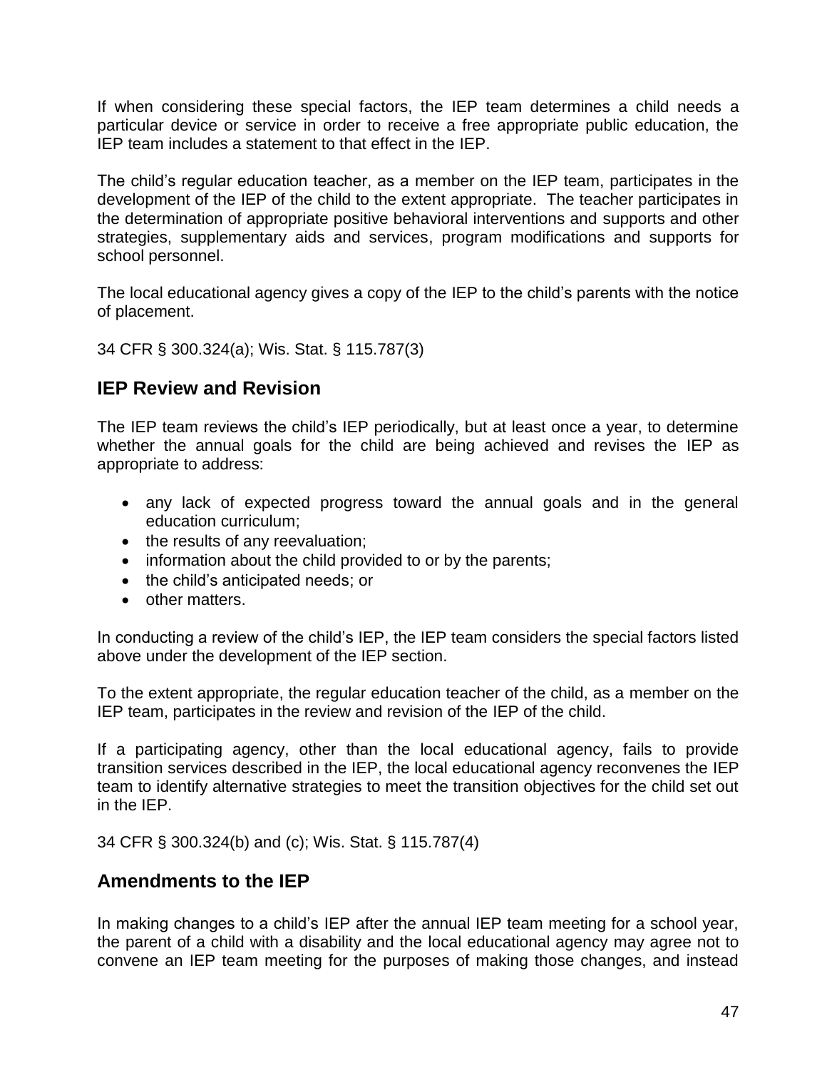If when considering these special factors, the IEP team determines a child needs a particular device or service in order to receive a free appropriate public education, the IEP team includes a statement to that effect in the IEP.

The child's regular education teacher, as a member on the IEP team, participates in the development of the IEP of the child to the extent appropriate. The teacher participates in the determination of appropriate positive behavioral interventions and supports and other strategies, supplementary aids and services, program modifications and supports for school personnel.

The local educational agency gives a copy of the IEP to the child's parents with the notice of placement.

34 CFR § 300.324(a); Wis. Stat. § 115.787(3)

## IEP Review and Revision

The IEP team reviews the child's IEP periodically, but at least once a year, to determine whether the annual goals for the child are being achieved and revises the IEP as appropriate to address:

- any lack of expected progress toward the annual goals and in the general education curriculum;
- the results of any reevaluation;
- information about the child provided to or by the parents;
- the child's anticipated needs; or
- other matters.

In conducting a review of the child's IEP, the IEP team considers the special factors listed above under the development of the IEP section.

To the extent appropriate, the regular education teacher of the child, as a member on the IEP team, participates in the review and revision of the IEP of the child.

If a participating agency, other than the local educational agency, fails to provide transition services described in the IEP, the local educational agency reconvenes the IEP team to identify alternative strategies to meet the transition objectives for the child set out in the IEP.

34 CFR § 300.324(b) and (c); Wis. Stat. § 115.787(4)

## Amendments to the IEP

In making changes to a child's IEP after the annual IEP team meeting for a school year, the parent of a child with a disability and the local educational agency may agree not to convene an IEP team meeting for the purposes of making those changes, and instead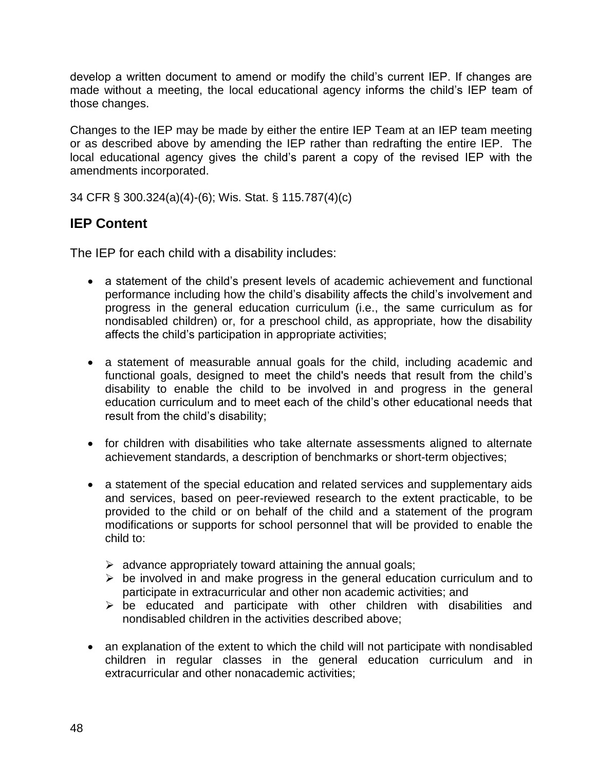develop a written document to amend or modify the child's current IEP. If changes are made without a meeting, the local educational agency informs the child's IEP team of those changes.

Changes to the IEP may be made by either the entire IEP Team at an IEP team meeting or as described above by amending the IEP rather than redrafting the entire IEP. The local educational agency gives the child's parent a copy of the revised IEP with the amendments incorporated.

34 CFR § 300.324(a)(4)-(6); Wis. Stat. § 115.787(4)(c)

## IEP Content

The IEP for each child with a disability includes:

- a statement of the child's present levels of academic achievement and functional performance including how the child's disability affects the child's involvement and progress in the general education curriculum (i.e., the same curriculum as for nondisabled children) or, for a preschool child, as appropriate, how the disability affects the child's participation in appropriate activities;

- a statement of measurable annual goals for the child, including academic and functional goals, designed to meet the child's needs that result from the child's disability to enable the child to be involved in and progress in the general education curriculum and to meet each of the child's other educational needs that result from the child's disability;

- for children with disabilities who take alternate assessments aligned to alternate achievement standards, a description of benchmarks or short-term objectives;

- a statement of the special education and related services and supplementary aids and services, based on peer-reviewed research to the extent practicable, to be provided to the child or on behalf of the child and a statement of the program modifications or supports for school personnel that will be provided to enable the child to:

  - advance appropriately toward attaining the annual goals;
  - be involved in and make progress in the general education curriculum and to participate in extracurricular and other non academic activities; and
  - be educated and participate with other children with disabilities and nondisabled children in the activities described above;

- an explanation of the extent to which the child will not participate with nondisabled children in regular classes in the general education curriculum and in extracurricular and other nonacademic activities;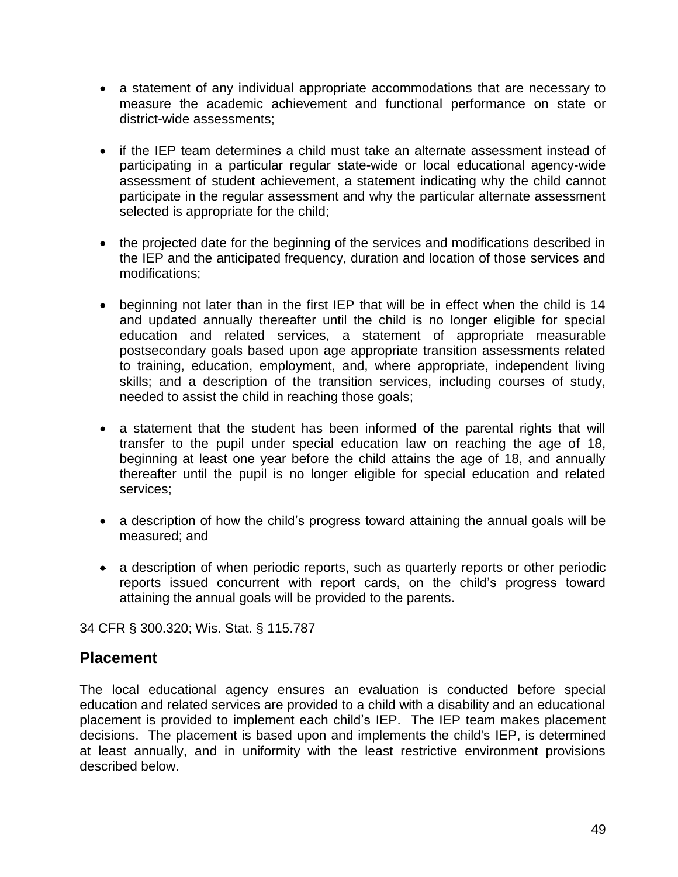- a statement of any individual appropriate accommodations that are necessary to measure the academic achievement and functional performance on state or district-wide assessments;

- if the IEP team determines a child must take an alternate assessment instead of participating in a particular regular state-wide or local educational agency-wide assessment of student achievement, a statement indicating why the child cannot participate in the regular assessment and why the particular alternate assessment selected is appropriate for the child;

- the projected date for the beginning of the services and modifications described in the IEP and the anticipated frequency, duration and location of those services and modifications;

- beginning not later than in the first IEP that will be in effect when the child is 14 and updated annually thereafter until the child is no longer eligible for special education and related services, a statement of appropriate measurable postsecondary goals based upon age appropriate transition assessments related to training, education, employment, and, where appropriate, independent living skills; and a description of the transition services, including courses of study, needed to assist the child in reaching those goals;

- a statement that the student has been informed of the parental rights that will transfer to the pupil under special education law on reaching the age of 18, beginning at least one year before the child attains the age of 18, and annually thereafter until the pupil is no longer eligible for special education and related services;

- a description of how the child's progress toward attaining the annual goals will be measured; and

- a description of when periodic reports, such as quarterly reports or other periodic reports issued concurrent with report cards, on the child's progress toward attaining the annual goals will be provided to the parents.

34 CFR § 300.320; Wis. Stat. § 115.787

## Placement

The local educational agency ensures an evaluation is conducted before special education and related services are provided to a child with a disability and an educational placement is provided to implement each child's IEP. The IEP team makes placement decisions. The placement is based upon and implements the child's IEP, is determined at least annually, and in uniformity with the least restrictive environment provisions described below.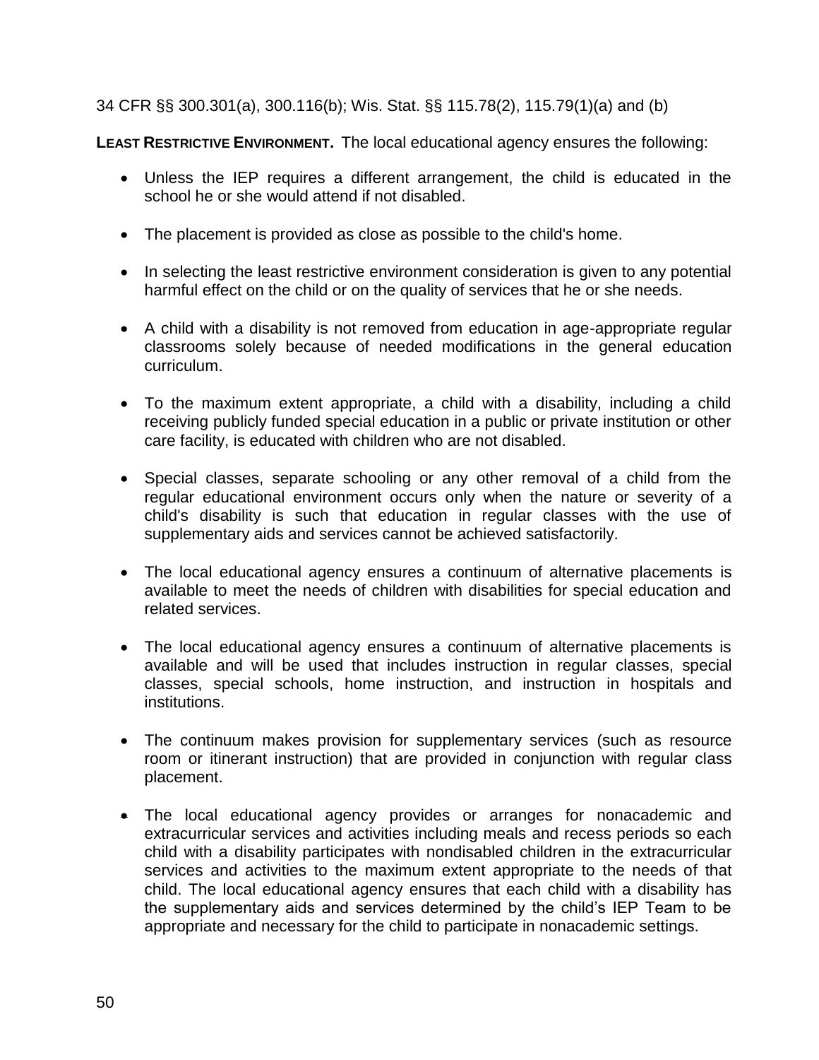34 CFR §§ 300.301(a), 300.116(b); Wis. Stat. §§ 115.78(2), 115.79(1)(a) and (b)

**LEAST RESTRICTIVE ENVIRONMENT.** The local educational agency ensures the following:

- Unless the IEP requires a different arrangement, the child is educated in the school he or she would attend if not disabled.
- The placement is provided as close as possible to the child's home.
- In selecting the least restrictive environment consideration is given to any potential harmful effect on the child or on the quality of services that he or she needs.
- A child with a disability is not removed from education in age-appropriate regular classrooms solely because of needed modifications in the general education curriculum.
- To the maximum extent appropriate, a child with a disability, including a child receiving publicly funded special education in a public or private institution or other care facility, is educated with children who are not disabled.
- Special classes, separate schooling or any other removal of a child from the regular educational environment occurs only when the nature or severity of a child's disability is such that education in regular classes with the use of supplementary aids and services cannot be achieved satisfactorily.
- The local educational agency ensures a continuum of alternative placements is available to meet the needs of children with disabilities for special education and related services.
- The local educational agency ensures a continuum of alternative placements is available and will be used that includes instruction in regular classes, special classes, special schools, home instruction, and instruction in hospitals and institutions.
- The continuum makes provision for supplementary services (such as resource room or itinerant instruction) that are provided in conjunction with regular class placement.
- The local educational agency provides or arranges for nonacademic and extracurricular services and activities including meals and recess periods so each child with a disability participates with nondisabled children in the extracurricular services and activities to the maximum extent appropriate to the needs of that child. The local educational agency ensures that each child with a disability has the supplementary aids and services determined by the child's IEP Team to be appropriate and necessary for the child to participate in nonacademic settings.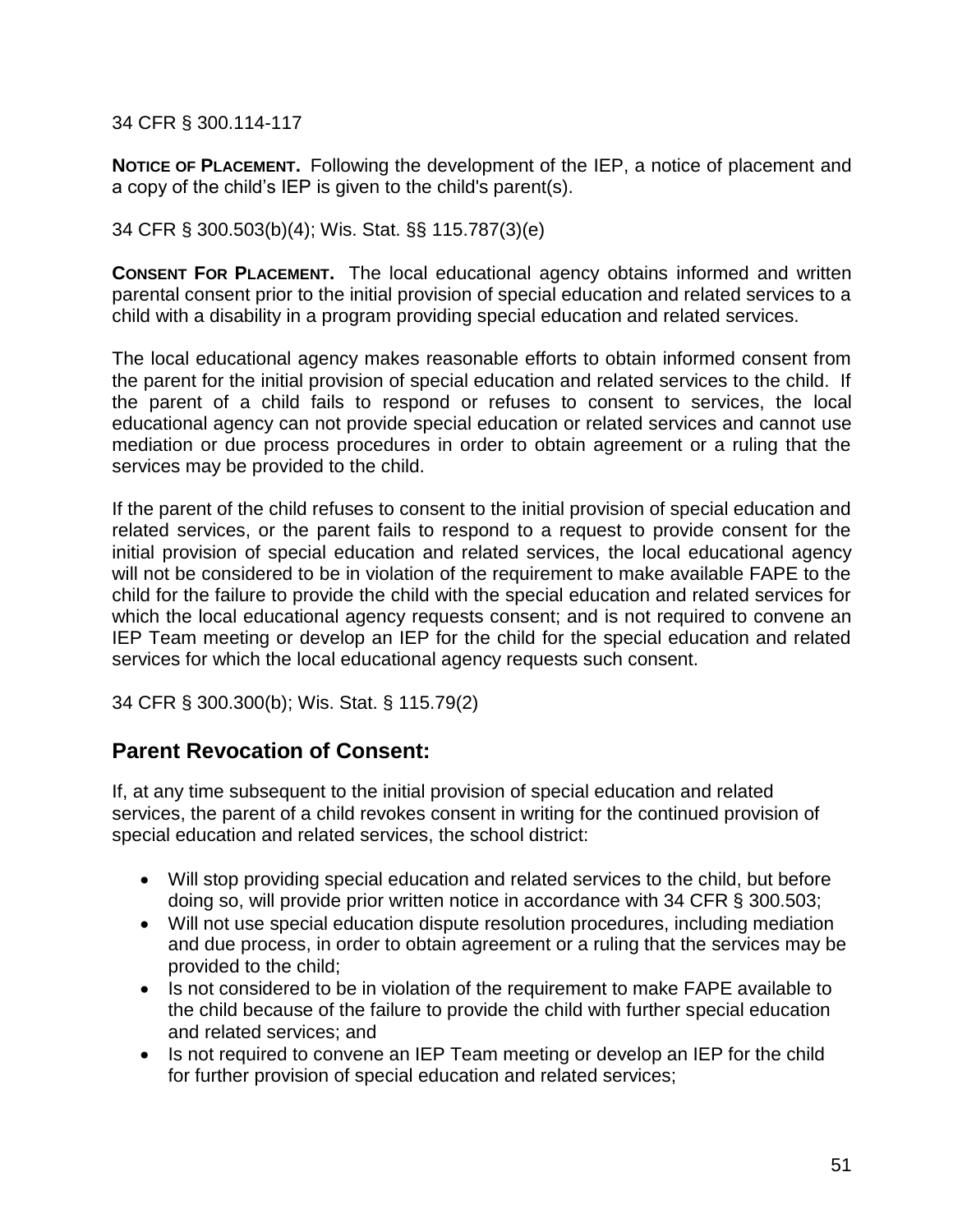34 CFR § 300.114-117

**Notice of Placement.** Following the development of the IEP, a notice of placement and a copy of the child's IEP is given to the child's parent(s).

34 CFR § 300.503(b)(4); Wis. Stat. §§ 115.787(3)(e)

**Consent For Placement.** The local educational agency obtains informed and written parental consent prior to the initial provision of special education and related services to a child with a disability in a program providing special education and related services.

The local educational agency makes reasonable efforts to obtain informed consent from the parent for the initial provision of special education and related services to the child. If the parent of a child fails to respond or refuses to consent to services, the local educational agency can not provide special education or related services and cannot use mediation or due process procedures in order to obtain agreement or a ruling that the services may be provided to the child.

If the parent of the child refuses to consent to the initial provision of special education and related services, or the parent fails to respond to a request to provide consent for the initial provision of special education and related services, the local educational agency will not be considered to be in violation of the requirement to make available FAPE to the child for the failure to provide the child with the special education and related services for which the local educational agency requests consent; and is not required to convene an IEP Team meeting or develop an IEP for the child for the special education and related services for which the local educational agency requests such consent.

34 CFR § 300.300(b); Wis. Stat. § 115.79(2)

## Parent Revocation of Consent:

If, at any time subsequent to the initial provision of special education and related services, the parent of a child revokes consent in writing for the continued provision of special education and related services, the school district:

- Will stop providing special education and related services to the child, but before doing so, will provide prior written notice in accordance with 34 CFR § 300.503;
- Will not use special education dispute resolution procedures, including mediation and due process, in order to obtain agreement or a ruling that the services may be provided to the child;
- Is not considered to be in violation of the requirement to make FAPE available to the child because of the failure to provide the child with further special education and related services; and
- Is not required to convene an IEP Team meeting or develop an IEP for the child for further provision of special education and related services;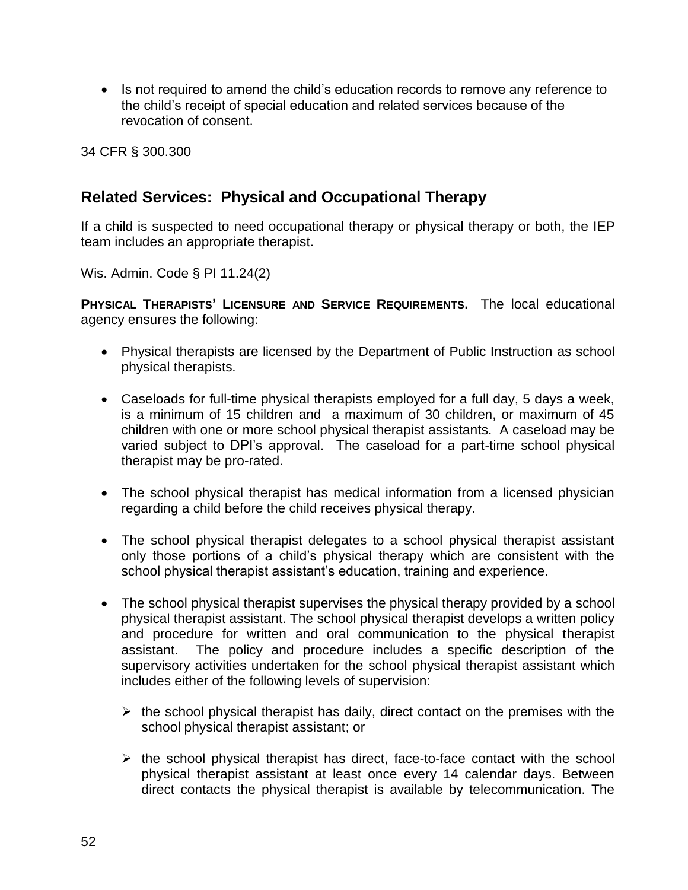- Is not required to amend the child's education records to remove any reference to the child's receipt of special education and related services because of the revocation of consent.

34 CFR § 300.300

## Related Services: Physical and Occupational Therapy

If a child is suspected to need occupational therapy or physical therapy or both, the IEP team includes an appropriate therapist.

Wis. Admin. Code § PI 11.24(2)

**PHYSICAL THERAPISTS' LICENSURE AND SERVICE REQUIREMENTS.** The local educational agency ensures the following:

- Physical therapists are licensed by the Department of Public Instruction as school physical therapists.

- Caseloads for full-time physical therapists employed for a full day, 5 days a week, is a minimum of 15 children and a maximum of 30 children, or maximum of 45 children with one or more school physical therapist assistants. A caseload may be varied subject to DPI's approval. The caseload for a part-time school physical therapist may be pro-rated.

- The school physical therapist has medical information from a licensed physician regarding a child before the child receives physical therapy.

- The school physical therapist delegates to a school physical therapist assistant only those portions of a child's physical therapy which are consistent with the school physical therapist assistant's education, training and experience.

- The school physical therapist supervises the physical therapy provided by a school physical therapist assistant. The school physical therapist develops a written policy and procedure for written and oral communication to the physical therapist assistant. The policy and procedure includes a specific description of the supervisory activities undertaken for the school physical therapist assistant which includes either of the following levels of supervision:

  - the school physical therapist has daily, direct contact on the premises with the school physical therapist assistant; or

  - the school physical therapist has direct, face-to-face contact with the school physical therapist assistant at least once every 14 calendar days. Between direct contacts the physical therapist is available by telecommunication. The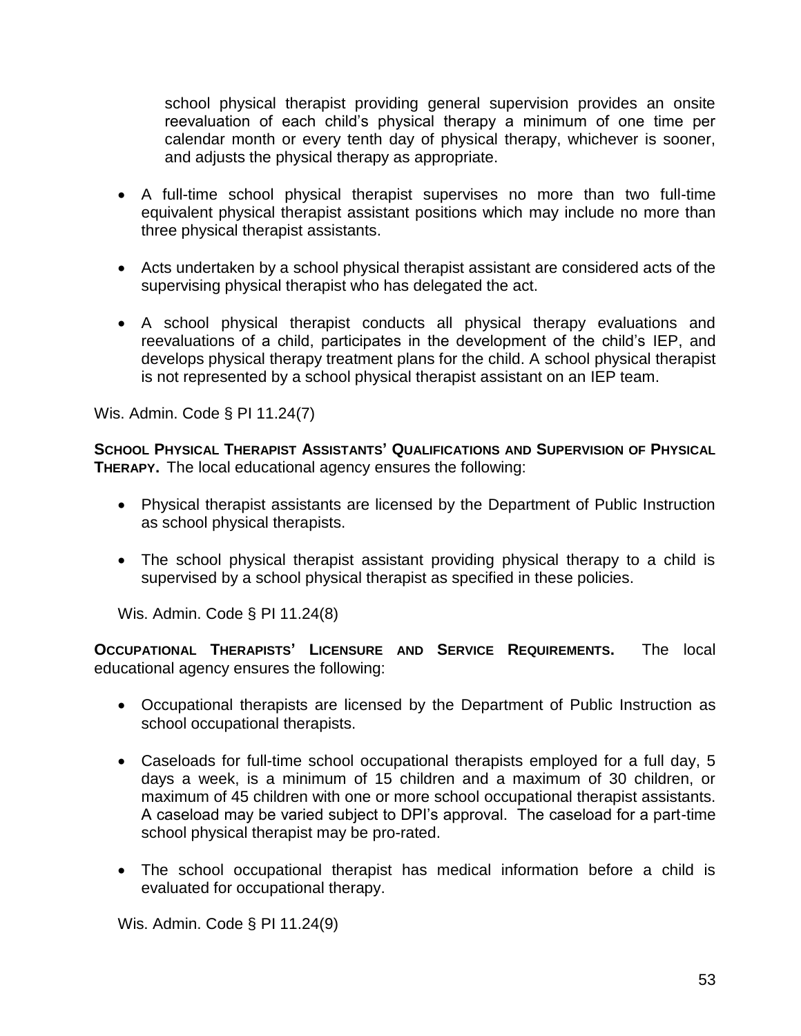school physical therapist providing general supervision provides an onsite reevaluation of each child's physical therapy a minimum of one time per calendar month or every tenth day of physical therapy, whichever is sooner, and adjusts the physical therapy as appropriate.

- A full-time school physical therapist supervises no more than two full-time equivalent physical therapist assistant positions which may include no more than three physical therapist assistants.
- Acts undertaken by a school physical therapist assistant are considered acts of the supervising physical therapist who has delegated the act.
- A school physical therapist conducts all physical therapy evaluations and reevaluations of a child, participates in the development of the child's IEP, and develops physical therapy treatment plans for the child. A school physical therapist is not represented by a school physical therapist assistant on an IEP team.

Wis. Admin. Code § PI 11.24(7)

**SCHOOL PHYSICAL THERAPIST ASSISTANTS' QUALIFICATIONS AND SUPERVISION OF PHYSICAL THERAPY.** The local educational agency ensures the following:

- Physical therapist assistants are licensed by the Department of Public Instruction as school physical therapists.
- The school physical therapist assistant providing physical therapy to a child is supervised by a school physical therapist as specified in these policies.

Wis. Admin. Code § PI 11.24(8)

**OCCUPATIONAL THERAPISTS' LICENSURE AND SERVICE REQUIREMENTS.** The local educational agency ensures the following:

- Occupational therapists are licensed by the Department of Public Instruction as school occupational therapists.
- Caseloads for full-time school occupational therapists employed for a full day, 5 days a week, is a minimum of 15 children and a maximum of 30 children, or maximum of 45 children with one or more school occupational therapist assistants. A caseload may be varied subject to DPI's approval. The caseload for a part-time school physical therapist may be pro-rated.
- The school occupational therapist has medical information before a child is evaluated for occupational therapy.

Wis. Admin. Code § PI 11.24(9)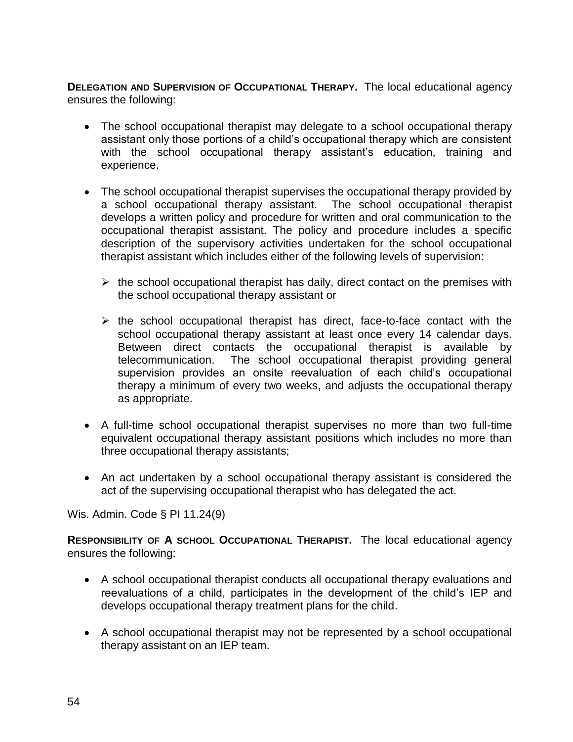**DELEGATION AND SUPERVISION OF OCCUPATIONAL THERAPY.** The local educational agency ensures the following:

- The school occupational therapist may delegate to a school occupational therapy assistant only those portions of a child's occupational therapy which are consistent with the school occupational therapy assistant's education, training and experience.
- The school occupational therapist supervises the occupational therapy provided by a school occupational therapy assistant. The school occupational therapist develops a written policy and procedure for written and oral communication to the occupational therapist assistant. The policy and procedure includes a specific description of the supervisory activities undertaken for the school occupational therapist assistant which includes either of the following levels of supervision:
  - the school occupational therapist has daily, direct contact on the premises with the school occupational therapy assistant or
  - the school occupational therapist has direct, face-to-face contact with the school occupational therapy assistant at least once every 14 calendar days. Between direct contacts the occupational therapist is available by telecommunication. The school occupational therapist providing general supervision provides an onsite reevaluation of each child's occupational therapy a minimum of every two weeks, and adjusts the occupational therapy as appropriate.
- A full-time school occupational therapist supervises no more than two full-time equivalent occupational therapy assistant positions which includes no more than three occupational therapy assistants;
- An act undertaken by a school occupational therapy assistant is considered the act of the supervising occupational therapist who has delegated the act.

Wis. Admin. Code § PI 11.24(9)

**RESPONSIBILITY OF A SCHOOL OCCUPATIONAL THERAPIST.** The local educational agency ensures the following:

- A school occupational therapist conducts all occupational therapy evaluations and reevaluations of a child, participates in the development of the child's IEP and develops occupational therapy treatment plans for the child.
- A school occupational therapist may not be represented by a school occupational therapy assistant on an IEP team.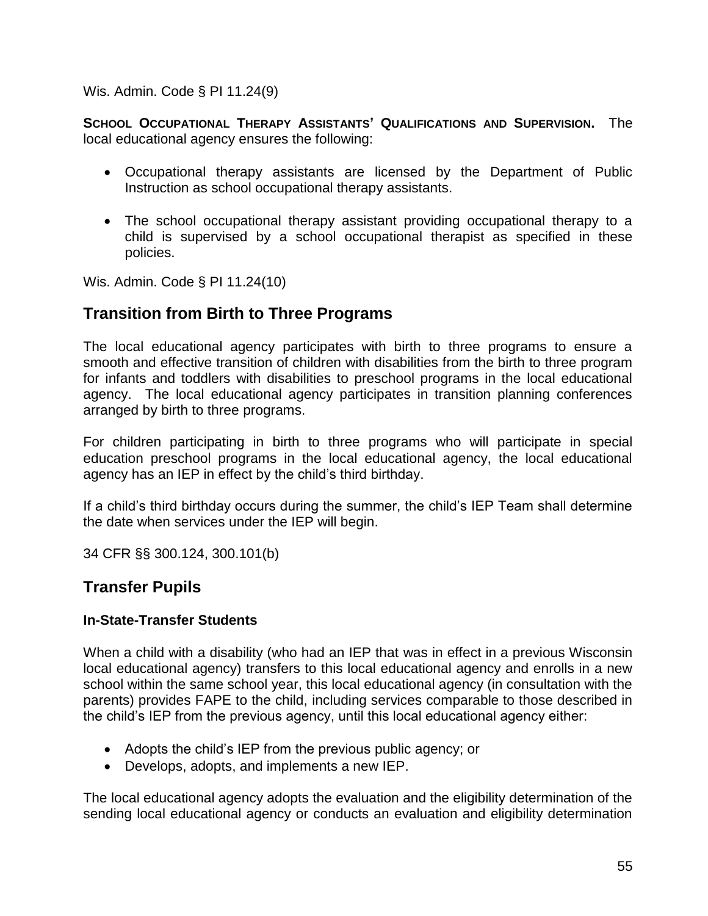Wis. Admin. Code § PI 11.24(9)

**SCHOOL OCCUPATIONAL THERAPY ASSISTANTS' QUALIFICATIONS AND SUPERVISION.** The local educational agency ensures the following:

- Occupational therapy assistants are licensed by the Department of Public Instruction as school occupational therapy assistants.
- The school occupational therapy assistant providing occupational therapy to a child is supervised by a school occupational therapist as specified in these policies.

Wis. Admin. Code § PI 11.24(10)

## Transition from Birth to Three Programs

The local educational agency participates with birth to three programs to ensure a smooth and effective transition of children with disabilities from the birth to three program for infants and toddlers with disabilities to preschool programs in the local educational agency. The local educational agency participates in transition planning conferences arranged by birth to three programs.

For children participating in birth to three programs who will participate in special education preschool programs in the local educational agency, the local educational agency has an IEP in effect by the child's third birthday.

If a child's third birthday occurs during the summer, the child's IEP Team shall determine the date when services under the IEP will begin.

34 CFR §§ 300.124, 300.101(b)

## Transfer Pupils

### In-State-Transfer Students

When a child with a disability (who had an IEP that was in effect in a previous Wisconsin local educational agency) transfers to this local educational agency and enrolls in a new school within the same school year, this local educational agency (in consultation with the parents) provides FAPE to the child, including services comparable to those described in the child's IEP from the previous agency, until this local educational agency either:

- Adopts the child's IEP from the previous public agency; or
- Develops, adopts, and implements a new IEP.

The local educational agency adopts the evaluation and the eligibility determination of the sending local educational agency or conducts an evaluation and eligibility determination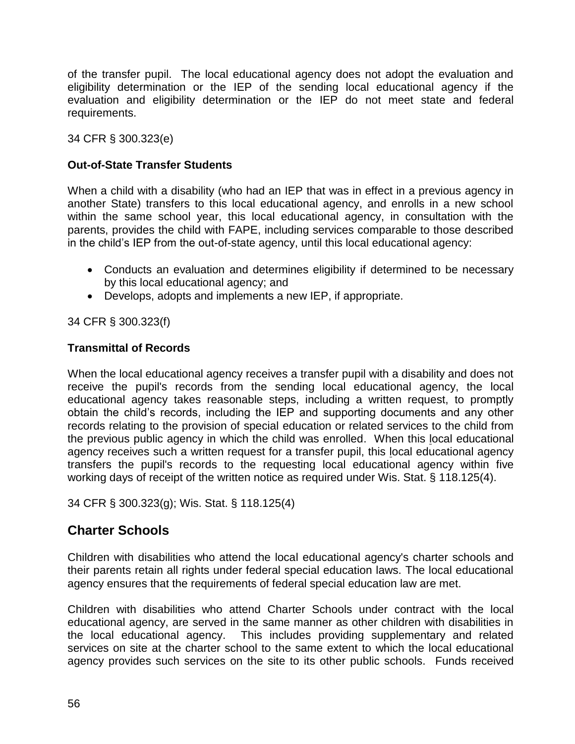of the transfer pupil. The local educational agency does not adopt the evaluation and eligibility determination or the IEP of the sending local educational agency if the evaluation and eligibility determination or the IEP do not meet state and federal requirements.

34 CFR § 300.323(e)

**Out-of-State Transfer Students**

When a child with a disability (who had an IEP that was in effect in a previous agency in another State) transfers to this local educational agency, and enrolls in a new school within the same school year, this local educational agency, in consultation with the parents, provides the child with FAPE, including services comparable to those described in the child's IEP from the out-of-state agency, until this local educational agency:

- Conducts an evaluation and determines eligibility if determined to be necessary by this local educational agency; and
- Develops, adopts and implements a new IEP, if appropriate.

34 CFR § 300.323(f)

**Transmittal of Records**

When the local educational agency receives a transfer pupil with a disability and does not receive the pupil's records from the sending local educational agency, the local educational agency takes reasonable steps, including a written request, to promptly obtain the child's records, including the IEP and supporting documents and any other records relating to the provision of special education or related services to the child from the previous public agency in which the child was enrolled. When this local educational agency receives such a written request for a transfer pupil, this local educational agency transfers the pupil's records to the requesting local educational agency within five working days of receipt of the written notice as required under Wis. Stat. § 118.125(4).

34 CFR § 300.323(g); Wis. Stat. § 118.125(4)

## Charter Schools

Children with disabilities who attend the local educational agency's charter schools and their parents retain all rights under federal special education laws. The local educational agency ensures that the requirements of federal special education law are met.

Children with disabilities who attend Charter Schools under contract with the local educational agency, are served in the same manner as other children with disabilities in the local educational agency. This includes providing supplementary and related services on site at the charter school to the same extent to which the local educational agency provides such services on the site to its other public schools. Funds received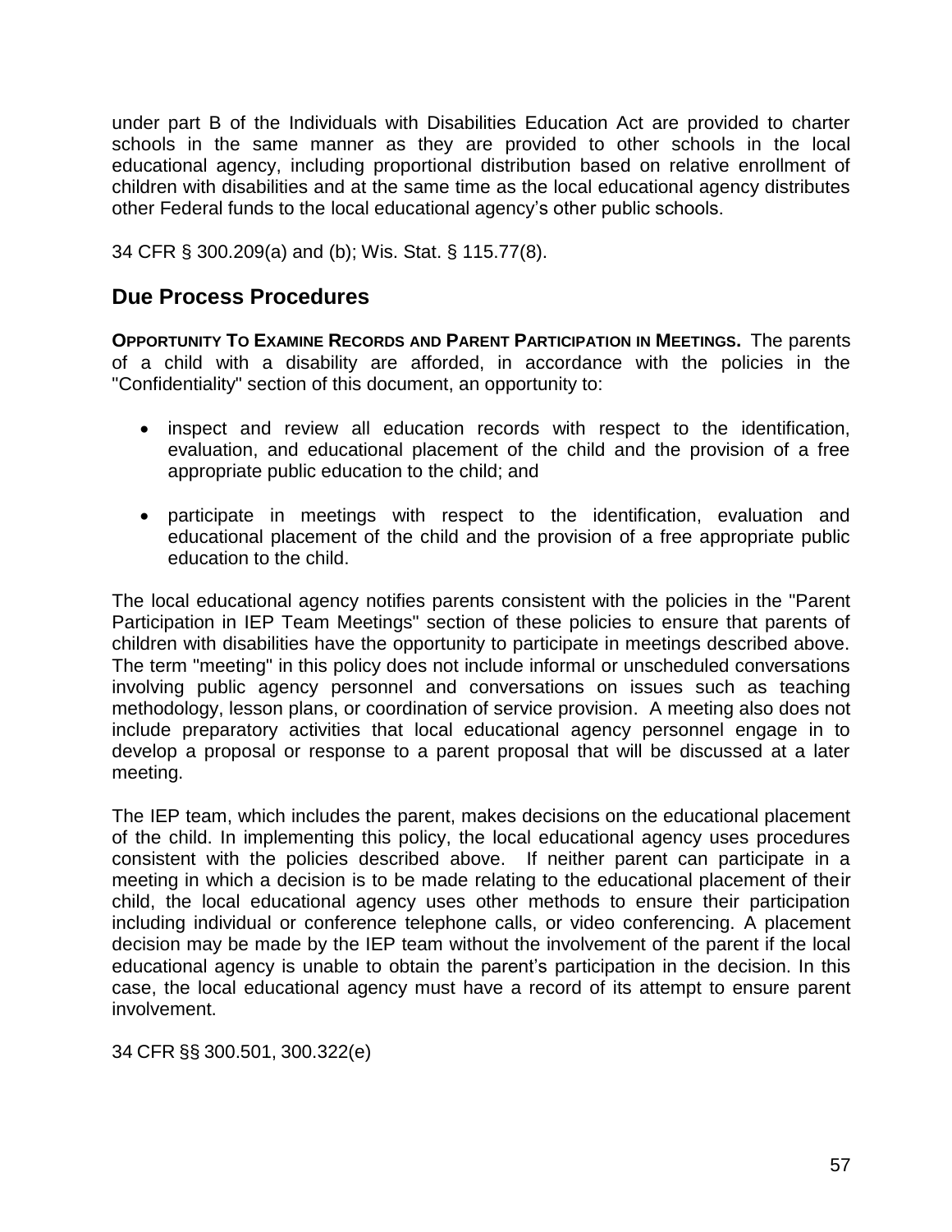under part B of the Individuals with Disabilities Education Act are provided to charter schools in the same manner as they are provided to other schools in the local educational agency, including proportional distribution based on relative enrollment of children with disabilities and at the same time as the local educational agency distributes other Federal funds to the local educational agency's other public schools.

34 CFR § 300.209(a) and (b); Wis. Stat. § 115.77(8).

## Due Process Procedures

**OPPORTUNITY TO EXAMINE RECORDS AND PARENT PARTICIPATION IN MEETINGS.** The parents of a child with a disability are afforded, in accordance with the policies in the "Confidentiality" section of this document, an opportunity to:

- inspect and review all education records with respect to the identification, evaluation, and educational placement of the child and the provision of a free appropriate public education to the child; and
- participate in meetings with respect to the identification, evaluation and educational placement of the child and the provision of a free appropriate public education to the child.

The local educational agency notifies parents consistent with the policies in the "Parent Participation in IEP Team Meetings" section of these policies to ensure that parents of children with disabilities have the opportunity to participate in meetings described above. The term "meeting" in this policy does not include informal or unscheduled conversations involving public agency personnel and conversations on issues such as teaching methodology, lesson plans, or coordination of service provision. A meeting also does not include preparatory activities that local educational agency personnel engage in to develop a proposal or response to a parent proposal that will be discussed at a later meeting.

The IEP team, which includes the parent, makes decisions on the educational placement of the child. In implementing this policy, the local educational agency uses procedures consistent with the policies described above. If neither parent can participate in a meeting in which a decision is to be made relating to the educational placement of their child, the local educational agency uses other methods to ensure their participation including individual or conference telephone calls, or video conferencing. A placement decision may be made by the IEP team without the involvement of the parent if the local educational agency is unable to obtain the parent's participation in the decision. In this case, the local educational agency must have a record of its attempt to ensure parent involvement.

34 CFR §§ 300.501, 300.322(e)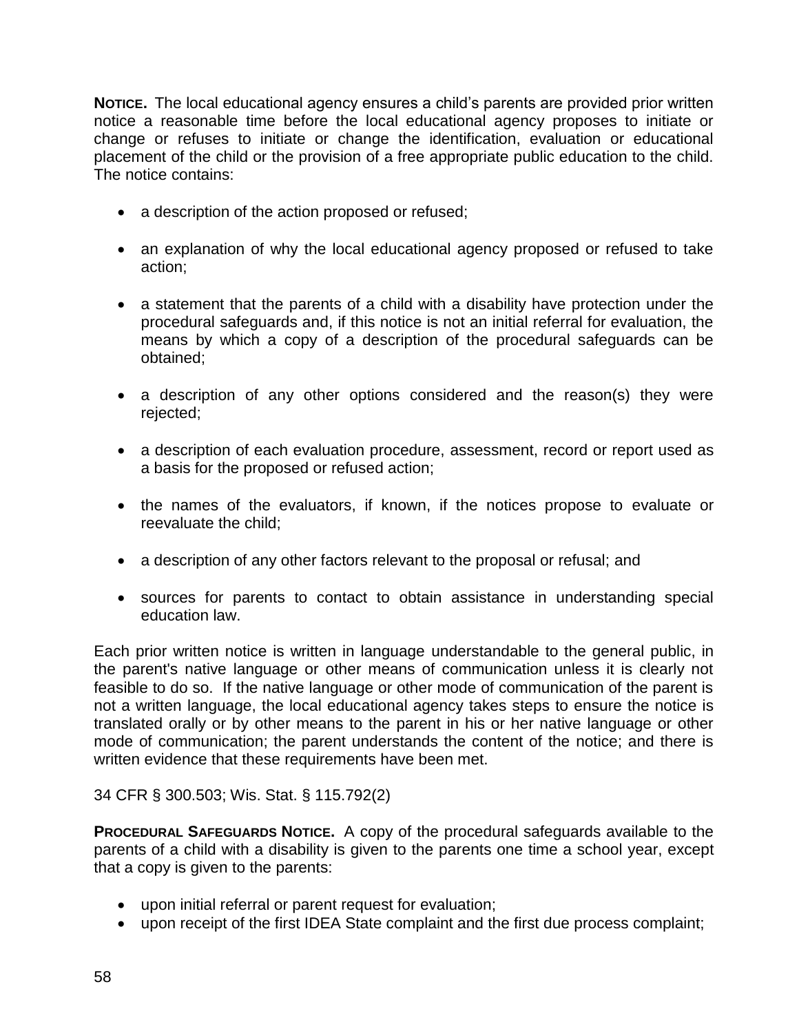**NOTICE.** The local educational agency ensures a child's parents are provided prior written notice a reasonable time before the local educational agency proposes to initiate or change or refuses to initiate or change the identification, evaluation or educational placement of the child or the provision of a free appropriate public education to the child. The notice contains:

- a description of the action proposed or refused;
- an explanation of why the local educational agency proposed or refused to take action;
- a statement that the parents of a child with a disability have protection under the procedural safeguards and, if this notice is not an initial referral for evaluation, the means by which a copy of a description of the procedural safeguards can be obtained;
- a description of any other options considered and the reason(s) they were rejected;
- a description of each evaluation procedure, assessment, record or report used as a basis for the proposed or refused action;
- the names of the evaluators, if known, if the notices propose to evaluate or reevaluate the child;
- a description of any other factors relevant to the proposal or refusal; and
- sources for parents to contact to obtain assistance in understanding special education law.

Each prior written notice is written in language understandable to the general public, in the parent's native language or other means of communication unless it is clearly not feasible to do so. If the native language or other mode of communication of the parent is not a written language, the local educational agency takes steps to ensure the notice is translated orally or by other means to the parent in his or her native language or other mode of communication; the parent understands the content of the notice; and there is written evidence that these requirements have been met.

34 CFR § 300.503; Wis. Stat. § 115.792(2)

**PROCEDURAL SAFEGUARDS NOTICE.** A copy of the procedural safeguards available to the parents of a child with a disability is given to the parents one time a school year, except that a copy is given to the parents:

- upon initial referral or parent request for evaluation;
- upon receipt of the first IDEA State complaint and the first due process complaint;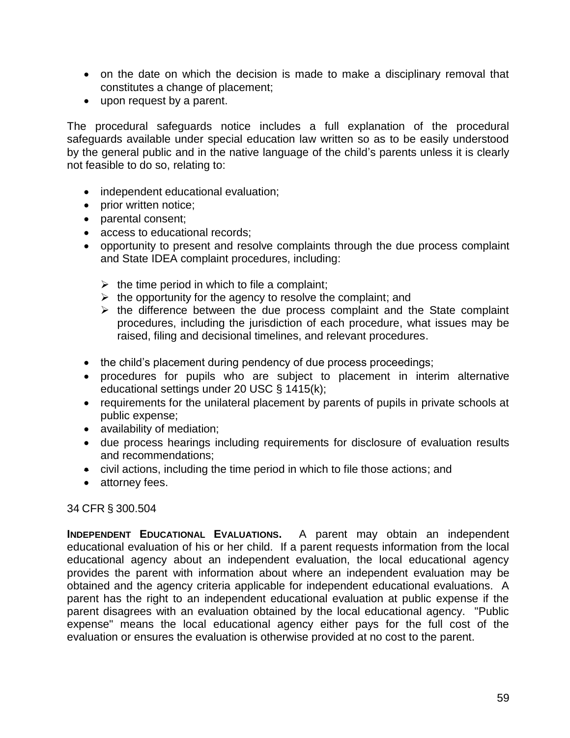- on the date on which the decision is made to make a disciplinary removal that constitutes a change of placement;
- upon request by a parent.

The procedural safeguards notice includes a full explanation of the procedural safeguards available under special education law written so as to be easily understood by the general public and in the native language of the child's parents unless it is clearly not feasible to do so, relating to:

- independent educational evaluation;
- prior written notice;
- parental consent;
- access to educational records;
- opportunity to present and resolve complaints through the due process complaint and State IDEA complaint procedures, including:
  - the time period in which to file a complaint;
  - the opportunity for the agency to resolve the complaint; and
  - the difference between the due process complaint and the State complaint procedures, including the jurisdiction of each procedure, what issues may be raised, filing and decisional timelines, and relevant procedures.
- the child's placement during pendency of due process proceedings;
- procedures for pupils who are subject to placement in interim alternative educational settings under 20 USC § 1415(k);
- requirements for the unilateral placement by parents of pupils in private schools at public expense;
- availability of mediation;
- due process hearings including requirements for disclosure of evaluation results and recommendations;
- civil actions, including the time period in which to file those actions; and
- attorney fees.

34 CFR § 300.504

**INDEPENDENT EDUCATIONAL EVALUATIONS.** A parent may obtain an independent educational evaluation of his or her child. If a parent requests information from the local educational agency about an independent evaluation, the local educational agency provides the parent with information about where an independent evaluation may be obtained and the agency criteria applicable for independent educational evaluations. A parent has the right to an independent educational evaluation at public expense if the parent disagrees with an evaluation obtained by the local educational agency. "Public expense" means the local educational agency either pays for the full cost of the evaluation or ensures the evaluation is otherwise provided at no cost to the parent.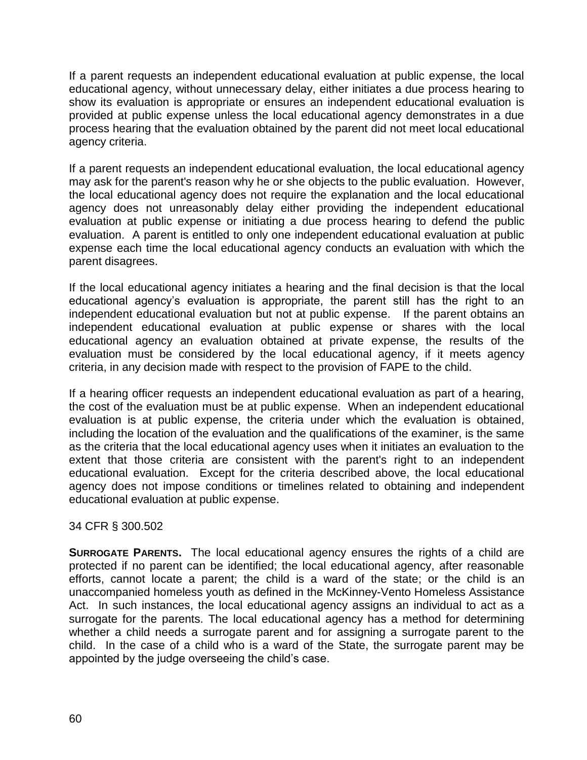If a parent requests an independent educational evaluation at public expense, the local educational agency, without unnecessary delay, either initiates a due process hearing to show its evaluation is appropriate or ensures an independent educational evaluation is provided at public expense unless the local educational agency demonstrates in a due process hearing that the evaluation obtained by the parent did not meet local educational agency criteria.

If a parent requests an independent educational evaluation, the local educational agency may ask for the parent's reason why he or she objects to the public evaluation. However, the local educational agency does not require the explanation and the local educational agency does not unreasonably delay either providing the independent educational evaluation at public expense or initiating a due process hearing to defend the public evaluation. A parent is entitled to only one independent educational evaluation at public expense each time the local educational agency conducts an evaluation with which the parent disagrees.

If the local educational agency initiates a hearing and the final decision is that the local educational agency's evaluation is appropriate, the parent still has the right to an independent educational evaluation but not at public expense. If the parent obtains an independent educational evaluation at public expense or shares with the local educational agency an evaluation obtained at private expense, the results of the evaluation must be considered by the local educational agency, if it meets agency criteria, in any decision made with respect to the provision of FAPE to the child.

If a hearing officer requests an independent educational evaluation as part of a hearing, the cost of the evaluation must be at public expense. When an independent educational evaluation is at public expense, the criteria under which the evaluation is obtained, including the location of the evaluation and the qualifications of the examiner, is the same as the criteria that the local educational agency uses when it initiates an evaluation to the extent that those criteria are consistent with the parent's right to an independent educational evaluation. Except for the criteria described above, the local educational agency does not impose conditions or timelines related to obtaining and independent educational evaluation at public expense.

34 CFR § 300.502

**SURROGATE PARENTS.** The local educational agency ensures the rights of a child are protected if no parent can be identified; the local educational agency, after reasonable efforts, cannot locate a parent; the child is a ward of the state; or the child is an unaccompanied homeless youth as defined in the McKinney-Vento Homeless Assistance Act. In such instances, the local educational agency assigns an individual to act as a surrogate for the parents. The local educational agency has a method for determining whether a child needs a surrogate parent and for assigning a surrogate parent to the child. In the case of a child who is a ward of the State, the surrogate parent may be appointed by the judge overseeing the child's case.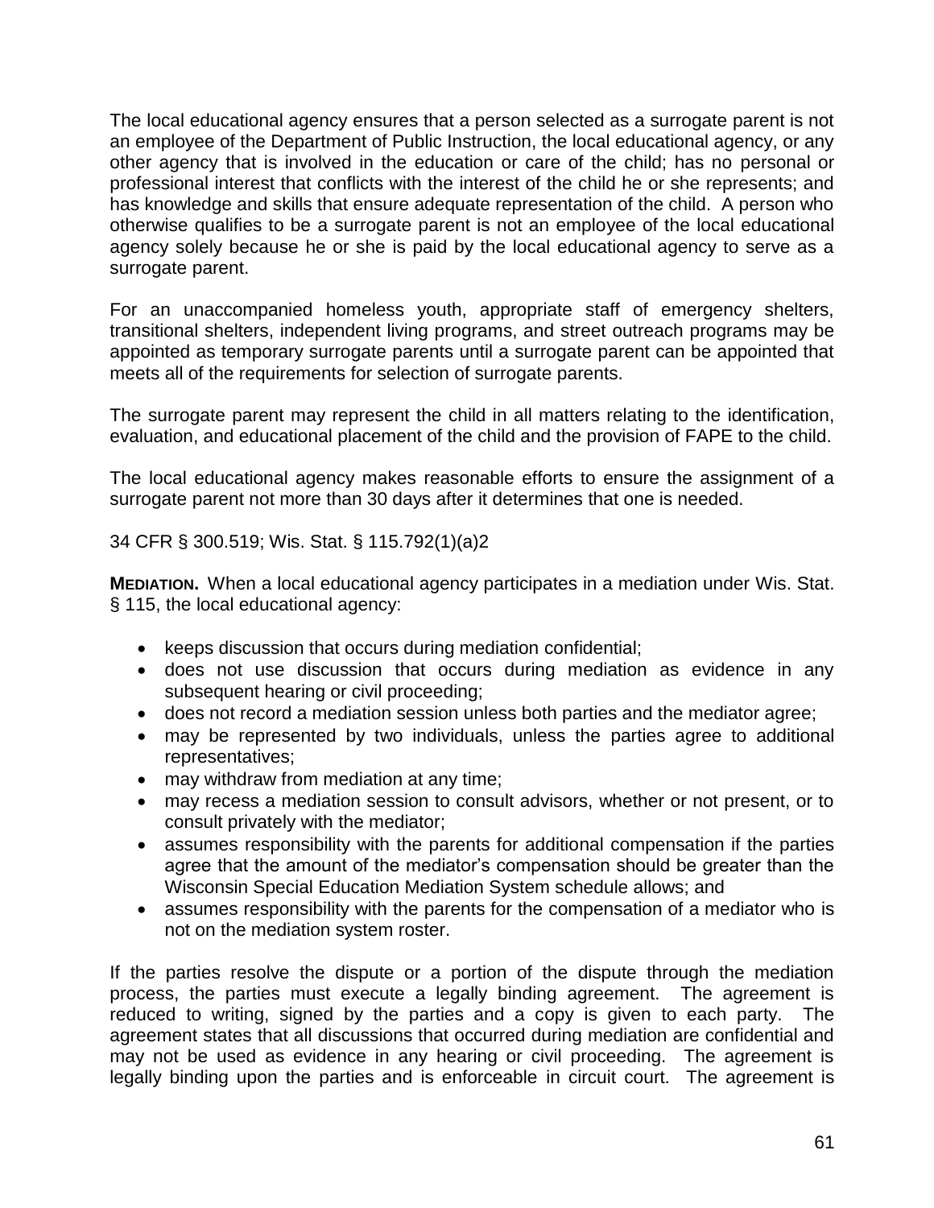The local educational agency ensures that a person selected as a surrogate parent is not an employee of the Department of Public Instruction, the local educational agency, or any other agency that is involved in the education or care of the child; has no personal or professional interest that conflicts with the interest of the child he or she represents; and has knowledge and skills that ensure adequate representation of the child. A person who otherwise qualifies to be a surrogate parent is not an employee of the local educational agency solely because he or she is paid by the local educational agency to serve as a surrogate parent.

For an unaccompanied homeless youth, appropriate staff of emergency shelters, transitional shelters, independent living programs, and street outreach programs may be appointed as temporary surrogate parents until a surrogate parent can be appointed that meets all of the requirements for selection of surrogate parents.

The surrogate parent may represent the child in all matters relating to the identification, evaluation, and educational placement of the child and the provision of FAPE to the child.

The local educational agency makes reasonable efforts to ensure the assignment of a surrogate parent not more than 30 days after it determines that one is needed.

34 CFR § 300.519; Wis. Stat. § 115.792(1)(a)2

**MEDIATION.** When a local educational agency participates in a mediation under Wis. Stat. § 115, the local educational agency:

- keeps discussion that occurs during mediation confidential;
- does not use discussion that occurs during mediation as evidence in any subsequent hearing or civil proceeding;
- does not record a mediation session unless both parties and the mediator agree;
- may be represented by two individuals, unless the parties agree to additional representatives;
- may withdraw from mediation at any time;
- may recess a mediation session to consult advisors, whether or not present, or to consult privately with the mediator;
- assumes responsibility with the parents for additional compensation if the parties agree that the amount of the mediator's compensation should be greater than the Wisconsin Special Education Mediation System schedule allows; and
- assumes responsibility with the parents for the compensation of a mediator who is not on the mediation system roster.

If the parties resolve the dispute or a portion of the dispute through the mediation process, the parties must execute a legally binding agreement. The agreement is reduced to writing, signed by the parties and a copy is given to each party. The agreement states that all discussions that occurred during mediation are confidential and may not be used as evidence in any hearing or civil proceeding. The agreement is legally binding upon the parties and is enforceable in circuit court. The agreement is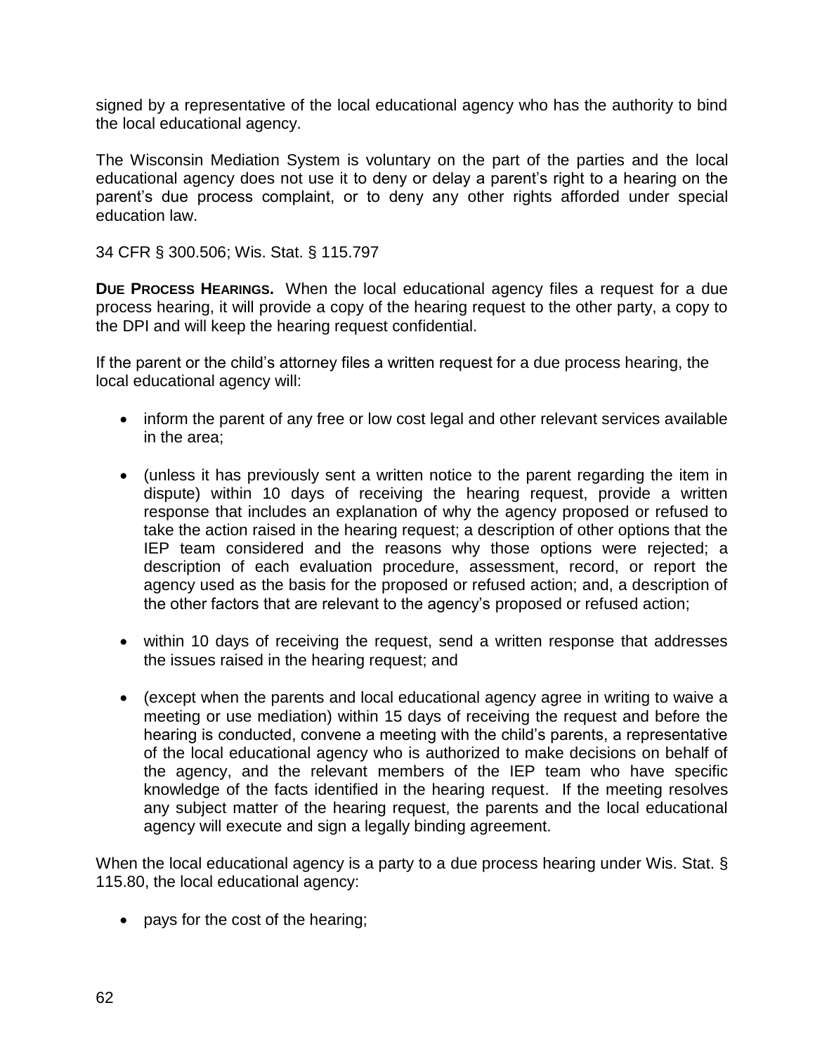signed by a representative of the local educational agency who has the authority to bind the local educational agency.

The Wisconsin Mediation System is voluntary on the part of the parties and the local educational agency does not use it to deny or delay a parent's right to a hearing on the parent's due process complaint, or to deny any other rights afforded under special education law.

34 CFR § 300.506; Wis. Stat. § 115.797

**DUE PROCESS HEARINGS.** When the local educational agency files a request for a due process hearing, it will provide a copy of the hearing request to the other party, a copy to the DPI and will keep the hearing request confidential.

If the parent or the child's attorney files a written request for a due process hearing, the local educational agency will:

- inform the parent of any free or low cost legal and other relevant services available in the area;
- (unless it has previously sent a written notice to the parent regarding the item in dispute) within 10 days of receiving the hearing request, provide a written response that includes an explanation of why the agency proposed or refused to take the action raised in the hearing request; a description of other options that the IEP team considered and the reasons why those options were rejected; a description of each evaluation procedure, assessment, record, or report the agency used as the basis for the proposed or refused action; and, a description of the other factors that are relevant to the agency's proposed or refused action;
- within 10 days of receiving the request, send a written response that addresses the issues raised in the hearing request; and
- (except when the parents and local educational agency agree in writing to waive a meeting or use mediation) within 15 days of receiving the request and before the hearing is conducted, convene a meeting with the child's parents, a representative of the local educational agency who is authorized to make decisions on behalf of the agency, and the relevant members of the IEP team who have specific knowledge of the facts identified in the hearing request. If the meeting resolves any subject matter of the hearing request, the parents and the local educational agency will execute and sign a legally binding agreement.

When the local educational agency is a party to a due process hearing under Wis. Stat. § 115.80, the local educational agency:

- pays for the cost of the hearing;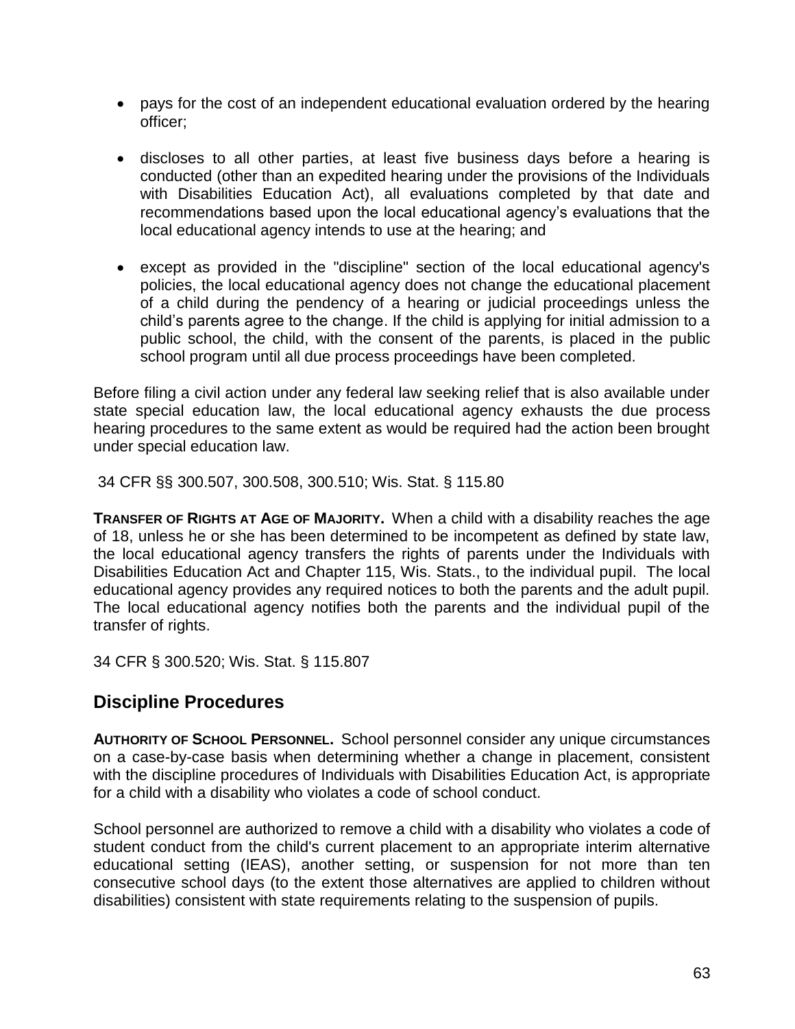- pays for the cost of an independent educational evaluation ordered by the hearing officer;

- discloses to all other parties, at least five business days before a hearing is conducted (other than an expedited hearing under the provisions of the Individuals with Disabilities Education Act), all evaluations completed by that date and recommendations based upon the local educational agency's evaluations that the local educational agency intends to use at the hearing; and

- except as provided in the "discipline" section of the local educational agency's policies, the local educational agency does not change the educational placement of a child during the pendency of a hearing or judicial proceedings unless the child's parents agree to the change. If the child is applying for initial admission to a public school, the child, with the consent of the parents, is placed in the public school program until all due process proceedings have been completed.

Before filing a civil action under any federal law seeking relief that is also available under state special education law, the local educational agency exhausts the due process hearing procedures to the same extent as would be required had the action been brought under special education law.

34 CFR §§ 300.507, 300.508, 300.510; Wis. Stat. § 115.80

**TRANSFER OF RIGHTS AT AGE OF MAJORITY.** When a child with a disability reaches the age of 18, unless he or she has been determined to be incompetent as defined by state law, the local educational agency transfers the rights of parents under the Individuals with Disabilities Education Act and Chapter 115, Wis. Stats., to the individual pupil. The local educational agency provides any required notices to both the parents and the adult pupil. The local educational agency notifies both the parents and the individual pupil of the transfer of rights.

34 CFR § 300.520; Wis. Stat. § 115.807

## Discipline Procedures

**AUTHORITY OF SCHOOL PERSONNEL.** School personnel consider any unique circumstances on a case-by-case basis when determining whether a change in placement, consistent with the discipline procedures of Individuals with Disabilities Education Act, is appropriate for a child with a disability who violates a code of school conduct.

School personnel are authorized to remove a child with a disability who violates a code of student conduct from the child's current placement to an appropriate interim alternative educational setting (IEAS), another setting, or suspension for not more than ten consecutive school days (to the extent those alternatives are applied to children without disabilities) consistent with state requirements relating to the suspension of pupils.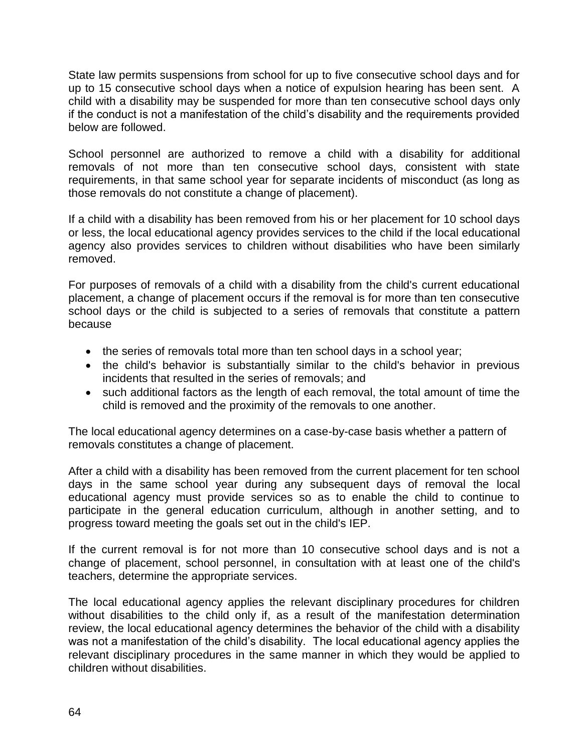State law permits suspensions from school for up to five consecutive school days and for up to 15 consecutive school days when a notice of expulsion hearing has been sent. A child with a disability may be suspended for more than ten consecutive school days only if the conduct is not a manifestation of the child's disability and the requirements provided below are followed.

School personnel are authorized to remove a child with a disability for additional removals of not more than ten consecutive school days, consistent with state requirements, in that same school year for separate incidents of misconduct (as long as those removals do not constitute a change of placement).

If a child with a disability has been removed from his or her placement for 10 school days or less, the local educational agency provides services to the child if the local educational agency also provides services to children without disabilities who have been similarly removed.

For purposes of removals of a child with a disability from the child's current educational placement, a change of placement occurs if the removal is for more than ten consecutive school days or the child is subjected to a series of removals that constitute a pattern because

- the series of removals total more than ten school days in a school year;
- the child's behavior is substantially similar to the child's behavior in previous incidents that resulted in the series of removals; and
- such additional factors as the length of each removal, the total amount of time the child is removed and the proximity of the removals to one another.

The local educational agency determines on a case-by-case basis whether a pattern of removals constitutes a change of placement.

After a child with a disability has been removed from the current placement for ten school days in the same school year during any subsequent days of removal the local educational agency must provide services so as to enable the child to continue to participate in the general education curriculum, although in another setting, and to progress toward meeting the goals set out in the child's IEP.

If the current removal is for not more than 10 consecutive school days and is not a change of placement, school personnel, in consultation with at least one of the child's teachers, determine the appropriate services.

The local educational agency applies the relevant disciplinary procedures for children without disabilities to the child only if, as a result of the manifestation determination review, the local educational agency determines the behavior of the child with a disability was not a manifestation of the child's disability. The local educational agency applies the relevant disciplinary procedures in the same manner in which they would be applied to children without disabilities.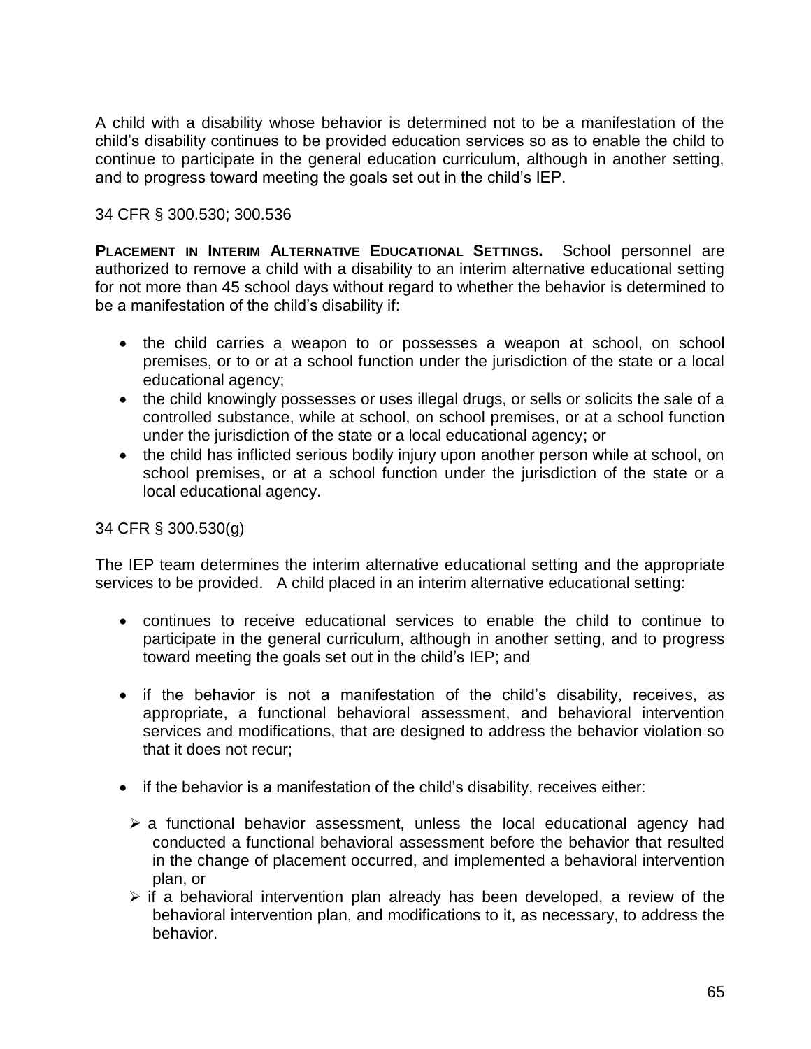A child with a disability whose behavior is determined not to be a manifestation of the child's disability continues to be provided education services so as to enable the child to continue to participate in the general education curriculum, although in another setting, and to progress toward meeting the goals set out in the child's IEP.

34 CFR § 300.530; 300.536

**PLACEMENT IN INTERIM ALTERNATIVE EDUCATIONAL SETTINGS.** School personnel are authorized to remove a child with a disability to an interim alternative educational setting for not more than 45 school days without regard to whether the behavior is determined to be a manifestation of the child's disability if:

- the child carries a weapon to or possesses a weapon at school, on school premises, or to or at a school function under the jurisdiction of the state or a local educational agency;
- the child knowingly possesses or uses illegal drugs, or sells or solicits the sale of a controlled substance, while at school, on school premises, or at a school function under the jurisdiction of the state or a local educational agency; or
- the child has inflicted serious bodily injury upon another person while at school, on school premises, or at a school function under the jurisdiction of the state or a local educational agency.

34 CFR § 300.530(g)

The IEP team determines the interim alternative educational setting and the appropriate services to be provided. A child placed in an interim alternative educational setting:

- continues to receive educational services to enable the child to continue to participate in the general curriculum, although in another setting, and to progress toward meeting the goals set out in the child's IEP; and

- if the behavior is not a manifestation of the child's disability, receives, as appropriate, a functional behavioral assessment, and behavioral intervention services and modifications, that are designed to address the behavior violation so that it does not recur;

- if the behavior is a manifestation of the child's disability, receives either:
  - a functional behavior assessment, unless the local educational agency had conducted a functional behavioral assessment before the behavior that resulted in the change of placement occurred, and implemented a behavioral intervention plan, or
  - if a behavioral intervention plan already has been developed, a review of the behavioral intervention plan, and modifications to it, as necessary, to address the behavior.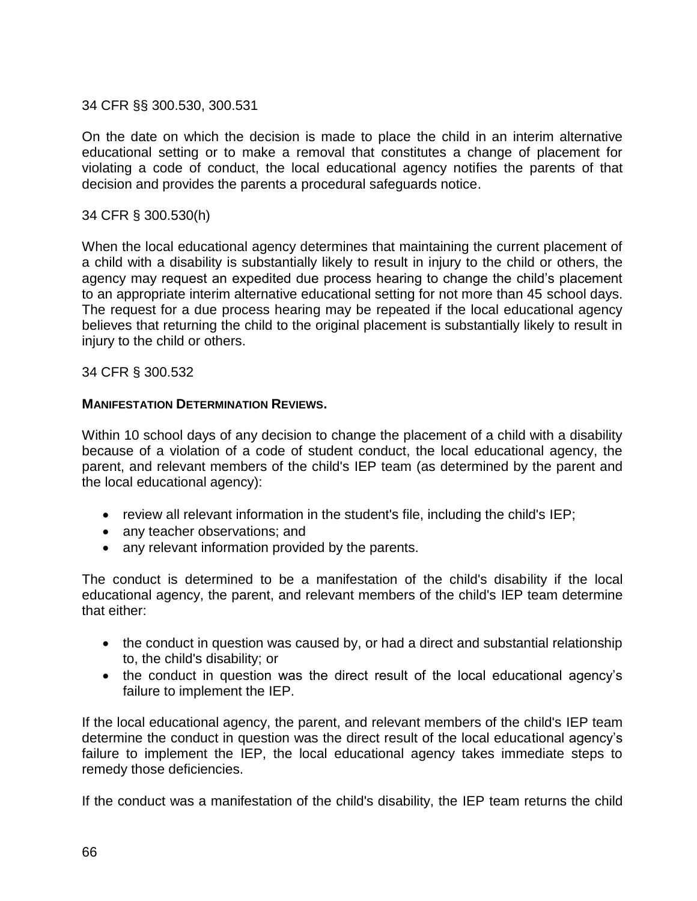34 CFR §§ 300.530, 300.531

On the date on which the decision is made to place the child in an interim alternative educational setting or to make a removal that constitutes a change of placement for violating a code of conduct, the local educational agency notifies the parents of that decision and provides the parents a procedural safeguards notice.

34 CFR § 300.530(h)

When the local educational agency determines that maintaining the current placement of a child with a disability is substantially likely to result in injury to the child or others, the agency may request an expedited due process hearing to change the child's placement to an appropriate interim alternative educational setting for not more than 45 school days. The request for a due process hearing may be repeated if the local educational agency believes that returning the child to the original placement is substantially likely to result in injury to the child or others.

34 CFR § 300.532

**MANIFESTATION DETERMINATION REVIEWS.**

Within 10 school days of any decision to change the placement of a child with a disability because of a violation of a code of student conduct, the local educational agency, the parent, and relevant members of the child's IEP team (as determined by the parent and the local educational agency):

- review all relevant information in the student's file, including the child's IEP;
- any teacher observations; and
- any relevant information provided by the parents.

The conduct is determined to be a manifestation of the child's disability if the local educational agency, the parent, and relevant members of the child's IEP team determine that either:

- the conduct in question was caused by, or had a direct and substantial relationship to, the child's disability; or
- the conduct in question was the direct result of the local educational agency's failure to implement the IEP.

If the local educational agency, the parent, and relevant members of the child's IEP team determine the conduct in question was the direct result of the local educational agency's failure to implement the IEP, the local educational agency takes immediate steps to remedy those deficiencies.

If the conduct was a manifestation of the child's disability, the IEP team returns the child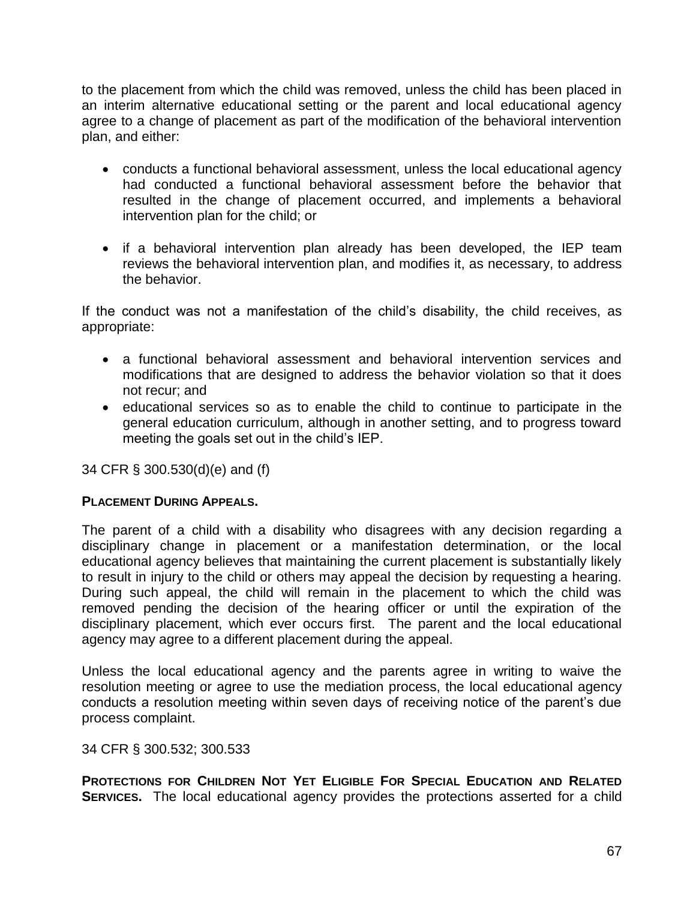to the placement from which the child was removed, unless the child has been placed in an interim alternative educational setting or the parent and local educational agency agree to a change of placement as part of the modification of the behavioral intervention plan, and either:

- conducts a functional behavioral assessment, unless the local educational agency had conducted a functional behavioral assessment before the behavior that resulted in the change of placement occurred, and implements a behavioral intervention plan for the child; or

- if a behavioral intervention plan already has been developed, the IEP team reviews the behavioral intervention plan, and modifies it, as necessary, to address the behavior.

If the conduct was not a manifestation of the child's disability, the child receives, as appropriate:

- a functional behavioral assessment and behavioral intervention services and modifications that are designed to address the behavior violation so that it does not recur; and
- educational services so as to enable the child to continue to participate in the general education curriculum, although in another setting, and to progress toward meeting the goals set out in the child's IEP.

34 CFR § 300.530(d)(e) and (f)

**PLACEMENT DURING APPEALS.**

The parent of a child with a disability who disagrees with any decision regarding a disciplinary change in placement or a manifestation determination, or the local educational agency believes that maintaining the current placement is substantially likely to result in injury to the child or others may appeal the decision by requesting a hearing. During such appeal, the child will remain in the placement to which the child was removed pending the decision of the hearing officer or until the expiration of the disciplinary placement, which ever occurs first. The parent and the local educational agency may agree to a different placement during the appeal.

Unless the local educational agency and the parents agree in writing to waive the resolution meeting or agree to use the mediation process, the local educational agency conducts a resolution meeting within seven days of receiving notice of the parent's due process complaint.

34 CFR § 300.532; 300.533

**PROTECTIONS FOR CHILDREN NOT YET ELIGIBLE FOR SPECIAL EDUCATION AND RELATED SERVICES.** The local educational agency provides the protections asserted for a child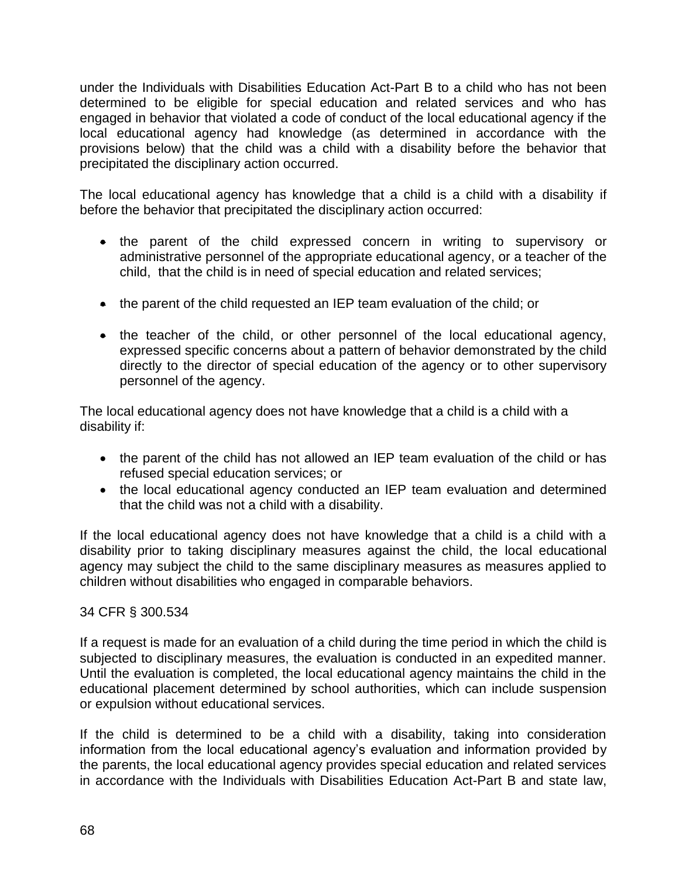under the Individuals with Disabilities Education Act-Part B to a child who has not been determined to be eligible for special education and related services and who has engaged in behavior that violated a code of conduct of the local educational agency if the local educational agency had knowledge (as determined in accordance with the provisions below) that the child was a child with a disability before the behavior that precipitated the disciplinary action occurred.

The local educational agency has knowledge that a child is a child with a disability if before the behavior that precipitated the disciplinary action occurred:

- the parent of the child expressed concern in writing to supervisory or administrative personnel of the appropriate educational agency, or a teacher of the child, that the child is in need of special education and related services;
- the parent of the child requested an IEP team evaluation of the child; or
- the teacher of the child, or other personnel of the local educational agency, expressed specific concerns about a pattern of behavior demonstrated by the child directly to the director of special education of the agency or to other supervisory personnel of the agency.

The local educational agency does not have knowledge that a child is a child with a disability if:

- the parent of the child has not allowed an IEP team evaluation of the child or has refused special education services; or
- the local educational agency conducted an IEP team evaluation and determined that the child was not a child with a disability.

If the local educational agency does not have knowledge that a child is a child with a disability prior to taking disciplinary measures against the child, the local educational agency may subject the child to the same disciplinary measures as measures applied to children without disabilities who engaged in comparable behaviors.

34 CFR § 300.534

If a request is made for an evaluation of a child during the time period in which the child is subjected to disciplinary measures, the evaluation is conducted in an expedited manner. Until the evaluation is completed, the local educational agency maintains the child in the educational placement determined by school authorities, which can include suspension or expulsion without educational services.

If the child is determined to be a child with a disability, taking into consideration information from the local educational agency's evaluation and information provided by the parents, the local educational agency provides special education and related services in accordance with the Individuals with Disabilities Education Act-Part B and state law,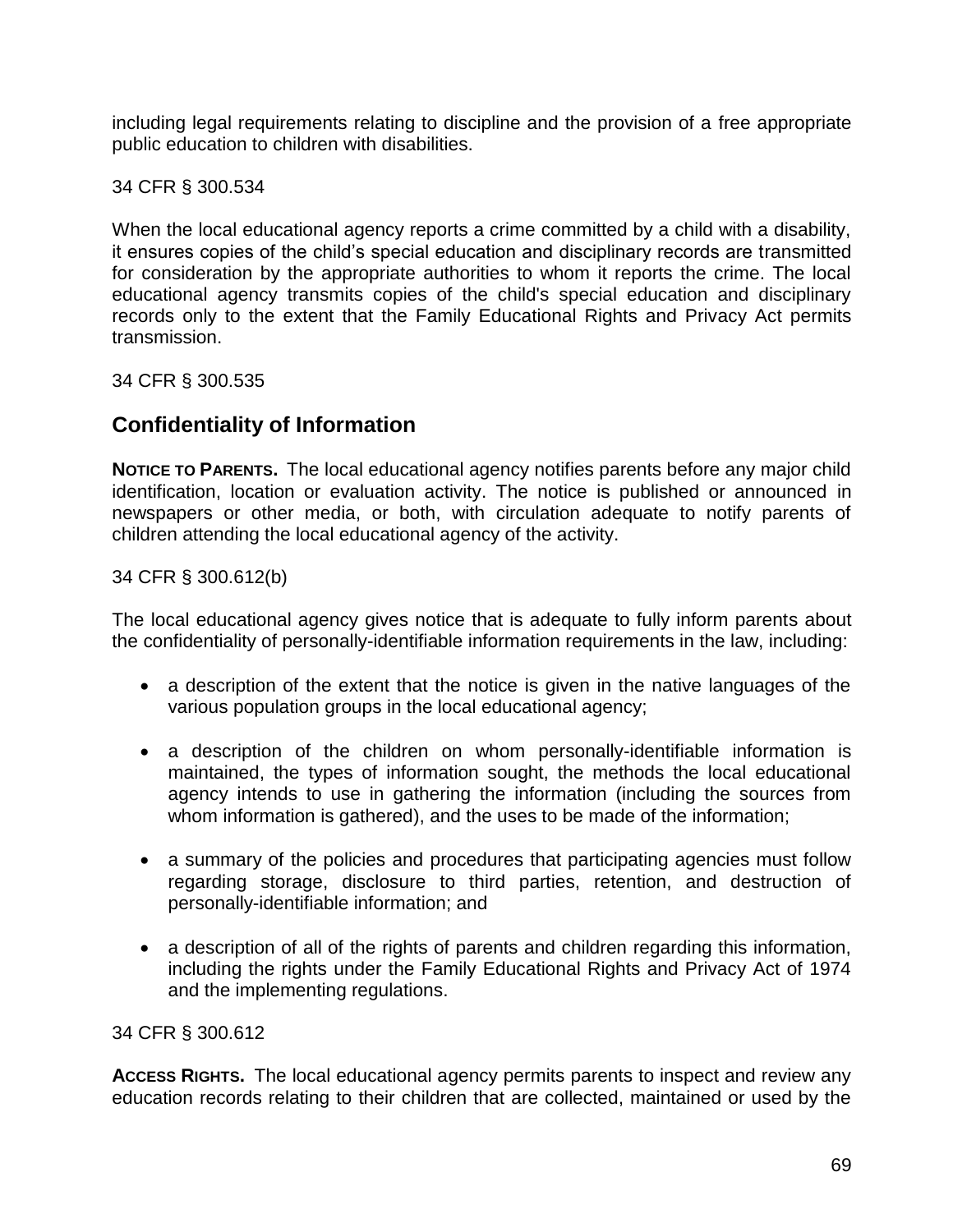including legal requirements relating to discipline and the provision of a free appropriate public education to children with disabilities.

34 CFR § 300.534

When the local educational agency reports a crime committed by a child with a disability, it ensures copies of the child's special education and disciplinary records are transmitted for consideration by the appropriate authorities to whom it reports the crime. The local educational agency transmits copies of the child's special education and disciplinary records only to the extent that the Family Educational Rights and Privacy Act permits transmission.

34 CFR § 300.535

## Confidentiality of Information

**NOTICE TO PARENTS.** The local educational agency notifies parents before any major child identification, location or evaluation activity. The notice is published or announced in newspapers or other media, or both, with circulation adequate to notify parents of children attending the local educational agency of the activity.

34 CFR § 300.612(b)

The local educational agency gives notice that is adequate to fully inform parents about the confidentiality of personally-identifiable information requirements in the law, including:

- a description of the extent that the notice is given in the native languages of the various population groups in the local educational agency;
- a description of the children on whom personally-identifiable information is maintained, the types of information sought, the methods the local educational agency intends to use in gathering the information (including the sources from whom information is gathered), and the uses to be made of the information;
- a summary of the policies and procedures that participating agencies must follow regarding storage, disclosure to third parties, retention, and destruction of personally-identifiable information; and
- a description of all of the rights of parents and children regarding this information, including the rights under the Family Educational Rights and Privacy Act of 1974 and the implementing regulations.

34 CFR § 300.612

**ACCESS RIGHTS.** The local educational agency permits parents to inspect and review any education records relating to their children that are collected, maintained or used by the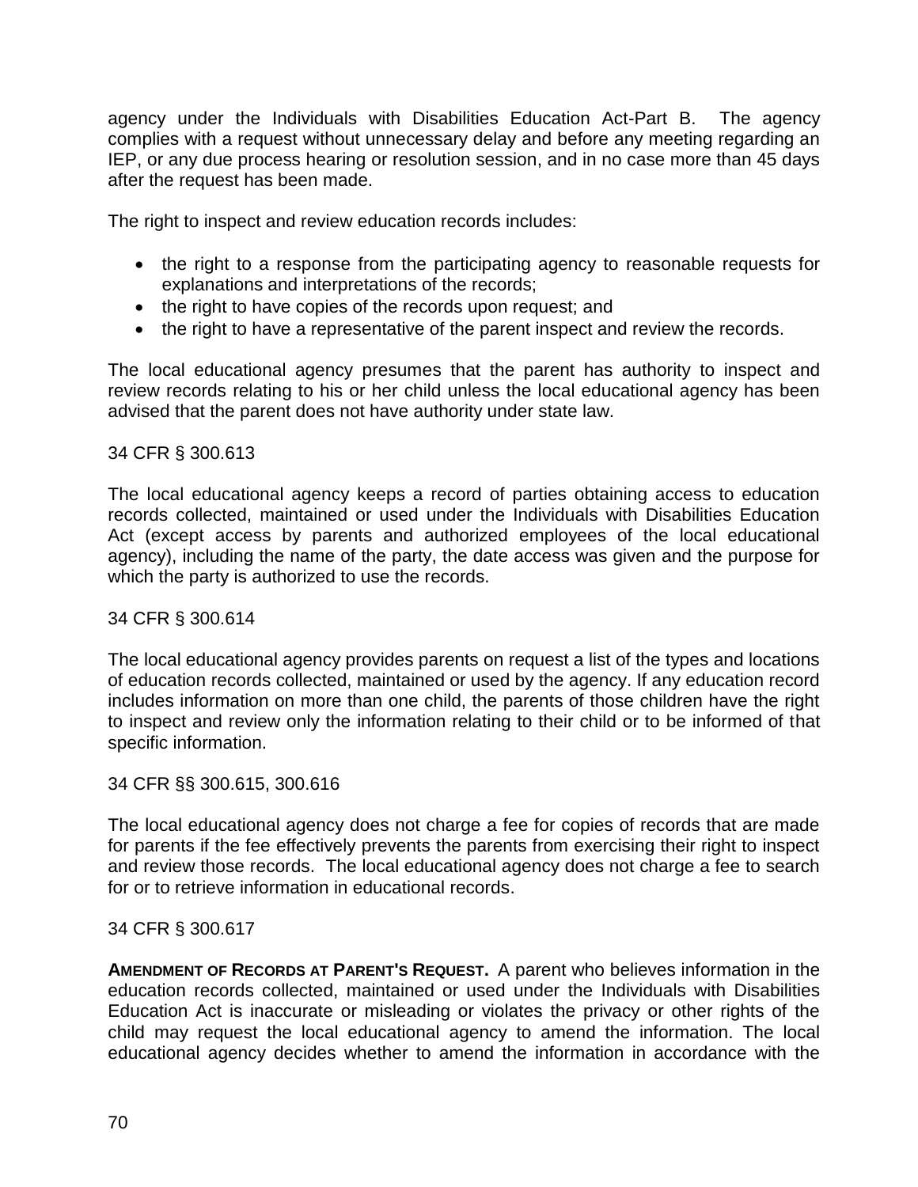agency under the Individuals with Disabilities Education Act-Part B. The agency complies with a request without unnecessary delay and before any meeting regarding an IEP, or any due process hearing or resolution session, and in no case more than 45 days after the request has been made.

The right to inspect and review education records includes:

- the right to a response from the participating agency to reasonable requests for explanations and interpretations of the records;
- the right to have copies of the records upon request; and
- the right to have a representative of the parent inspect and review the records.

The local educational agency presumes that the parent has authority to inspect and review records relating to his or her child unless the local educational agency has been advised that the parent does not have authority under state law.

34 CFR § 300.613

The local educational agency keeps a record of parties obtaining access to education records collected, maintained or used under the Individuals with Disabilities Education Act (except access by parents and authorized employees of the local educational agency), including the name of the party, the date access was given and the purpose for which the party is authorized to use the records.

34 CFR § 300.614

The local educational agency provides parents on request a list of the types and locations of education records collected, maintained or used by the agency. If any education record includes information on more than one child, the parents of those children have the right to inspect and review only the information relating to their child or to be informed of that specific information.

34 CFR §§ 300.615, 300.616

The local educational agency does not charge a fee for copies of records that are made for parents if the fee effectively prevents the parents from exercising their right to inspect and review those records. The local educational agency does not charge a fee to search for or to retrieve information in educational records.

34 CFR § 300.617

**AMENDMENT OF RECORDS AT PARENT'S REQUEST.** A parent who believes information in the education records collected, maintained or used under the Individuals with Disabilities Education Act is inaccurate or misleading or violates the privacy or other rights of the child may request the local educational agency to amend the information. The local educational agency decides whether to amend the information in accordance with the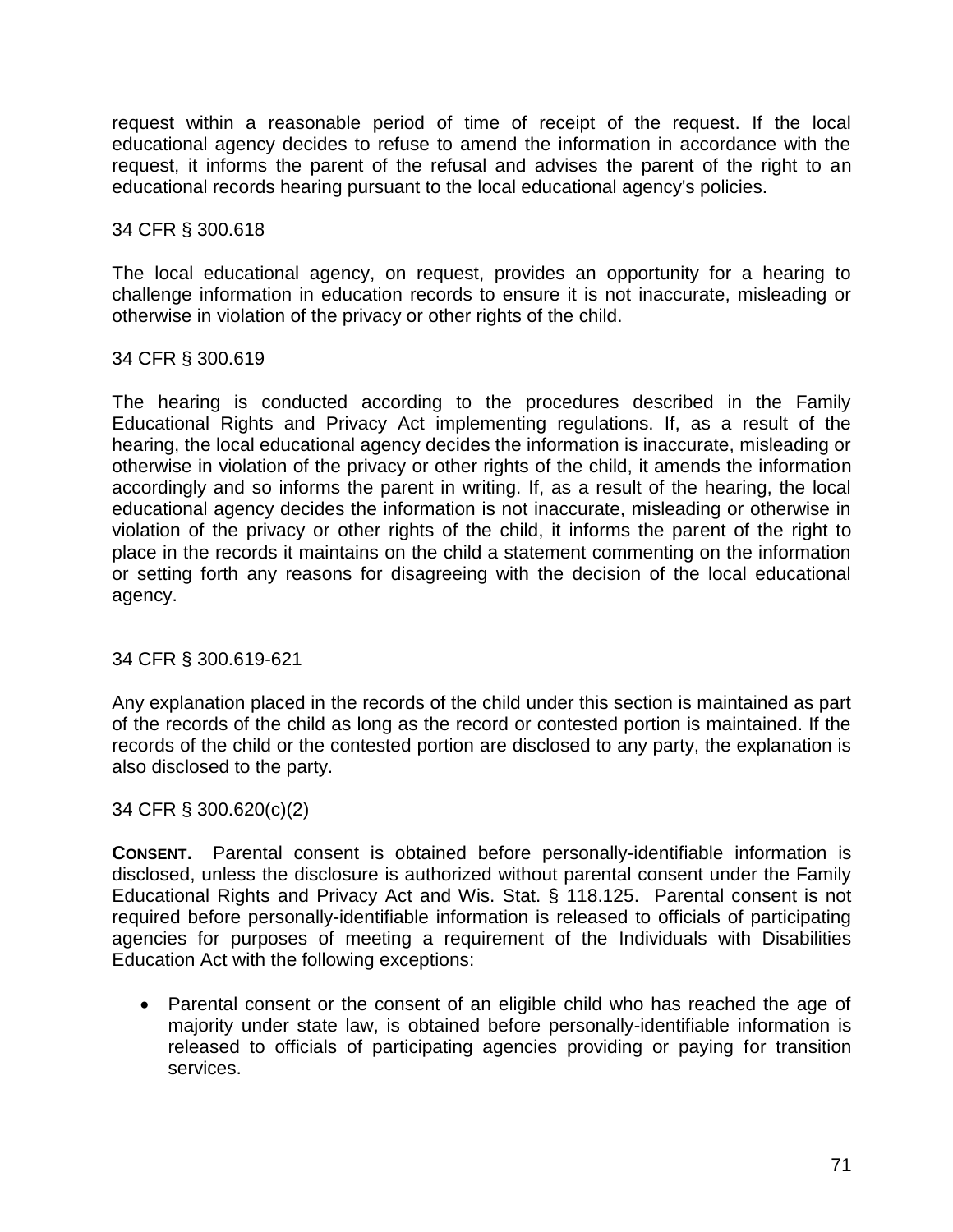request within a reasonable period of time of receipt of the request. If the local educational agency decides to refuse to amend the information in accordance with the request, it informs the parent of the refusal and advises the parent of the right to an educational records hearing pursuant to the local educational agency's policies.

34 CFR § 300.618

The local educational agency, on request, provides an opportunity for a hearing to challenge information in education records to ensure it is not inaccurate, misleading or otherwise in violation of the privacy or other rights of the child.

34 CFR § 300.619

The hearing is conducted according to the procedures described in the Family Educational Rights and Privacy Act implementing regulations. If, as a result of the hearing, the local educational agency decides the information is inaccurate, misleading or otherwise in violation of the privacy or other rights of the child, it amends the information accordingly and so informs the parent in writing. If, as a result of the hearing, the local educational agency decides the information is not inaccurate, misleading or otherwise in violation of the privacy or other rights of the child, it informs the parent of the right to place in the records it maintains on the child a statement commenting on the information or setting forth any reasons for disagreeing with the decision of the local educational agency.

34 CFR § 300.619-621

Any explanation placed in the records of the child under this section is maintained as part of the records of the child as long as the record or contested portion is maintained. If the records of the child or the contested portion are disclosed to any party, the explanation is also disclosed to the party.

34 CFR § 300.620(c)(2)

**CONSENT.** Parental consent is obtained before personally-identifiable information is disclosed, unless the disclosure is authorized without parental consent under the Family Educational Rights and Privacy Act and Wis. Stat. § 118.125. Parental consent is not required before personally-identifiable information is released to officials of participating agencies for purposes of meeting a requirement of the Individuals with Disabilities Education Act with the following exceptions:

- Parental consent or the consent of an eligible child who has reached the age of majority under state law, is obtained before personally-identifiable information is released to officials of participating agencies providing or paying for transition services.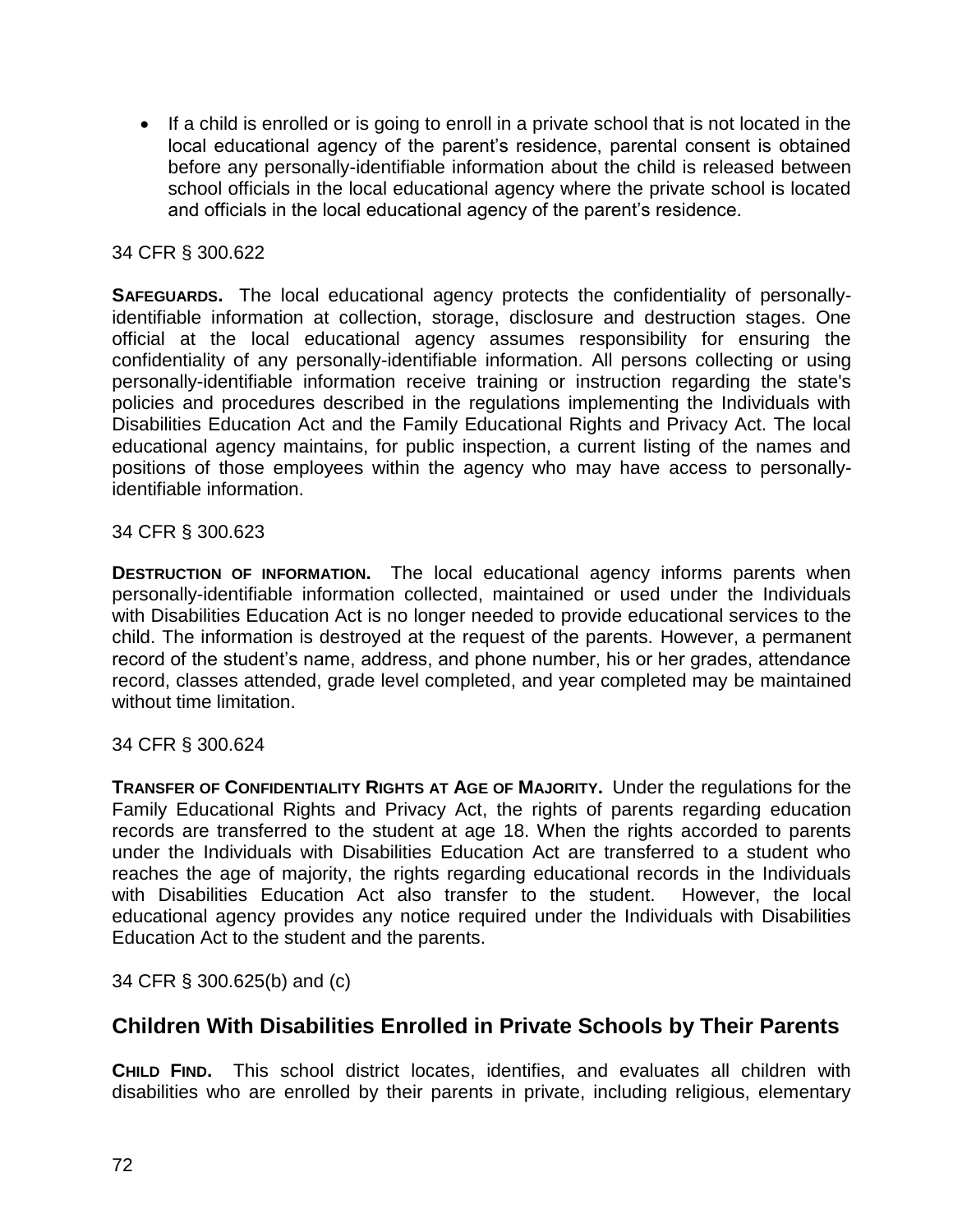- If a child is enrolled or is going to enroll in a private school that is not located in the local educational agency of the parent's residence, parental consent is obtained before any personally-identifiable information about the child is released between school officials in the local educational agency where the private school is located and officials in the local educational agency of the parent's residence.

34 CFR § 300.622

**SAFEGUARDS.** The local educational agency protects the confidentiality of personally-identifiable information at collection, storage, disclosure and destruction stages. One official at the local educational agency assumes responsibility for ensuring the confidentiality of any personally-identifiable information. All persons collecting or using personally-identifiable information receive training or instruction regarding the state's policies and procedures described in the regulations implementing the Individuals with Disabilities Education Act and the Family Educational Rights and Privacy Act. The local educational agency maintains, for public inspection, a current listing of the names and positions of those employees within the agency who may have access to personally-identifiable information.

34 CFR § 300.623

**DESTRUCTION OF INFORMATION.** The local educational agency informs parents when personally-identifiable information collected, maintained or used under the Individuals with Disabilities Education Act is no longer needed to provide educational services to the child. The information is destroyed at the request of the parents. However, a permanent record of the student's name, address, and phone number, his or her grades, attendance record, classes attended, grade level completed, and year completed may be maintained without time limitation.

34 CFR § 300.624

**TRANSFER OF CONFIDENTIALITY RIGHTS AT AGE OF MAJORITY.** Under the regulations for the Family Educational Rights and Privacy Act, the rights of parents regarding education records are transferred to the student at age 18. When the rights accorded to parents under the Individuals with Disabilities Education Act are transferred to a student who reaches the age of majority, the rights regarding educational records in the Individuals with Disabilities Education Act also transfer to the student. However, the local educational agency provides any notice required under the Individuals with Disabilities Education Act to the student and the parents.

34 CFR § 300.625(b) and (c)

## Children With Disabilities Enrolled in Private Schools by Their Parents

**CHILD FIND.** This school district locates, identifies, and evaluates all children with disabilities who are enrolled by their parents in private, including religious, elementary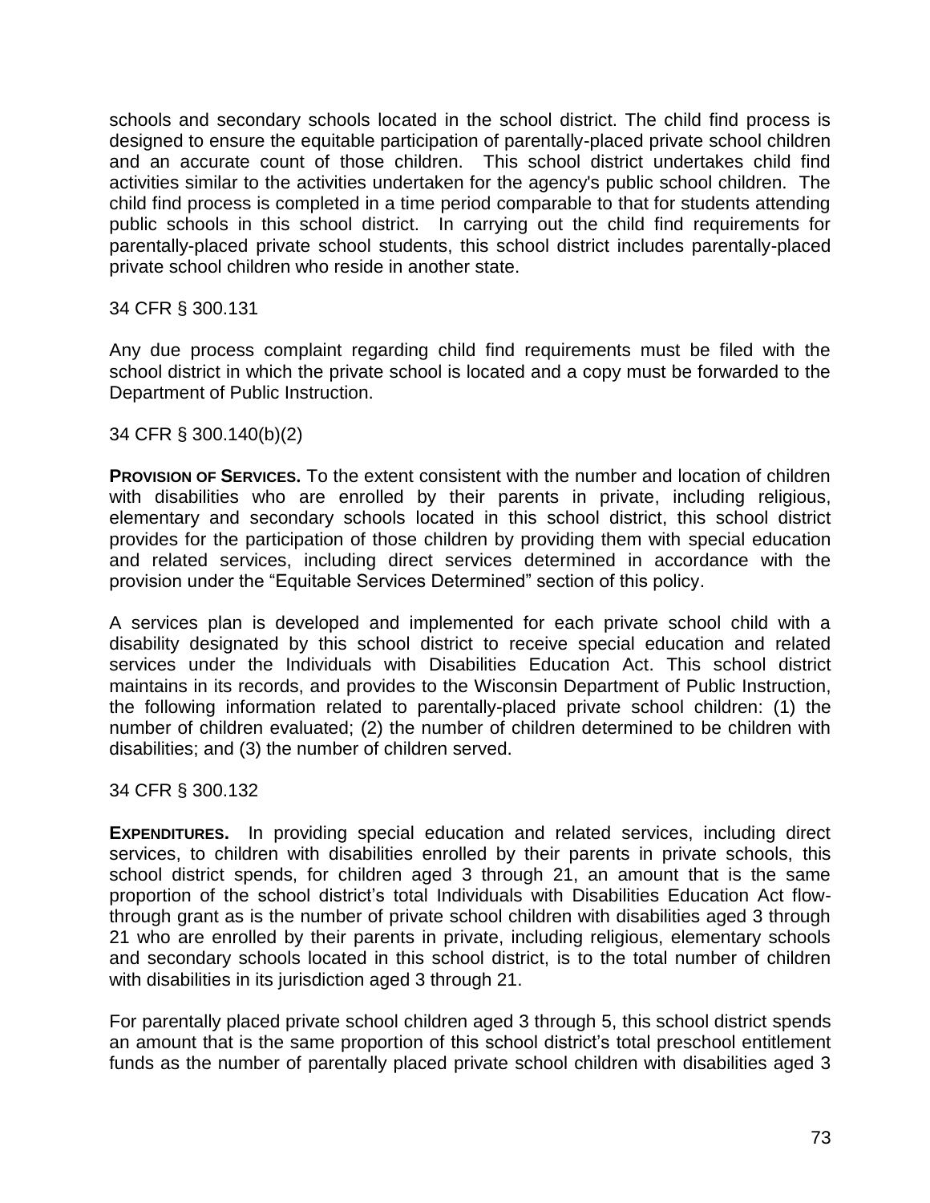schools and secondary schools located in the school district. The child find process is designed to ensure the equitable participation of parentally-placed private school children and an accurate count of those children. This school district undertakes child find activities similar to the activities undertaken for the agency's public school children. The child find process is completed in a time period comparable to that for students attending public schools in this school district. In carrying out the child find requirements for parentally-placed private school students, this school district includes parentally-placed private school children who reside in another state.

34 CFR § 300.131

Any due process complaint regarding child find requirements must be filed with the school district in which the private school is located and a copy must be forwarded to the Department of Public Instruction.

34 CFR § 300.140(b)(2)

**PROVISION OF SERVICES.** To the extent consistent with the number and location of children with disabilities who are enrolled by their parents in private, including religious, elementary and secondary schools located in this school district, this school district provides for the participation of those children by providing them with special education and related services, including direct services determined in accordance with the provision under the "Equitable Services Determined" section of this policy.

A services plan is developed and implemented for each private school child with a disability designated by this school district to receive special education and related services under the Individuals with Disabilities Education Act. This school district maintains in its records, and provides to the Wisconsin Department of Public Instruction, the following information related to parentally-placed private school children: (1) the number of children evaluated; (2) the number of children determined to be children with disabilities; and (3) the number of children served.

34 CFR § 300.132

**EXPENDITURES.** In providing special education and related services, including direct services, to children with disabilities enrolled by their parents in private schools, this school district spends, for children aged 3 through 21, an amount that is the same proportion of the school district's total Individuals with Disabilities Education Act flow-through grant as is the number of private school children with disabilities aged 3 through 21 who are enrolled by their parents in private, including religious, elementary schools and secondary schools located in this school district, is to the total number of children with disabilities in its jurisdiction aged 3 through 21.

For parentally placed private school children aged 3 through 5, this school district spends an amount that is the same proportion of this school district's total preschool entitlement funds as the number of parentally placed private school children with disabilities aged 3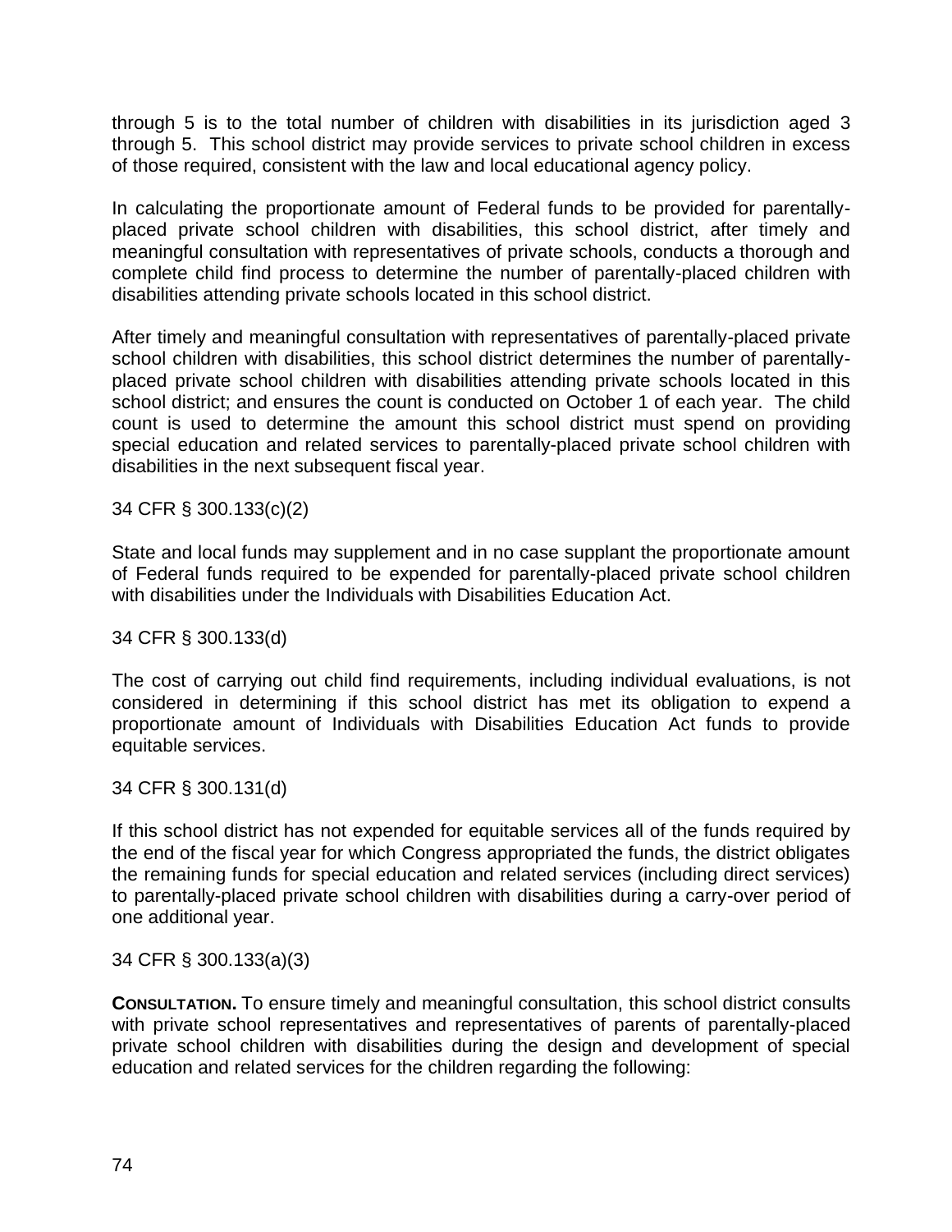through 5 is to the total number of children with disabilities in its jurisdiction aged 3 through 5. This school district may provide services to private school children in excess of those required, consistent with the law and local educational agency policy.

In calculating the proportionate amount of Federal funds to be provided for parentally-placed private school children with disabilities, this school district, after timely and meaningful consultation with representatives of private schools, conducts a thorough and complete child find process to determine the number of parentally-placed children with disabilities attending private schools located in this school district.

After timely and meaningful consultation with representatives of parentally-placed private school children with disabilities, this school district determines the number of parentally-placed private school children with disabilities attending private schools located in this school district; and ensures the count is conducted on October 1 of each year. The child count is used to determine the amount this school district must spend on providing special education and related services to parentally-placed private school children with disabilities in the next subsequent fiscal year.

34 CFR § 300.133(c)(2)

State and local funds may supplement and in no case supplant the proportionate amount of Federal funds required to be expended for parentally-placed private school children with disabilities under the Individuals with Disabilities Education Act.

34 CFR § 300.133(d)

The cost of carrying out child find requirements, including individual evaluations, is not considered in determining if this school district has met its obligation to expend a proportionate amount of Individuals with Disabilities Education Act funds to provide equitable services.

34 CFR § 300.131(d)

If this school district has not expended for equitable services all of the funds required by the end of the fiscal year for which Congress appropriated the funds, the district obligates the remaining funds for special education and related services (including direct services) to parentally-placed private school children with disabilities during a carry-over period of one additional year.

34 CFR § 300.133(a)(3)

**CONSULTATION.** To ensure timely and meaningful consultation, this school district consults with private school representatives and representatives of parents of parentally-placed private school children with disabilities during the design and development of special education and related services for the children regarding the following: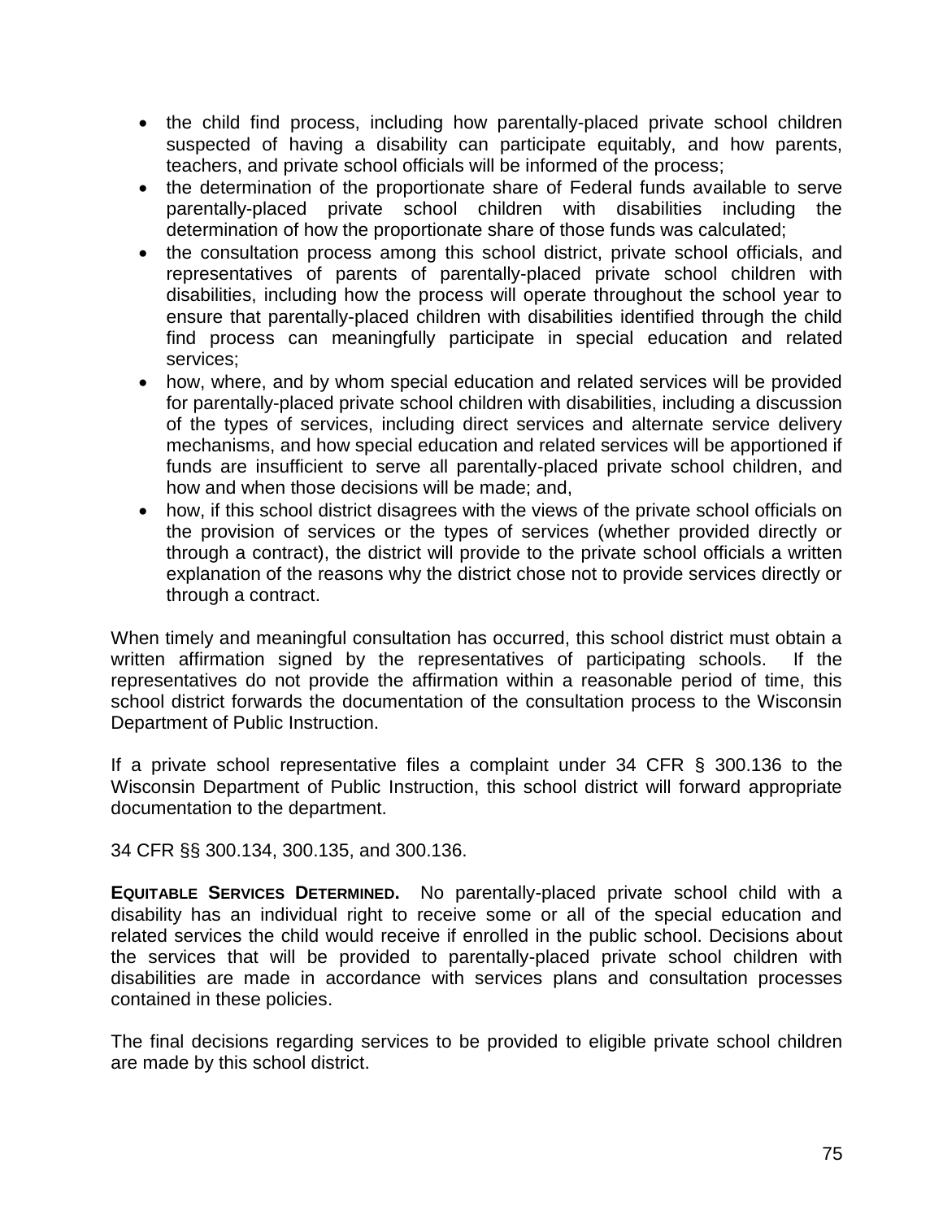- the child find process, including how parentally-placed private school children suspected of having a disability can participate equitably, and how parents, teachers, and private school officials will be informed of the process;
- the determination of the proportionate share of Federal funds available to serve parentally-placed private school children with disabilities including the determination of how the proportionate share of those funds was calculated;
- the consultation process among this school district, private school officials, and representatives of parents of parentally-placed private school children with disabilities, including how the process will operate throughout the school year to ensure that parentally-placed children with disabilities identified through the child find process can meaningfully participate in special education and related services;
- how, where, and by whom special education and related services will be provided for parentally-placed private school children with disabilities, including a discussion of the types of services, including direct services and alternate service delivery mechanisms, and how special education and related services will be apportioned if funds are insufficient to serve all parentally-placed private school children, and how and when those decisions will be made; and,
- how, if this school district disagrees with the views of the private school officials on the provision of services or the types of services (whether provided directly or through a contract), the district will provide to the private school officials a written explanation of the reasons why the district chose not to provide services directly or through a contract.

When timely and meaningful consultation has occurred, this school district must obtain a written affirmation signed by the representatives of participating schools. If the representatives do not provide the affirmation within a reasonable period of time, this school district forwards the documentation of the consultation process to the Wisconsin Department of Public Instruction.

If a private school representative files a complaint under 34 CFR § 300.136 to the Wisconsin Department of Public Instruction, this school district will forward appropriate documentation to the department.

34 CFR §§ 300.134, 300.135, and 300.136.

**EQUITABLE SERVICES DETERMINED.** No parentally-placed private school child with a disability has an individual right to receive some or all of the special education and related services the child would receive if enrolled in the public school. Decisions about the services that will be provided to parentally-placed private school children with disabilities are made in accordance with services plans and consultation processes contained in these policies.

The final decisions regarding services to be provided to eligible private school children are made by this school district.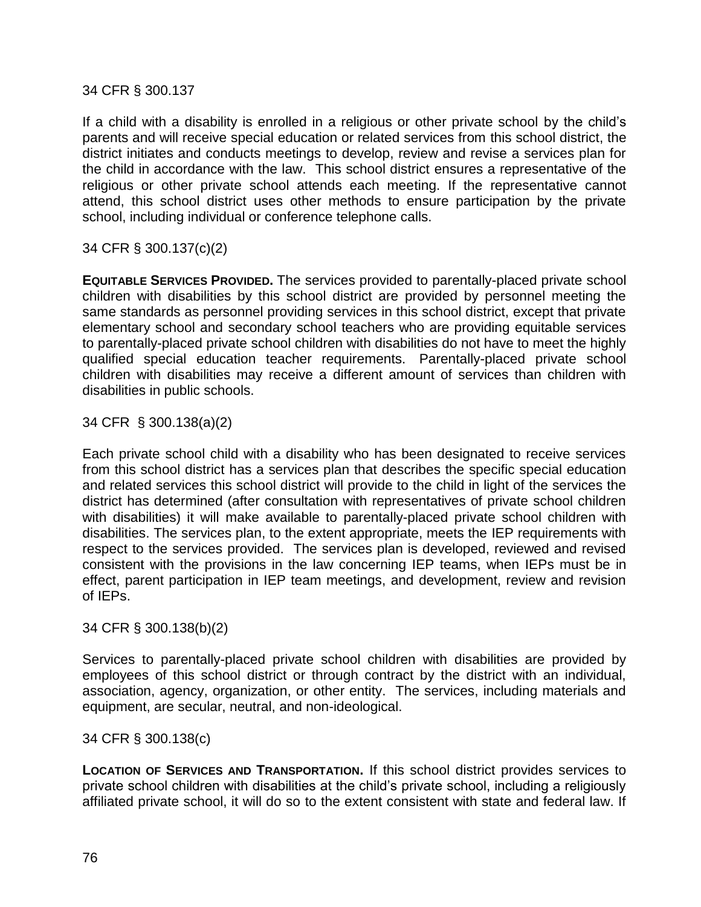34 CFR § 300.137

If a child with a disability is enrolled in a religious or other private school by the child's parents and will receive special education or related services from this school district, the district initiates and conducts meetings to develop, review and revise a services plan for the child in accordance with the law. This school district ensures a representative of the religious or other private school attends each meeting. If the representative cannot attend, this school district uses other methods to ensure participation by the private school, including individual or conference telephone calls.

34 CFR § 300.137(c)(2)

**EQUITABLE SERVICES PROVIDED.** The services provided to parentally-placed private school children with disabilities by this school district are provided by personnel meeting the same standards as personnel providing services in this school district, except that private elementary school and secondary school teachers who are providing equitable services to parentally-placed private school children with disabilities do not have to meet the highly qualified special education teacher requirements. Parentally-placed private school children with disabilities may receive a different amount of services than children with disabilities in public schools.

34 CFR § 300.138(a)(2)

Each private school child with a disability who has been designated to receive services from this school district has a services plan that describes the specific special education and related services this school district will provide to the child in light of the services the district has determined (after consultation with representatives of private school children with disabilities) it will make available to parentally-placed private school children with disabilities. The services plan, to the extent appropriate, meets the IEP requirements with respect to the services provided. The services plan is developed, reviewed and revised consistent with the provisions in the law concerning IEP teams, when IEPs must be in effect, parent participation in IEP team meetings, and development, review and revision of IEPs.

34 CFR § 300.138(b)(2)

Services to parentally-placed private school children with disabilities are provided by employees of this school district or through contract by the district with an individual, association, agency, organization, or other entity. The services, including materials and equipment, are secular, neutral, and non-ideological.

34 CFR § 300.138(c)

**LOCATION OF SERVICES AND TRANSPORTATION.** If this school district provides services to private school children with disabilities at the child's private school, including a religiously affiliated private school, it will do so to the extent consistent with state and federal law. If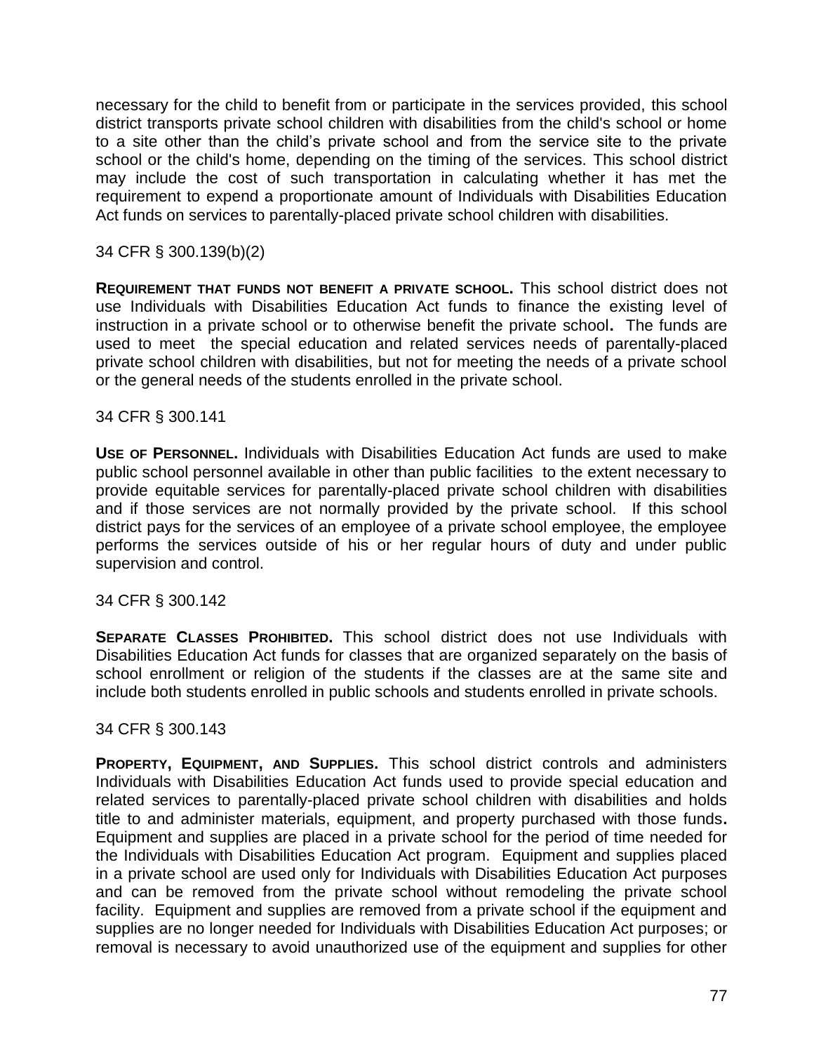necessary for the child to benefit from or participate in the services provided, this school district transports private school children with disabilities from the child's school or home to a site other than the child's private school and from the service site to the private school or the child's home, depending on the timing of the services. This school district may include the cost of such transportation in calculating whether it has met the requirement to expend a proportionate amount of Individuals with Disabilities Education Act funds on services to parentally-placed private school children with disabilities.

34 CFR § 300.139(b)(2)

**REQUIREMENT THAT FUNDS NOT BENEFIT A PRIVATE SCHOOL.** This school district does not use Individuals with Disabilities Education Act funds to finance the existing level of instruction in a private school or to otherwise benefit the private school**.** The funds are used to meet the special education and related services needs of parentally-placed private school children with disabilities, but not for meeting the needs of a private school or the general needs of the students enrolled in the private school.

34 CFR § 300.141

**USE OF PERSONNEL.** Individuals with Disabilities Education Act funds are used to make public school personnel available in other than public facilities to the extent necessary to provide equitable services for parentally-placed private school children with disabilities and if those services are not normally provided by the private school. If this school district pays for the services of an employee of a private school employee, the employee performs the services outside of his or her regular hours of duty and under public supervision and control.

34 CFR § 300.142

**SEPARATE CLASSES PROHIBITED.** This school district does not use Individuals with Disabilities Education Act funds for classes that are organized separately on the basis of school enrollment or religion of the students if the classes are at the same site and include both students enrolled in public schools and students enrolled in private schools.

34 CFR § 300.143

**PROPERTY, EQUIPMENT, AND SUPPLIES.** This school district controls and administers Individuals with Disabilities Education Act funds used to provide special education and related services to parentally-placed private school children with disabilities and holds title to and administer materials, equipment, and property purchased with those funds**.** Equipment and supplies are placed in a private school for the period of time needed for the Individuals with Disabilities Education Act program. Equipment and supplies placed in a private school are used only for Individuals with Disabilities Education Act purposes and can be removed from the private school without remodeling the private school facility. Equipment and supplies are removed from a private school if the equipment and supplies are no longer needed for Individuals with Disabilities Education Act purposes; or removal is necessary to avoid unauthorized use of the equipment and supplies for other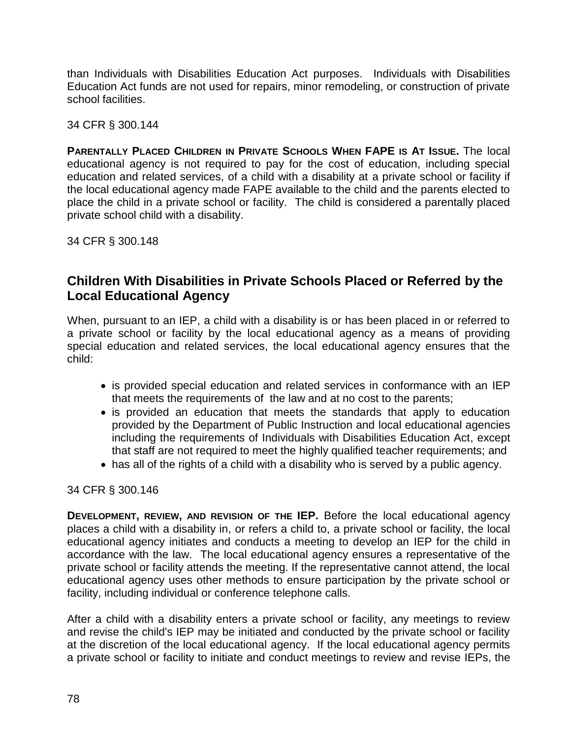than Individuals with Disabilities Education Act purposes. Individuals with Disabilities Education Act funds are not used for repairs, minor remodeling, or construction of private school facilities.

34 CFR § 300.144

**PARENTALLY PLACED CHILDREN IN PRIVATE SCHOOLS WHEN FAPE IS AT ISSUE.** The local educational agency is not required to pay for the cost of education, including special education and related services, of a child with a disability at a private school or facility if the local educational agency made FAPE available to the child and the parents elected to place the child in a private school or facility. The child is considered a parentally placed private school child with a disability.

34 CFR § 300.148

## Children With Disabilities in Private Schools Placed or Referred by the Local Educational Agency

When, pursuant to an IEP, a child with a disability is or has been placed in or referred to a private school or facility by the local educational agency as a means of providing special education and related services, the local educational agency ensures that the child:

- is provided special education and related services in conformance with an IEP that meets the requirements of the law and at no cost to the parents;
- is provided an education that meets the standards that apply to education provided by the Department of Public Instruction and local educational agencies including the requirements of Individuals with Disabilities Education Act, except that staff are not required to meet the highly qualified teacher requirements; and
- has all of the rights of a child with a disability who is served by a public agency.

34 CFR § 300.146

**DEVELOPMENT, REVIEW, AND REVISION OF THE IEP.** Before the local educational agency places a child with a disability in, or refers a child to, a private school or facility, the local educational agency initiates and conducts a meeting to develop an IEP for the child in accordance with the law. The local educational agency ensures a representative of the private school or facility attends the meeting. If the representative cannot attend, the local educational agency uses other methods to ensure participation by the private school or facility, including individual or conference telephone calls.

After a child with a disability enters a private school or facility, any meetings to review and revise the child's IEP may be initiated and conducted by the private school or facility at the discretion of the local educational agency. If the local educational agency permits a private school or facility to initiate and conduct meetings to review and revise IEPs, the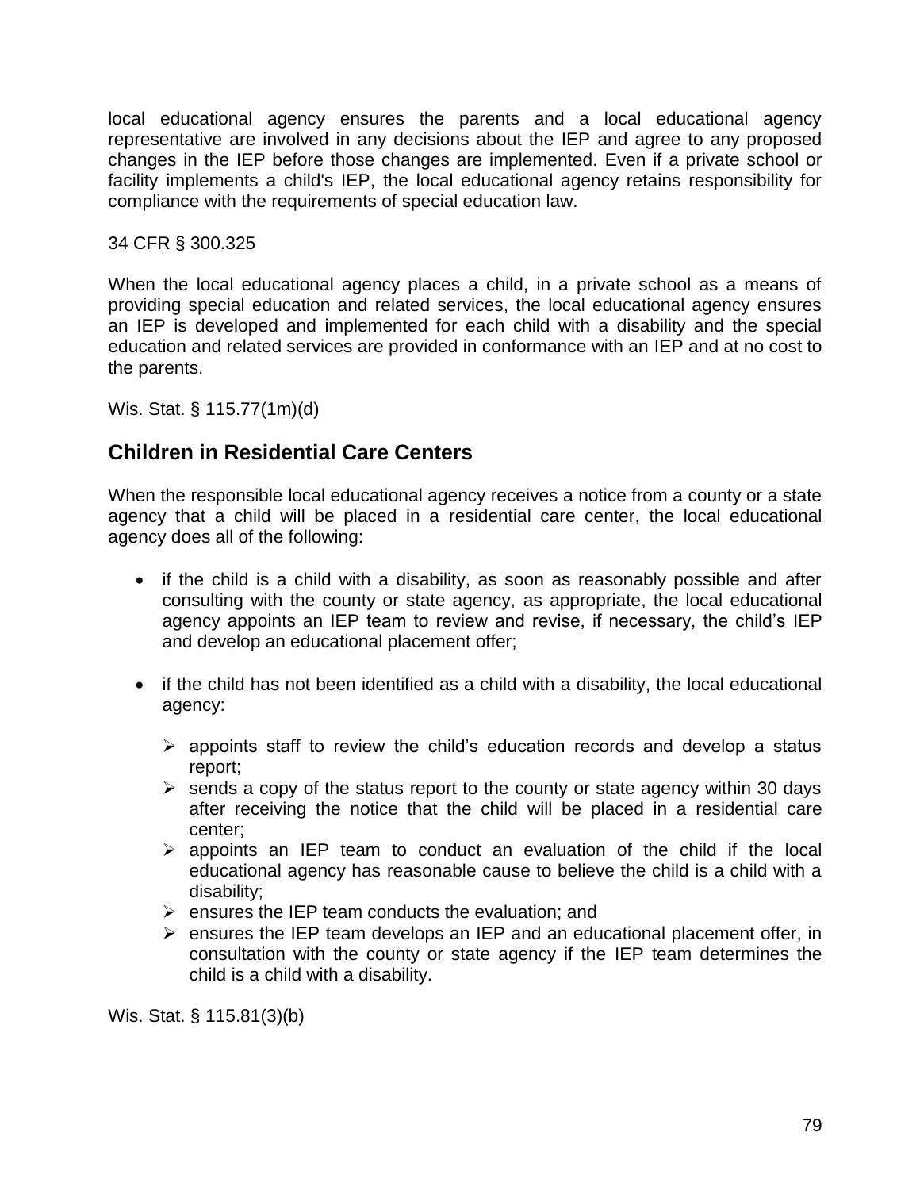local educational agency ensures the parents and a local educational agency representative are involved in any decisions about the IEP and agree to any proposed changes in the IEP before those changes are implemented. Even if a private school or facility implements a child's IEP, the local educational agency retains responsibility for compliance with the requirements of special education law.

34 CFR § 300.325

When the local educational agency places a child, in a private school as a means of providing special education and related services, the local educational agency ensures an IEP is developed and implemented for each child with a disability and the special education and related services are provided in conformance with an IEP and at no cost to the parents.

Wis. Stat. § 115.77(1m)(d)

## Children in Residential Care Centers

When the responsible local educational agency receives a notice from a county or a state agency that a child will be placed in a residential care center, the local educational agency does all of the following:

- if the child is a child with a disability, as soon as reasonably possible and after consulting with the county or state agency, as appropriate, the local educational agency appoints an IEP team to review and revise, if necessary, the child's IEP and develop an educational placement offer;

- if the child has not been identified as a child with a disability, the local educational agency:

  - appoints staff to review the child's education records and develop a status report;
  - sends a copy of the status report to the county or state agency within 30 days after receiving the notice that the child will be placed in a residential care center;
  - appoints an IEP team to conduct an evaluation of the child if the local educational agency has reasonable cause to believe the child is a child with a disability;
  - ensures the IEP team conducts the evaluation; and
  - ensures the IEP team develops an IEP and an educational placement offer, in consultation with the county or state agency if the IEP team determines the child is a child with a disability.

Wis. Stat. § 115.81(3)(b)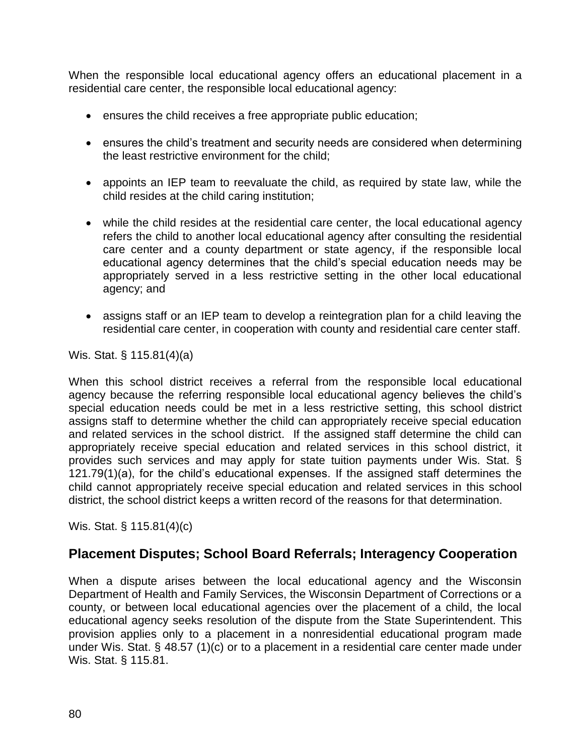When the responsible local educational agency offers an educational placement in a residential care center, the responsible local educational agency:

- ensures the child receives a free appropriate public education;
- ensures the child's treatment and security needs are considered when determining the least restrictive environment for the child;
- appoints an IEP team to reevaluate the child, as required by state law, while the child resides at the child caring institution;
- while the child resides at the residential care center, the local educational agency refers the child to another local educational agency after consulting the residential care center and a county department or state agency, if the responsible local educational agency determines that the child's special education needs may be appropriately served in a less restrictive setting in the other local educational agency; and
- assigns staff or an IEP team to develop a reintegration plan for a child leaving the residential care center, in cooperation with county and residential care center staff.

Wis. Stat. § 115.81(4)(a)

When this school district receives a referral from the responsible local educational agency because the referring responsible local educational agency believes the child's special education needs could be met in a less restrictive setting, this school district assigns staff to determine whether the child can appropriately receive special education and related services in the school district. If the assigned staff determine the child can appropriately receive special education and related services in this school district, it provides such services and may apply for state tuition payments under Wis. Stat. § 121.79(1)(a), for the child's educational expenses. If the assigned staff determines the child cannot appropriately receive special education and related services in this school district, the school district keeps a written record of the reasons for that determination.

Wis. Stat. § 115.81(4)(c)

## Placement Disputes; School Board Referrals; Interagency Cooperation

When a dispute arises between the local educational agency and the Wisconsin Department of Health and Family Services, the Wisconsin Department of Corrections or a county, or between local educational agencies over the placement of a child, the local educational agency seeks resolution of the dispute from the State Superintendent. This provision applies only to a placement in a nonresidential educational program made under Wis. Stat. § 48.57 (1)(c) or to a placement in a residential care center made under Wis. Stat. § 115.81.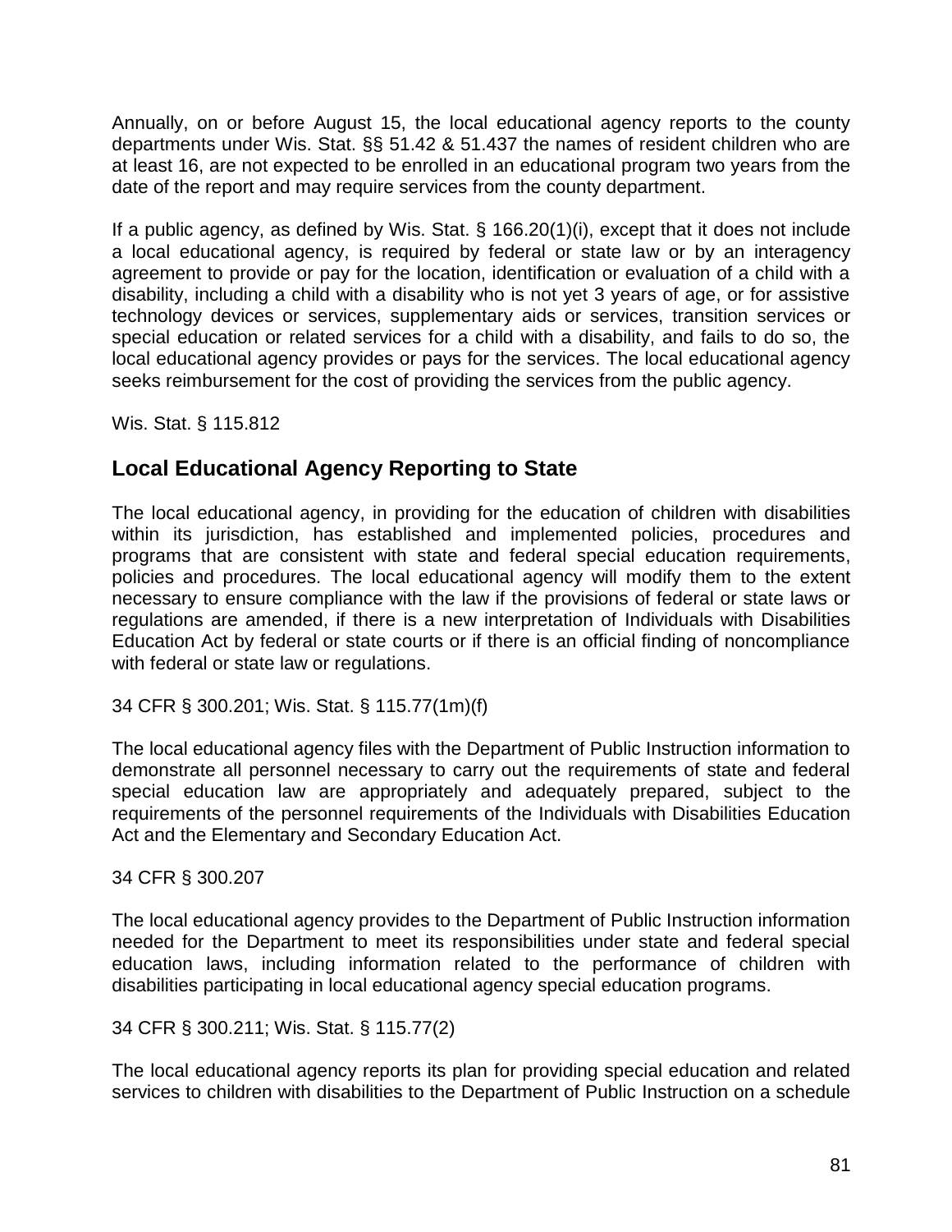Annually, on or before August 15, the local educational agency reports to the county departments under Wis. Stat. §§ 51.42 & 51.437 the names of resident children who are at least 16, are not expected to be enrolled in an educational program two years from the date of the report and may require services from the county department.

If a public agency, as defined by Wis. Stat. § 166.20(1)(i), except that it does not include a local educational agency, is required by federal or state law or by an interagency agreement to provide or pay for the location, identification or evaluation of a child with a disability, including a child with a disability who is not yet 3 years of age, or for assistive technology devices or services, supplementary aids or services, transition services or special education or related services for a child with a disability, and fails to do so, the local educational agency provides or pays for the services. The local educational agency seeks reimbursement for the cost of providing the services from the public agency.

Wis. Stat. § 115.812

## Local Educational Agency Reporting to State

The local educational agency, in providing for the education of children with disabilities within its jurisdiction, has established and implemented policies, procedures and programs that are consistent with state and federal special education requirements, policies and procedures. The local educational agency will modify them to the extent necessary to ensure compliance with the law if the provisions of federal or state laws or regulations are amended, if there is a new interpretation of Individuals with Disabilities Education Act by federal or state courts or if there is an official finding of noncompliance with federal or state law or regulations.

34 CFR § 300.201; Wis. Stat. § 115.77(1m)(f)

The local educational agency files with the Department of Public Instruction information to demonstrate all personnel necessary to carry out the requirements of state and federal special education law are appropriately and adequately prepared, subject to the requirements of the personnel requirements of the Individuals with Disabilities Education Act and the Elementary and Secondary Education Act.

34 CFR § 300.207

The local educational agency provides to the Department of Public Instruction information needed for the Department to meet its responsibilities under state and federal special education laws, including information related to the performance of children with disabilities participating in local educational agency special education programs.

34 CFR § 300.211; Wis. Stat. § 115.77(2)

The local educational agency reports its plan for providing special education and related services to children with disabilities to the Department of Public Instruction on a schedule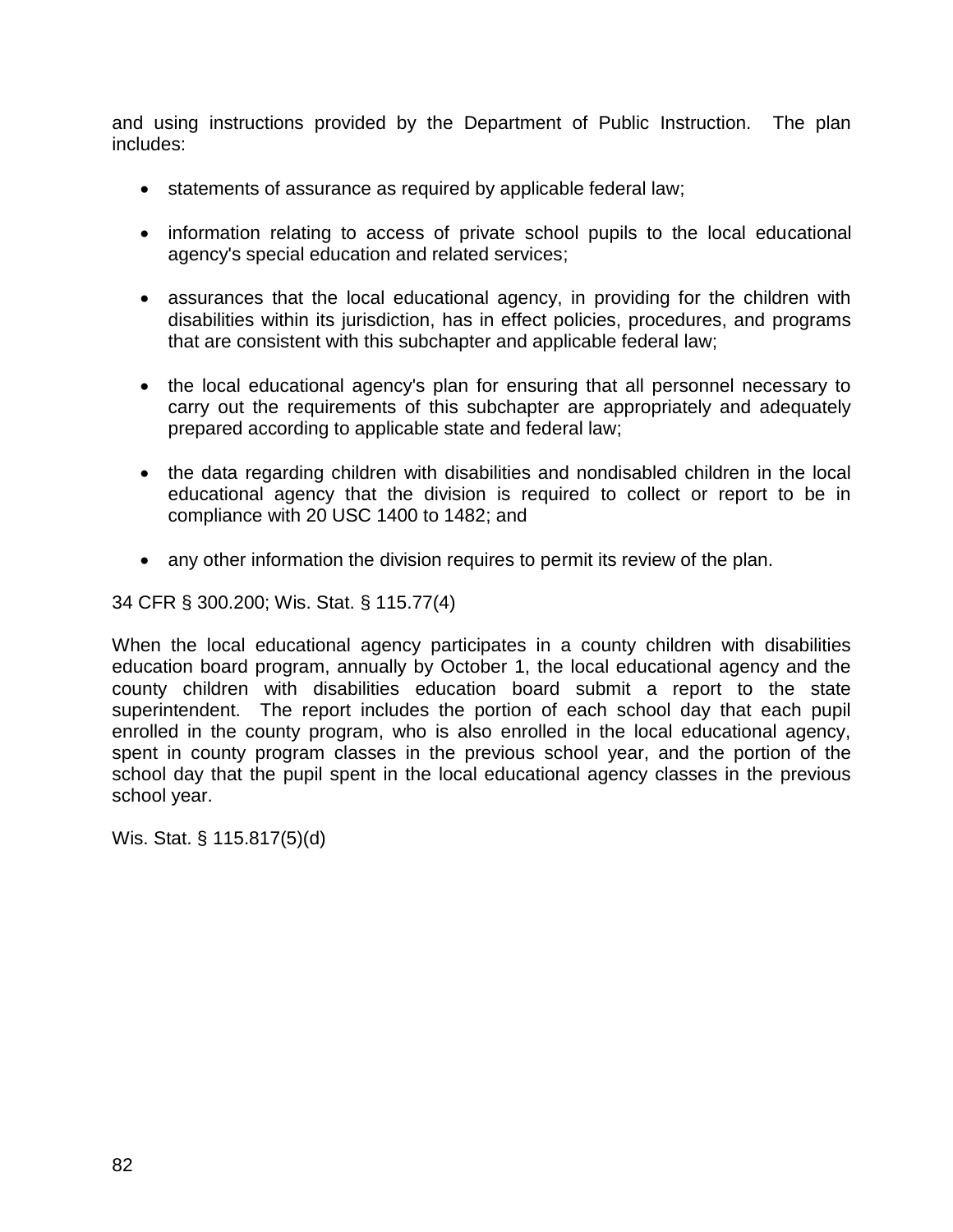and using instructions provided by the Department of Public Instruction. The plan includes:

- statements of assurance as required by applicable federal law;
- information relating to access of private school pupils to the local educational agency's special education and related services;
- assurances that the local educational agency, in providing for the children with disabilities within its jurisdiction, has in effect policies, procedures, and programs that are consistent with this subchapter and applicable federal law;
- the local educational agency's plan for ensuring that all personnel necessary to carry out the requirements of this subchapter are appropriately and adequately prepared according to applicable state and federal law;
- the data regarding children with disabilities and nondisabled children in the local educational agency that the division is required to collect or report to be in compliance with 20 USC 1400 to 1482; and
- any other information the division requires to permit its review of the plan.

34 CFR § 300.200; Wis. Stat. § 115.77(4)

When the local educational agency participates in a county children with disabilities education board program, annually by October 1, the local educational agency and the county children with disabilities education board submit a report to the state superintendent. The report includes the portion of each school day that each pupil enrolled in the county program, who is also enrolled in the local educational agency, spent in county program classes in the previous school year, and the portion of the school day that the pupil spent in the local educational agency classes in the previous school year.

Wis. Stat. § 115.817(5)(d)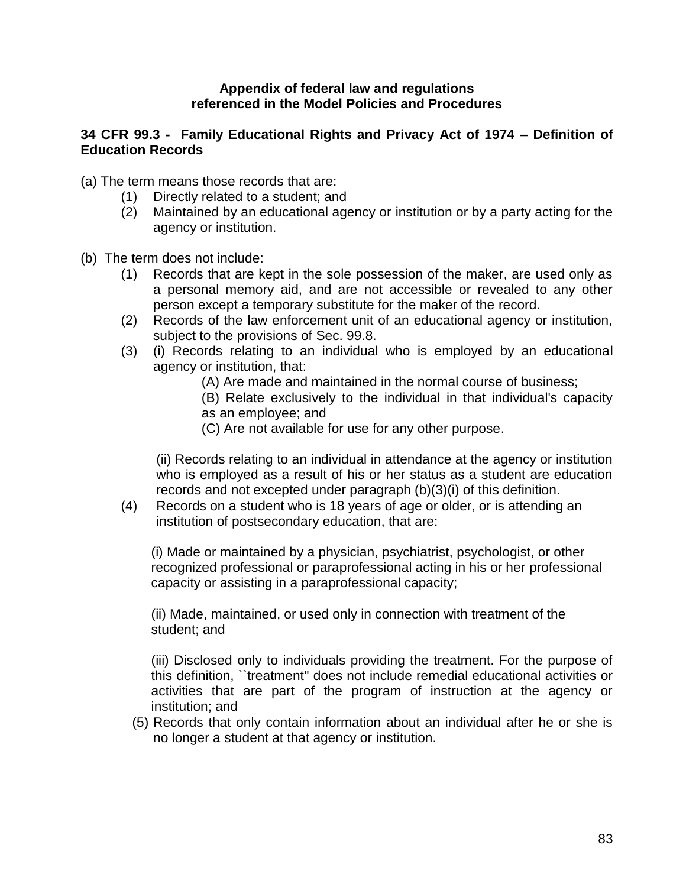**Appendix of federal law and regulations referenced in the Model Policies and Procedures**

**34 CFR 99.3 - Family Educational Rights and Privacy Act of 1974 – Definition of Education Records**

(a) The term means those records that are:

(1) Directly related to a student; and

(2) Maintained by an educational agency or institution or by a party acting for the agency or institution.

(b) The term does not include:

(1) Records that are kept in the sole possession of the maker, are used only as a personal memory aid, and are not accessible or revealed to any other person except a temporary substitute for the maker of the record.

(2) Records of the law enforcement unit of an educational agency or institution, subject to the provisions of Sec. 99.8.

(3) (i) Records relating to an individual who is employed by an educational agency or institution, that:

(A) Are made and maintained in the normal course of business;

(B) Relate exclusively to the individual in that individual's capacity as an employee; and

(C) Are not available for use for any other purpose.

(ii) Records relating to an individual in attendance at the agency or institution who is employed as a result of his or her status as a student are education records and not excepted under paragraph (b)(3)(i) of this definition.

(4) Records on a student who is 18 years of age or older, or is attending an institution of postsecondary education, that are:

(i) Made or maintained by a physician, psychiatrist, psychologist, or other recognized professional or paraprofessional acting in his or her professional capacity or assisting in a paraprofessional capacity;

(ii) Made, maintained, or used only in connection with treatment of the student; and

(iii) Disclosed only to individuals providing the treatment. For the purpose of this definition, ``treatment'' does not include remedial educational activities or activities that are part of the program of instruction at the agency or institution; and

(5) Records that only contain information about an individual after he or she is no longer a student at that agency or institution.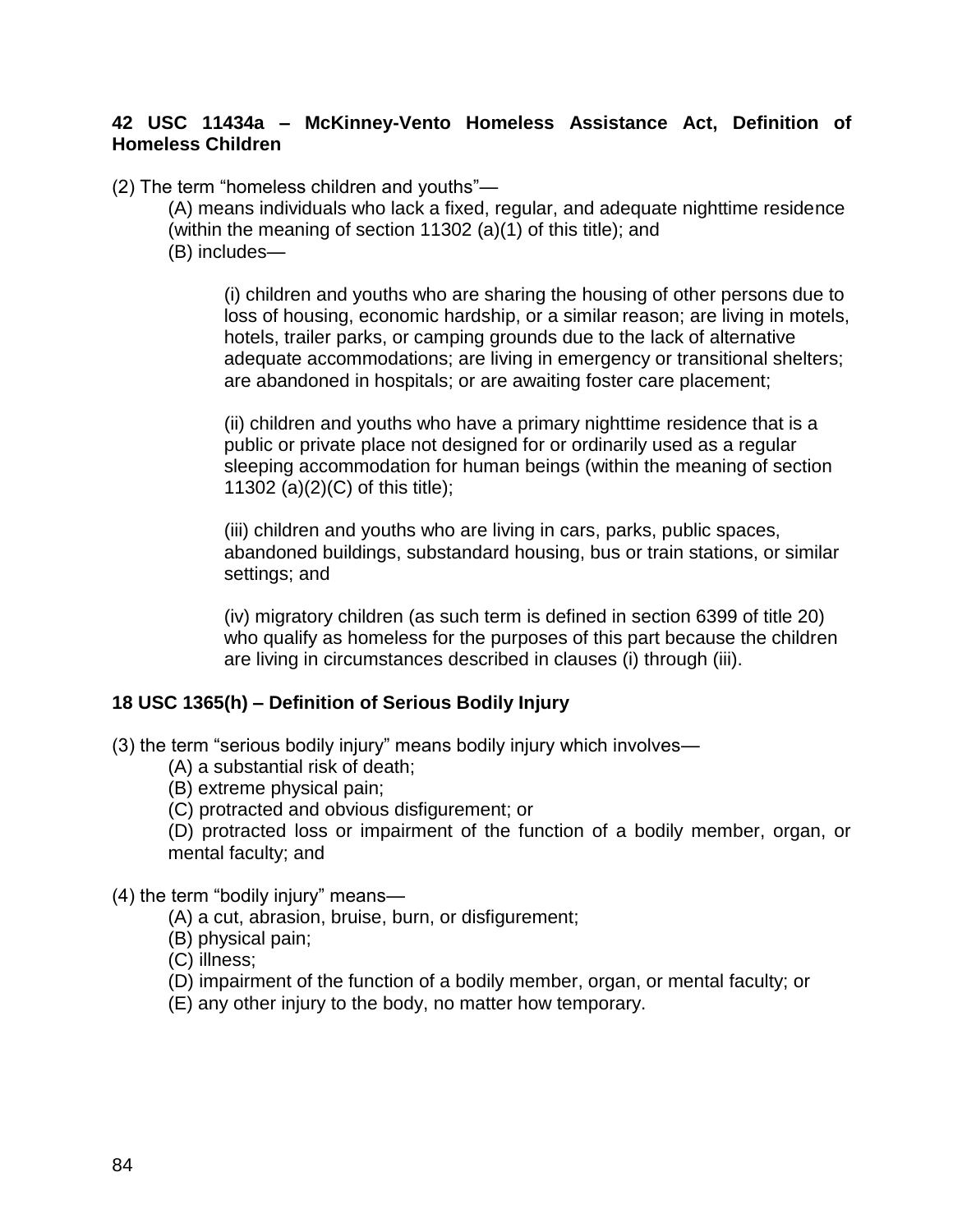**42 USC 11434a – McKinney-Vento Homeless Assistance Act, Definition of Homeless Children**

(2) The term "homeless children and youths"—

(A) means individuals who lack a fixed, regular, and adequate nighttime residence (within the meaning of section 11302 (a)(1) of this title); and

(B) includes—

(i) children and youths who are sharing the housing of other persons due to loss of housing, economic hardship, or a similar reason; are living in motels, hotels, trailer parks, or camping grounds due to the lack of alternative adequate accommodations; are living in emergency or transitional shelters; are abandoned in hospitals; or are awaiting foster care placement;

(ii) children and youths who have a primary nighttime residence that is a public or private place not designed for or ordinarily used as a regular sleeping accommodation for human beings (within the meaning of section 11302 (a)(2)(C) of this title);

(iii) children and youths who are living in cars, parks, public spaces, abandoned buildings, substandard housing, bus or train stations, or similar settings; and

(iv) migratory children (as such term is defined in section 6399 of title 20) who qualify as homeless for the purposes of this part because the children are living in circumstances described in clauses (i) through (iii).

**18 USC 1365(h) – Definition of Serious Bodily Injury**

(3) the term "serious bodily injury" means bodily injury which involves—

(A) a substantial risk of death;

(B) extreme physical pain;

(C) protracted and obvious disfigurement; or

(D) protracted loss or impairment of the function of a bodily member, organ, or mental faculty; and

(4) the term "bodily injury" means—

(A) a cut, abrasion, bruise, burn, or disfigurement;

(B) physical pain;

(C) illness;

(D) impairment of the function of a bodily member, organ, or mental faculty; or

(E) any other injury to the body, no matter how temporary.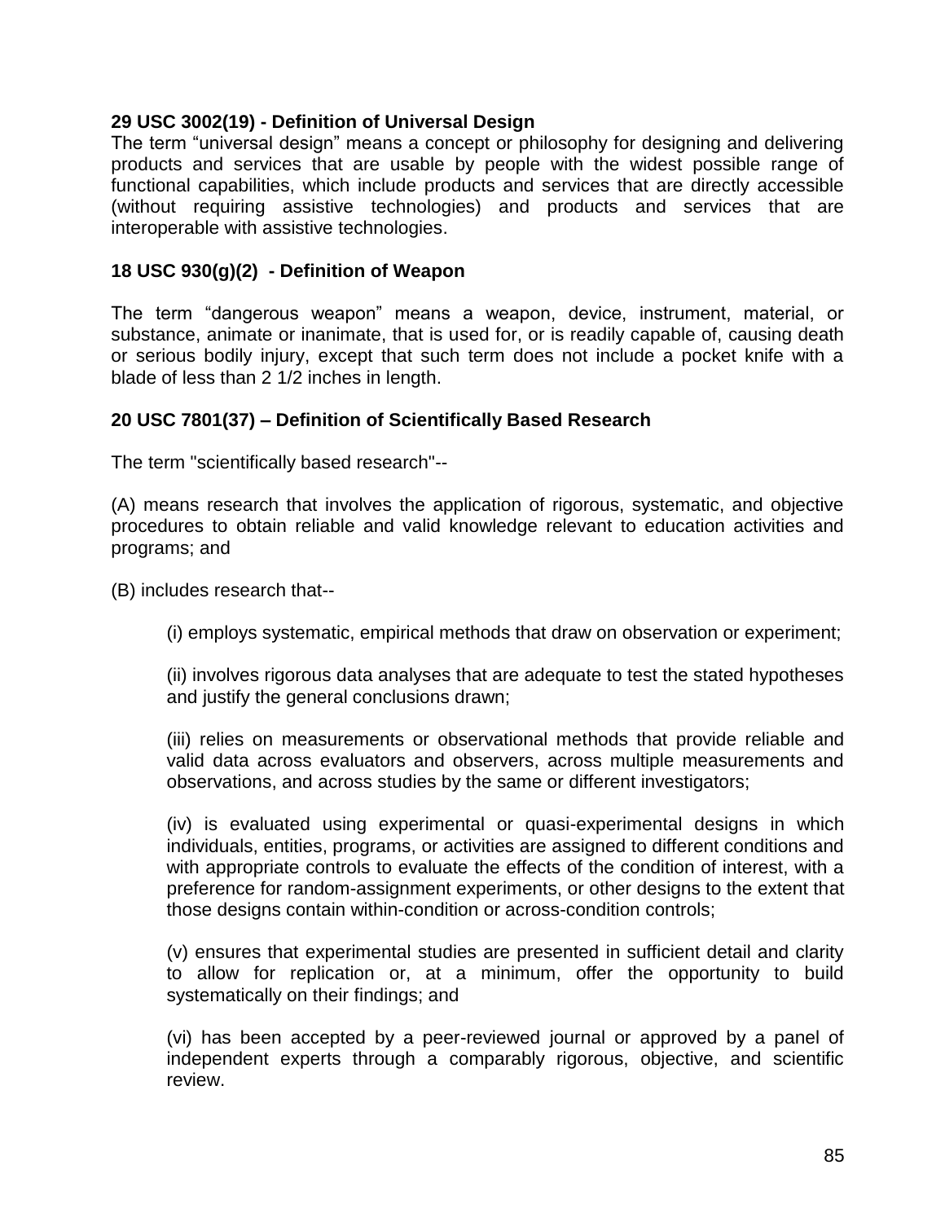**29 USC 3002(19) - Definition of Universal Design**

The term "universal design" means a concept or philosophy for designing and delivering products and services that are usable by people with the widest possible range of functional capabilities, which include products and services that are directly accessible (without requiring assistive technologies) and products and services that are interoperable with assistive technologies.

**18 USC 930(g)(2) - Definition of Weapon**

The term "dangerous weapon" means a weapon, device, instrument, material, or substance, animate or inanimate, that is used for, or is readily capable of, causing death or serious bodily injury, except that such term does not include a pocket knife with a blade of less than 2 1/2 inches in length.

**20 USC 7801(37) – Definition of Scientifically Based Research**

The term "scientifically based research"--

(A) means research that involves the application of rigorous, systematic, and objective procedures to obtain reliable and valid knowledge relevant to education activities and programs; and

(B) includes research that--

> (i) employs systematic, empirical methods that draw on observation or experiment;
>
> (ii) involves rigorous data analyses that are adequate to test the stated hypotheses and justify the general conclusions drawn;
>
> (iii) relies on measurements or observational methods that provide reliable and valid data across evaluators and observers, across multiple measurements and observations, and across studies by the same or different investigators;
>
> (iv) is evaluated using experimental or quasi-experimental designs in which individuals, entities, programs, or activities are assigned to different conditions and with appropriate controls to evaluate the effects of the condition of interest, with a preference for random-assignment experiments, or other designs to the extent that those designs contain within-condition or across-condition controls;
>
> (v) ensures that experimental studies are presented in sufficient detail and clarity to allow for replication or, at a minimum, offer the opportunity to build systematically on their findings; and
>
> (vi) has been accepted by a peer-reviewed journal or approved by a panel of independent experts through a comparably rigorous, objective, and scientific review.